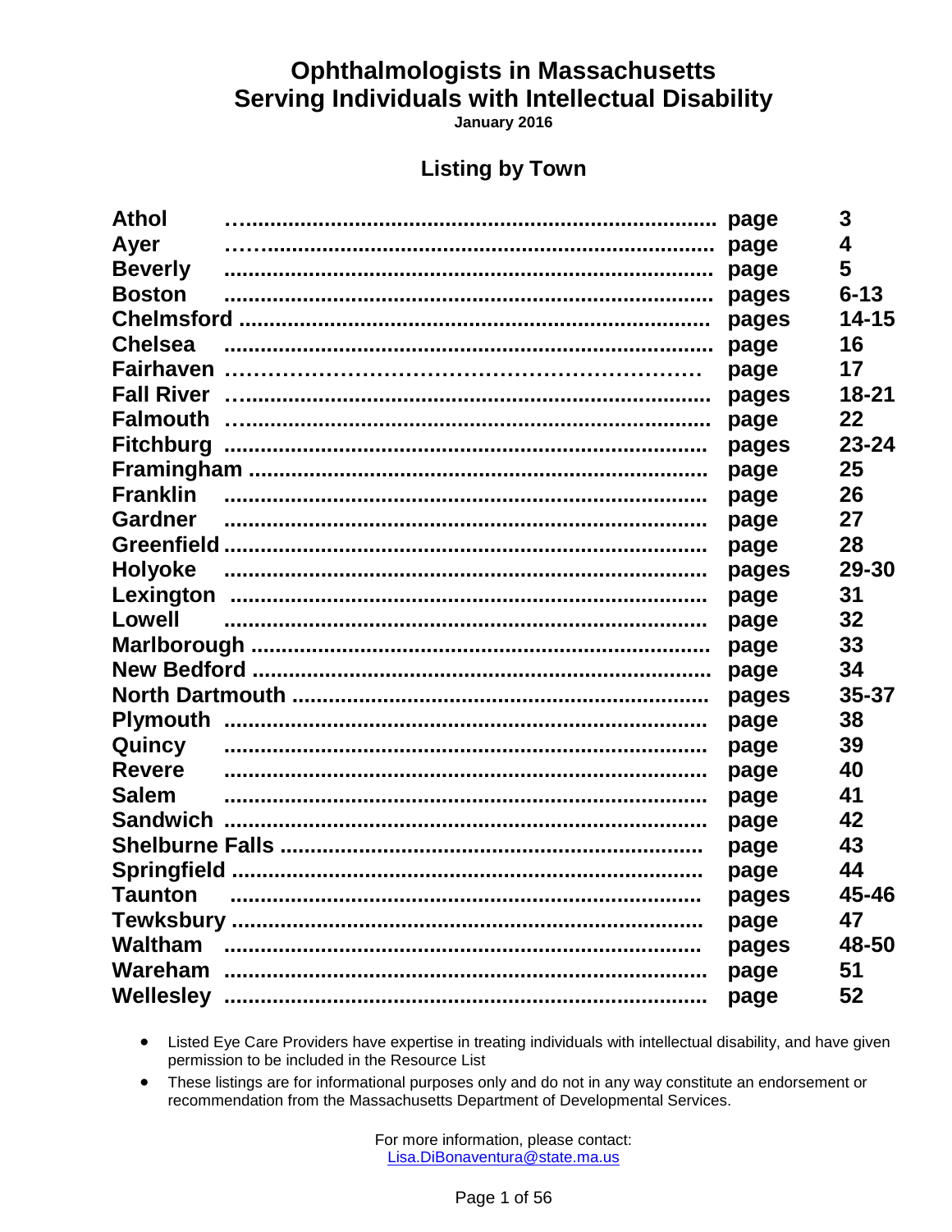# Ophthalmologists in Massachusetts Serving Individuals with Intellectual Disability

**January 2016**

## Listing by Town

| Town | | Page(s) |
|---|---|---|
| **Athol** | page | 3 |
| **Ayer** | page | 4 |
| **Beverly** | page | 5 |
| **Boston** | pages | 6-13 |
| **Chelmsford** | pages | 14-15 |
| **Chelsea** | page | 16 |
| **Fairhaven** | page | 17 |
| **Fall River** | pages | 18-21 |
| **Falmouth** | page | 22 |
| **Fitchburg** | pages | 23-24 |
| **Framingham** | page | 25 |
| **Franklin** | page | 26 |
| **Gardner** | page | 27 |
| **Greenfield** | page | 28 |
| **Holyoke** | pages | 29-30 |
| **Lexington** | page | 31 |
| **Lowell** | page | 32 |
| **Marlborough** | page | 33 |
| **New Bedford** | page | 34 |
| **North Dartmouth** | pages | 35-37 |
| **Plymouth** | page | 38 |
| **Quincy** | page | 39 |
| **Revere** | page | 40 |
| **Salem** | page | 41 |
| **Sandwich** | page | 42 |
| **Shelburne Falls** | page | 43 |
| **Springfield** | page | 44 |
| **Taunton** | pages | 45-46 |
| **Tewksbury** | page | 47 |
| **Waltham** | pages | 48-50 |
| **Wareham** | page | 51 |
| **Wellesley** | page | 52 |

- Listed Eye Care Providers have expertise in treating individuals with intellectual disability, and have given permission to be included in the Resource List
- These listings are for informational purposes only and do not in any way constitute an endorsement or recommendation from the Massachusetts Department of Developmental Services.

For more information, please contact:
Lisa.DiBonaventura@state.ma.us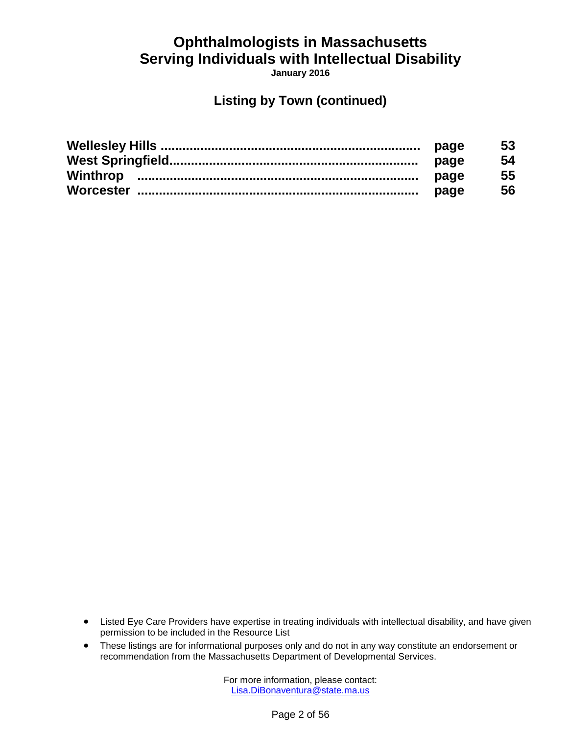# Ophthalmologists in Massachusetts
# Serving Individuals with Intellectual Disability

**January 2016**

## Listing by Town (continued)

| | | |
|---|---|---|
| **Wellesley Hills** | **page** | **53** |
| **West Springfield** | **page** | **54** |
| **Winthrop** | **page** | **55** |
| **Worcester** | **page** | **56** |

- Listed Eye Care Providers have expertise in treating individuals with intellectual disability, and have given permission to be included in the Resource List
- These listings are for informational purposes only and do not in any way constitute an endorsement or recommendation from the Massachusetts Department of Developmental Services.

For more information, please contact:
Lisa.DiBonaventura@state.ma.us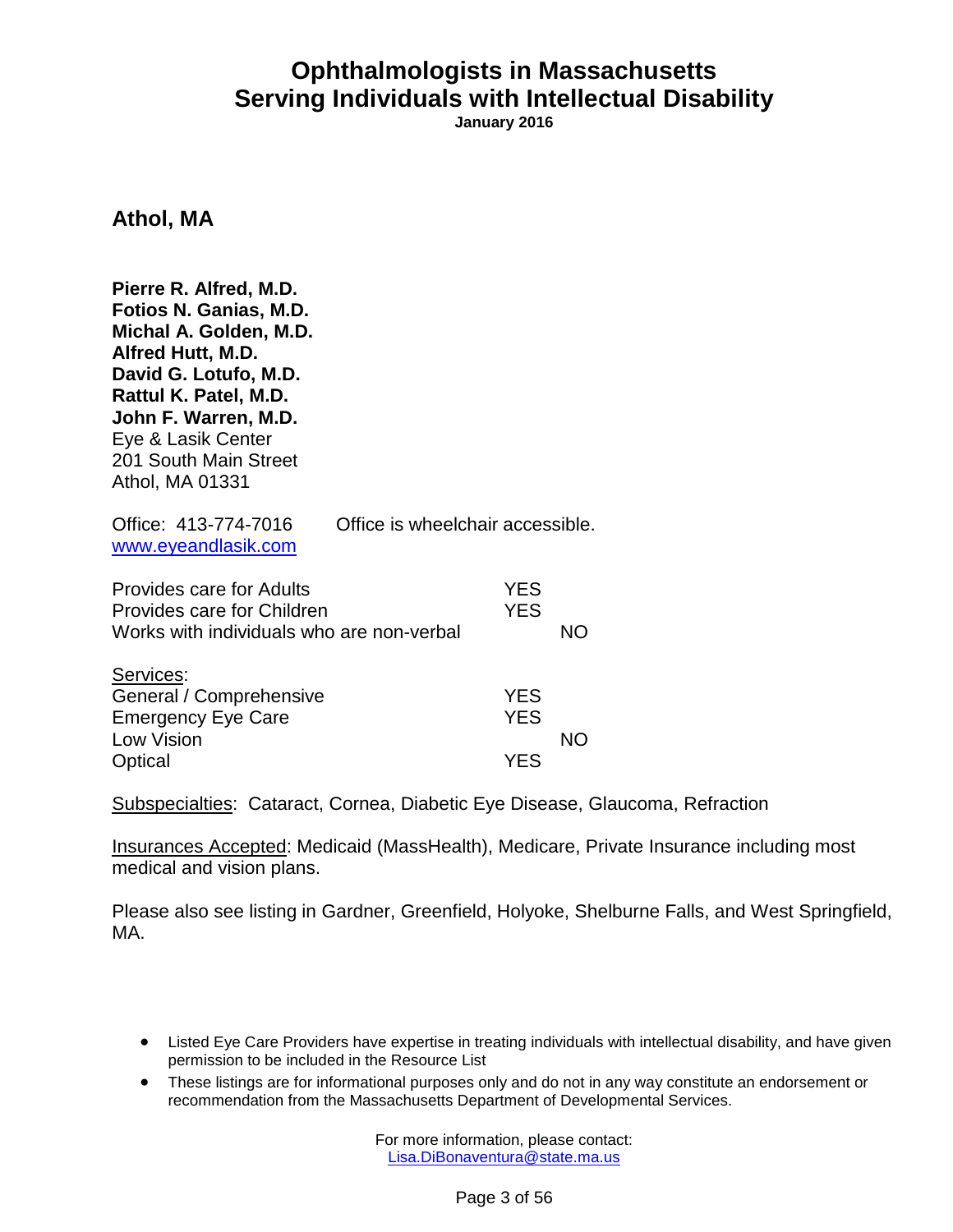# Ophthalmologists in Massachusetts
# Serving Individuals with Intellectual Disability

**January 2016**

## Athol, MA

**Pierre R. Alfred, M.D.**
**Fotios N. Ganias, M.D.**
**Michal A. Golden, M.D.**
**Alfred Hutt, M.D.**
**David G. Lotufo, M.D.**
**Rattul K. Patel, M.D.**
**John F. Warren, M.D.**
Eye & Lasik Center
201 South Main Street
Athol, MA 01331

Office: 413-774-7016 Office is wheelchair accessible.
www.eyeandlasik.com

| | | |
|---|---|---|
| Provides care for Adults | YES | |
| Provides care for Children | YES | |
| Works with individuals who are non-verbal | | NO |

| Services: | | |
|---|---|---|
| General / Comprehensive | YES | |
| Emergency Eye Care | YES | |
| Low Vision | | NO |
| Optical | YES | |

Subspecialties: Cataract, Cornea, Diabetic Eye Disease, Glaucoma, Refraction

Insurances Accepted: Medicaid (MassHealth), Medicare, Private Insurance including most medical and vision plans.

Please also see listing in Gardner, Greenfield, Holyoke, Shelburne Falls, and West Springfield, MA.

- Listed Eye Care Providers have expertise in treating individuals with intellectual disability, and have given permission to be included in the Resource List
- These listings are for informational purposes only and do not in any way constitute an endorsement or recommendation from the Massachusetts Department of Developmental Services.

For more information, please contact:
Lisa.DiBonaventura@state.ma.us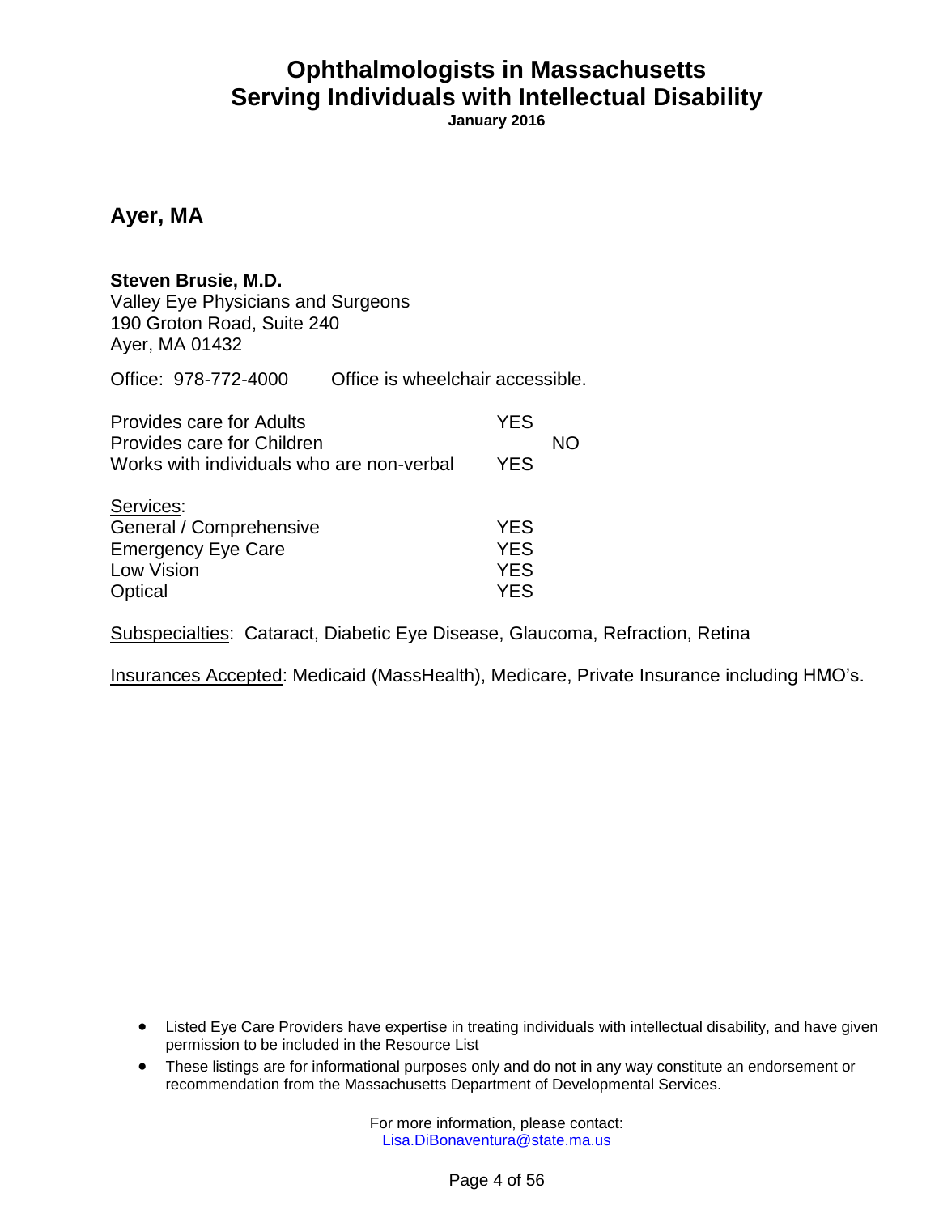# Ophthalmologists in Massachusetts
# Serving Individuals with Intellectual Disability

**January 2016**

## Ayer, MA

**Steven Brusie, M.D.**
Valley Eye Physicians and Surgeons
190 Groton Road, Suite 240
Ayer, MA 01432

Office: 978-772-4000 Office is wheelchair accessible.

| | YES | NO |
|---|---|---|
| Provides care for Adults | YES | |
| Provides care for Children | | NO |
| Works with individuals who are non-verbal | YES | |

Services:

| | |
|---|---|
| General / Comprehensive | YES |
| Emergency Eye Care | YES |
| Low Vision | YES |
| Optical | YES |

Subspecialties: Cataract, Diabetic Eye Disease, Glaucoma, Refraction, Retina

Insurances Accepted: Medicaid (MassHealth), Medicare, Private Insurance including HMO's.

- Listed Eye Care Providers have expertise in treating individuals with intellectual disability, and have given permission to be included in the Resource List
- These listings are for informational purposes only and do not in any way constitute an endorsement or recommendation from the Massachusetts Department of Developmental Services.

For more information, please contact:
Lisa.DiBonaventura@state.ma.us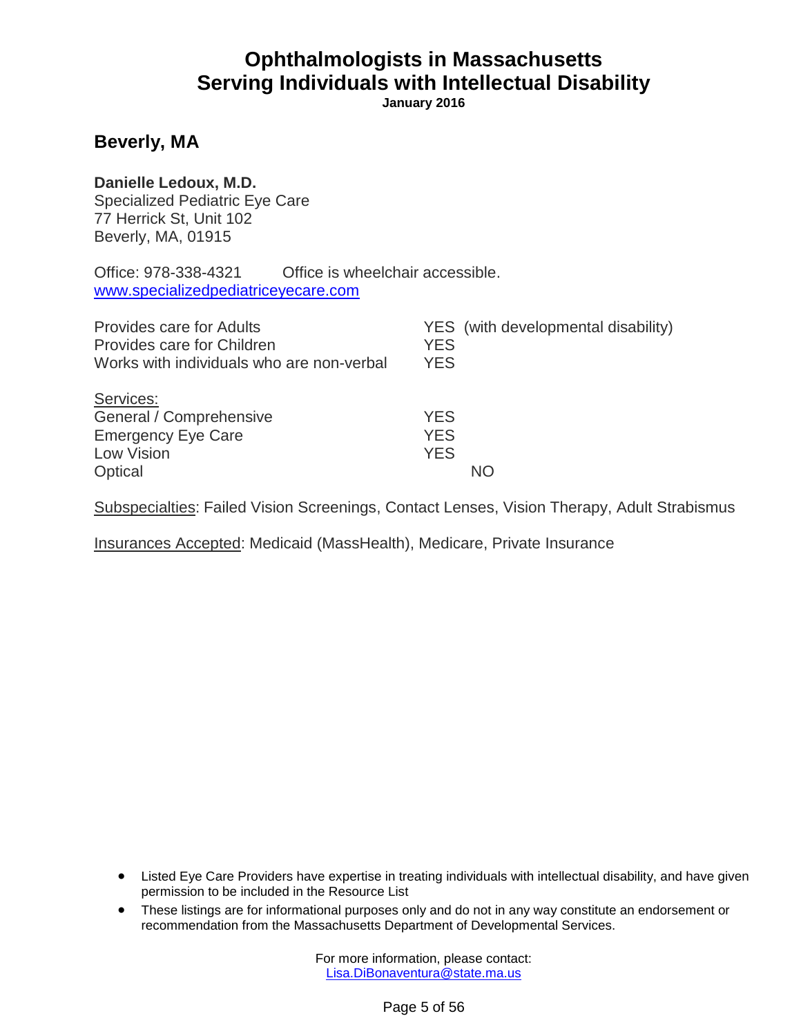# Ophthalmologists in Massachusetts
# Serving Individuals with Intellectual Disability

**January 2016**

## Beverly, MA

**Danielle Ledoux, M.D.**
Specialized Pediatric Eye Care
77 Herrick St, Unit 102
Beverly, MA, 01915

Office: 978-338-4321 Office is wheelchair accessible.
www.specializedpediatriceyecare.com

| | |
|---|---|
| Provides care for Adults | YES (with developmental disability) |
| Provides care for Children | YES |
| Works with individuals who are non-verbal | YES |

| Services: | |
|---|---|
| General / Comprehensive | YES |
| Emergency Eye Care | YES |
| Low Vision | YES |
| Optical | NO |

Subspecialties: Failed Vision Screenings, Contact Lenses, Vision Therapy, Adult Strabismus

Insurances Accepted: Medicaid (MassHealth), Medicare, Private Insurance

- Listed Eye Care Providers have expertise in treating individuals with intellectual disability, and have given permission to be included in the Resource List
- These listings are for informational purposes only and do not in any way constitute an endorsement or recommendation from the Massachusetts Department of Developmental Services.

For more information, please contact:
Lisa.DiBonaventura@state.ma.us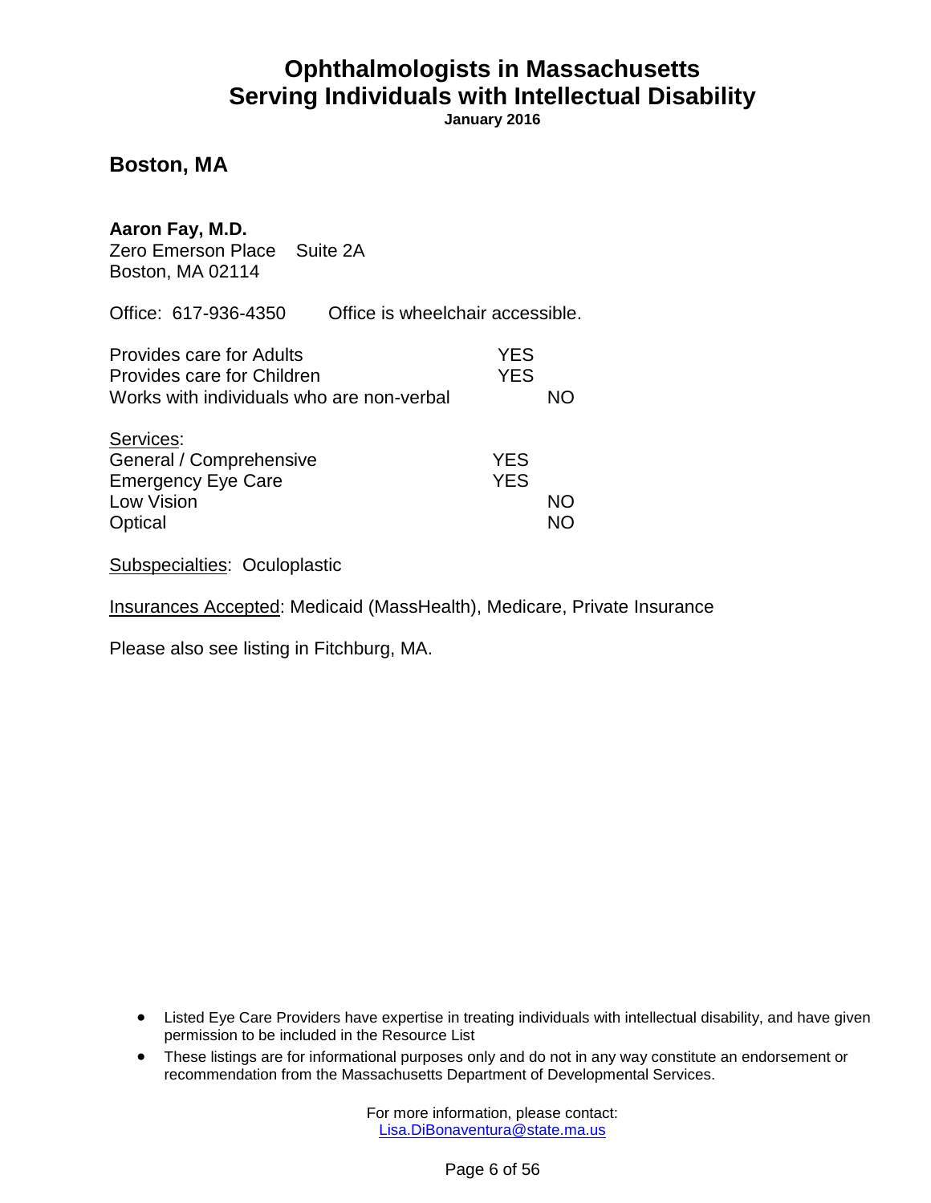# Ophthalmologists in Massachusetts
# Serving Individuals with Intellectual Disability

**January 2016**

## Boston, MA

**Aaron Fay, M.D.**
Zero Emerson Place  Suite 2A
Boston, MA 02114

Office: 617-936-4350  Office is wheelchair accessible.

| | | |
|---|---|---|
| Provides care for Adults | YES | |
| Provides care for Children | YES | |
| Works with individuals who are non-verbal | | NO |

<u>Services</u>:

| | | |
|---|---|---|
| General / Comprehensive | YES | |
| Emergency Eye Care | YES | |
| Low Vision | | NO |
| Optical | | NO |

<u>Subspecialties</u>: Oculoplastic

<u>Insurances Accepted</u>: Medicaid (MassHealth), Medicare, Private Insurance

Please also see listing in Fitchburg, MA.

- Listed Eye Care Providers have expertise in treating individuals with intellectual disability, and have given permission to be included in the Resource List
- These listings are for informational purposes only and do not in any way constitute an endorsement or recommendation from the Massachusetts Department of Developmental Services.

For more information, please contact:
Lisa.DiBonaventura@state.ma.us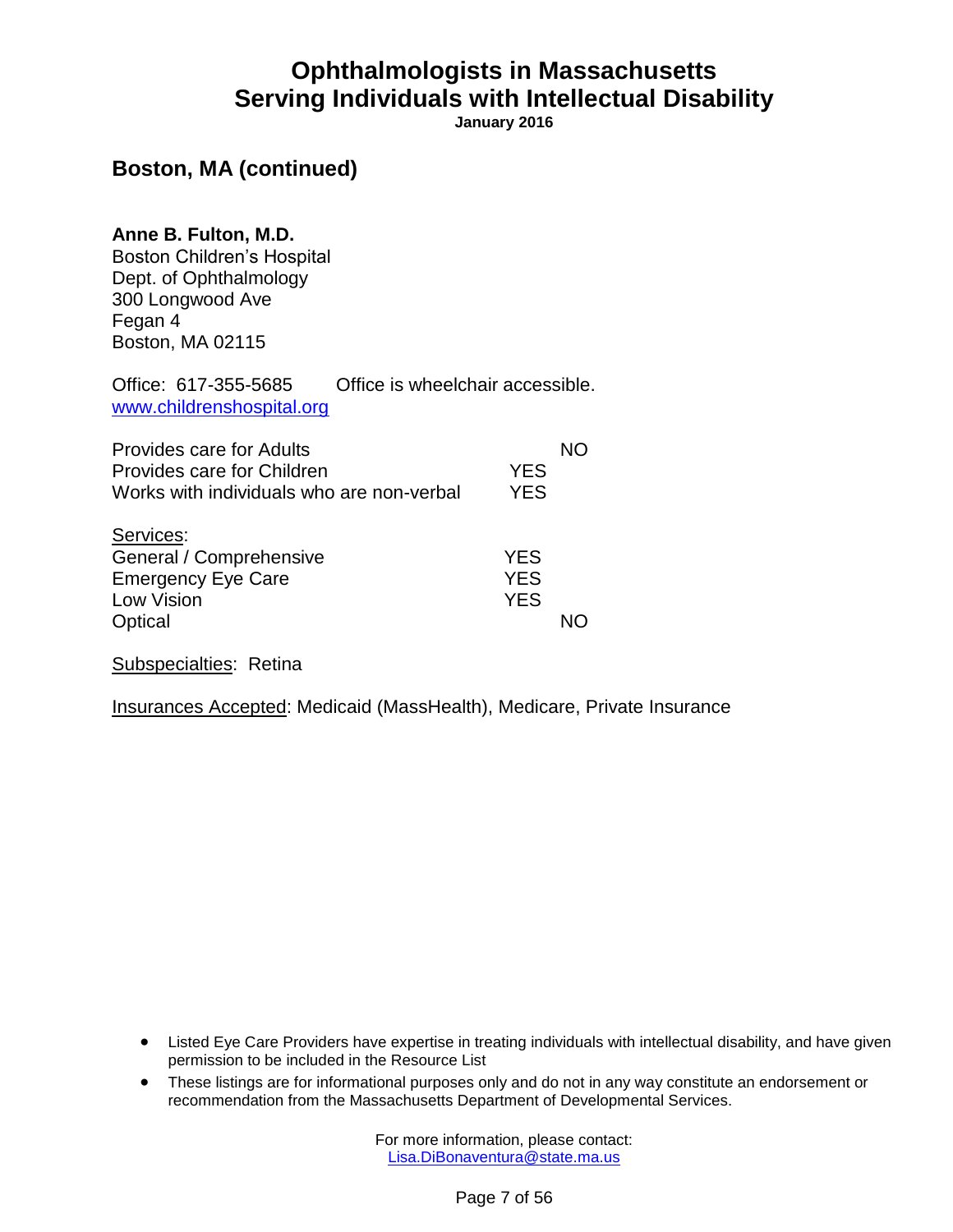# Ophthalmologists in Massachusetts Serving Individuals with Intellectual Disability

**January 2016**

## Boston, MA (continued)

**Anne B. Fulton, M.D.**
Boston Children's Hospital
Dept. of Ophthalmology
300 Longwood Ave
Fegan 4
Boston, MA 02115

Office: 617-355-5685 Office is wheelchair accessible.
www.childrenshospital.org

| | YES | NO |
|---|---|---|
| Provides care for Adults | | NO |
| Provides care for Children | YES | |
| Works with individuals who are non-verbal | YES | |

Services:

| | YES | NO |
|---|---|---|
| General / Comprehensive | YES | |
| Emergency Eye Care | YES | |
| Low Vision | YES | |
| Optical | | NO |

Subspecialties: Retina

Insurances Accepted: Medicaid (MassHealth), Medicare, Private Insurance

- Listed Eye Care Providers have expertise in treating individuals with intellectual disability, and have given permission to be included in the Resource List
- These listings are for informational purposes only and do not in any way constitute an endorsement or recommendation from the Massachusetts Department of Developmental Services.

For more information, please contact:
Lisa.DiBonaventura@state.ma.us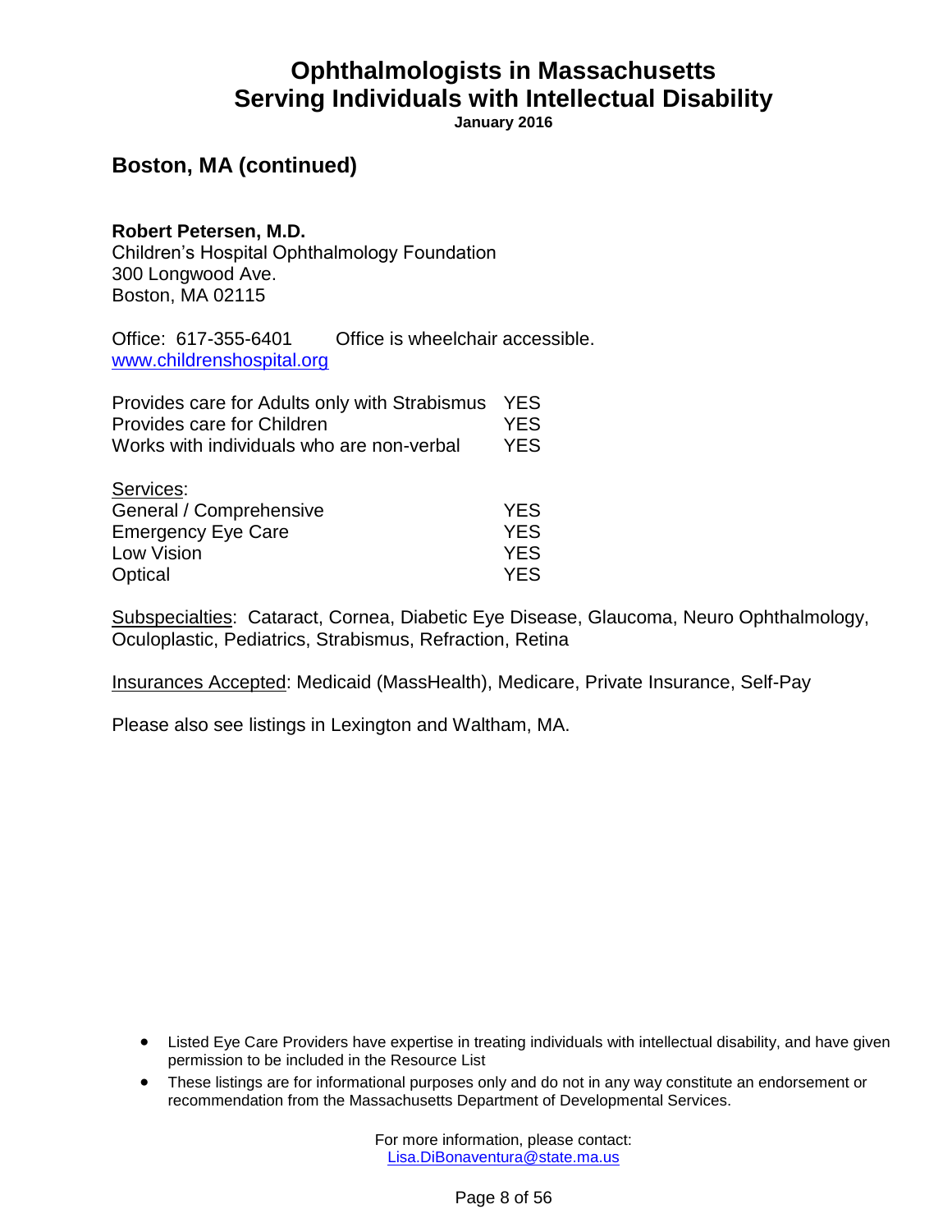# Ophthalmologists in Massachusetts Serving Individuals with Intellectual Disability

**January 2016**

## Boston, MA (continued)

**Robert Petersen, M.D.**
Children's Hospital Ophthalmology Foundation
300 Longwood Ave.
Boston, MA 02115

Office: 617-355-6401 Office is wheelchair accessible.
www.childrenshospital.org

| | |
|---|---|
| Provides care for Adults only with Strabismus | YES |
| Provides care for Children | YES |
| Works with individuals who are non-verbal | YES |

Services:

| | |
|---|---|
| General / Comprehensive | YES |
| Emergency Eye Care | YES |
| Low Vision | YES |
| Optical | YES |

Subspecialties: Cataract, Cornea, Diabetic Eye Disease, Glaucoma, Neuro Ophthalmology, Oculoplastic, Pediatrics, Strabismus, Refraction, Retina

Insurances Accepted: Medicaid (MassHealth), Medicare, Private Insurance, Self-Pay

Please also see listings in Lexington and Waltham, MA.

- Listed Eye Care Providers have expertise in treating individuals with intellectual disability, and have given permission to be included in the Resource List
- These listings are for informational purposes only and do not in any way constitute an endorsement or recommendation from the Massachusetts Department of Developmental Services.

For more information, please contact:
Lisa.DiBonaventura@state.ma.us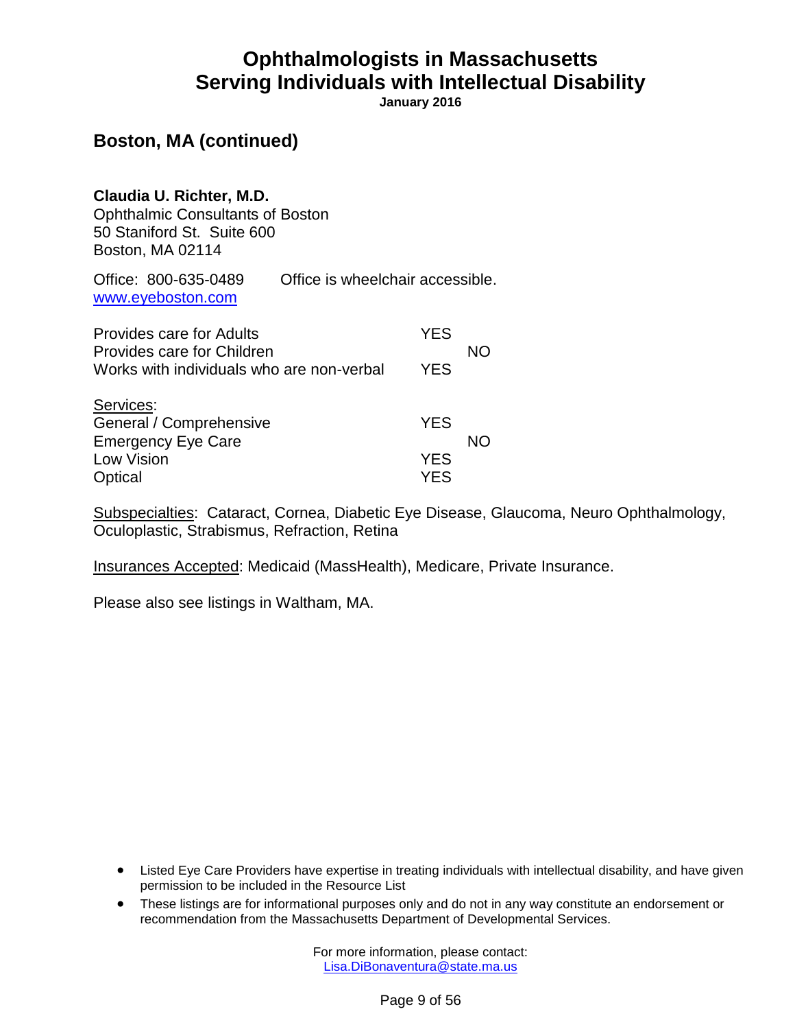# Ophthalmologists in Massachusetts
# Serving Individuals with Intellectual Disability

**January 2016**

## Boston, MA (continued)

**Claudia U. Richter, M.D.**
Ophthalmic Consultants of Boston
50 Staniford St. Suite 600
Boston, MA 02114

Office: 800-635-0489 Office is wheelchair accessible.
www.eyeboston.com

| | YES | NO |
|---|---|---|
| Provides care for Adults | YES | |
| Provides care for Children | | NO |
| Works with individuals who are non-verbal | YES | |

Services:

| | YES | NO |
|---|---|---|
| General / Comprehensive | YES | |
| Emergency Eye Care | | NO |
| Low Vision | YES | |
| Optical | YES | |

Subspecialties: Cataract, Cornea, Diabetic Eye Disease, Glaucoma, Neuro Ophthalmology, Oculoplastic, Strabismus, Refraction, Retina

Insurances Accepted: Medicaid (MassHealth), Medicare, Private Insurance.

Please also see listings in Waltham, MA.

- Listed Eye Care Providers have expertise in treating individuals with intellectual disability, and have given permission to be included in the Resource List
- These listings are for informational purposes only and do not in any way constitute an endorsement or recommendation from the Massachusetts Department of Developmental Services.

For more information, please contact:
Lisa.DiBonaventura@state.ma.us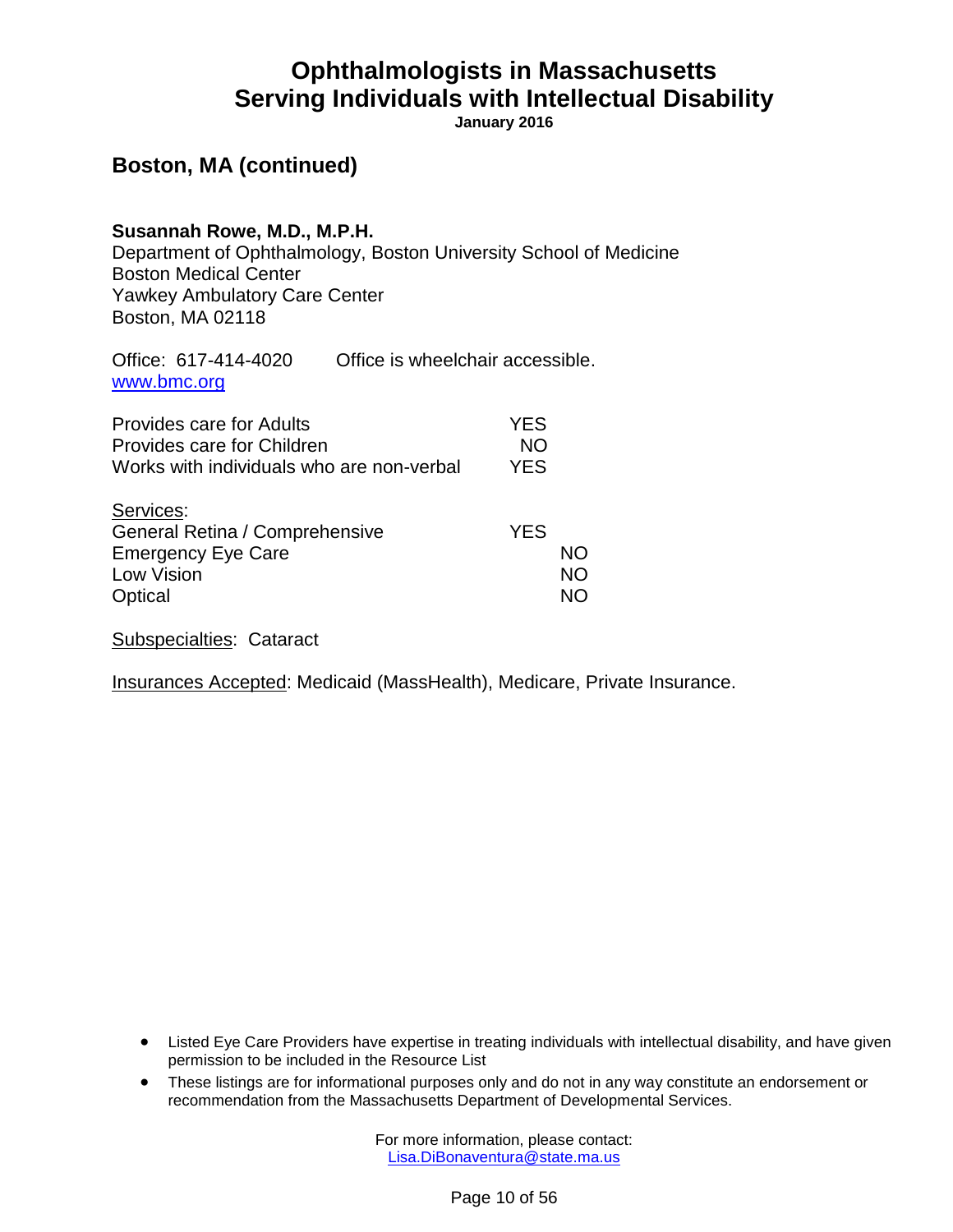# Ophthalmologists in Massachusetts Serving Individuals with Intellectual Disability

**January 2016**

## Boston, MA (continued)

**Susannah Rowe, M.D., M.P.H.**
Department of Ophthalmology, Boston University School of Medicine
Boston Medical Center
Yawkey Ambulatory Care Center
Boston, MA 02118

Office: 617-414-4020 Office is wheelchair accessible.
www.bmc.org

| | |
|---|---|
| Provides care for Adults | YES |
| Provides care for Children | NO |
| Works with individuals who are non-verbal | YES |

Services:

| | | |
|---|---|---|
| General Retina / Comprehensive | YES | |
| Emergency Eye Care | | NO |
| Low Vision | | NO |
| Optical | | NO |

Subspecialties: Cataract

Insurances Accepted: Medicaid (MassHealth), Medicare, Private Insurance.

- Listed Eye Care Providers have expertise in treating individuals with intellectual disability, and have given permission to be included in the Resource List
- These listings are for informational purposes only and do not in any way constitute an endorsement or recommendation from the Massachusetts Department of Developmental Services.

For more information, please contact:
Lisa.DiBonaventura@state.ma.us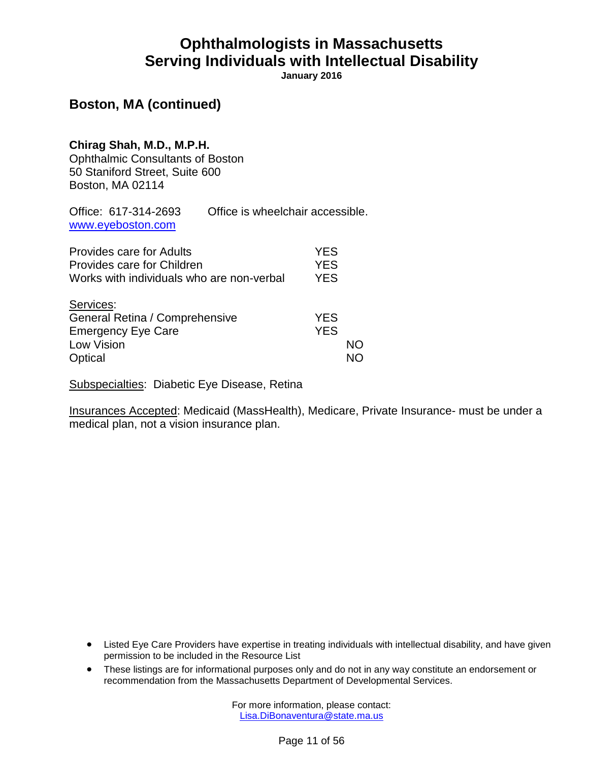# Ophthalmologists in Massachusetts
# Serving Individuals with Intellectual Disability

**January 2016**

## Boston, MA (continued)

**Chirag Shah, M.D., M.P.H.**
Ophthalmic Consultants of Boston
50 Staniford Street, Suite 600
Boston, MA 02114

Office: 617-314-2693 Office is wheelchair accessible.
www.eyeboston.com

| | | |
|---|---|---|
| Provides care for Adults | YES | |
| Provides care for Children | YES | |
| Works with individuals who are non-verbal | YES | |

Services:

| | | |
|---|---|---|
| General Retina / Comprehensive | YES | |
| Emergency Eye Care | YES | |
| Low Vision | | NO |
| Optical | | NO |

Subspecialties: Diabetic Eye Disease, Retina

Insurances Accepted: Medicaid (MassHealth), Medicare, Private Insurance- must be under a medical plan, not a vision insurance plan.

- Listed Eye Care Providers have expertise in treating individuals with intellectual disability, and have given permission to be included in the Resource List
- These listings are for informational purposes only and do not in any way constitute an endorsement or recommendation from the Massachusetts Department of Developmental Services.

For more information, please contact:
Lisa.DiBonaventura@state.ma.us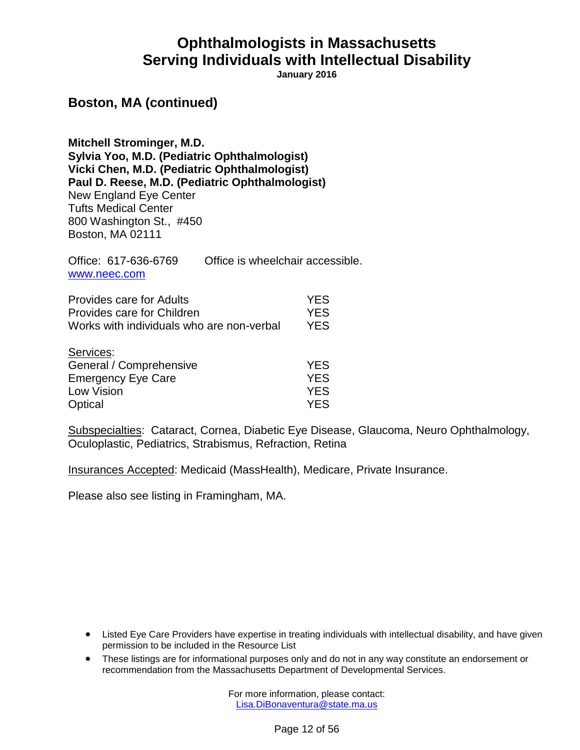# Ophthalmologists in Massachusetts Serving Individuals with Intellectual Disability

**January 2016**

## Boston, MA (continued)

**Mitchell Strominger, M.D.**
**Sylvia Yoo, M.D. (Pediatric Ophthalmologist)**
**Vicki Chen, M.D. (Pediatric Ophthalmologist)**
**Paul D. Reese, M.D. (Pediatric Ophthalmologist)**
New England Eye Center
Tufts Medical Center
800 Washington St., #450
Boston, MA 02111

Office: 617-636-6769 Office is wheelchair accessible.
www.neec.com

| | |
|---|---|
| Provides care for Adults | YES |
| Provides care for Children | YES |
| Works with individuals who are non-verbal | YES |

Services:

| | |
|---|---|
| General / Comprehensive | YES |
| Emergency Eye Care | YES |
| Low Vision | YES |
| Optical | YES |

Subspecialties: Cataract, Cornea, Diabetic Eye Disease, Glaucoma, Neuro Ophthalmology, Oculoplastic, Pediatrics, Strabismus, Refraction, Retina

Insurances Accepted: Medicaid (MassHealth), Medicare, Private Insurance.

Please also see listing in Framingham, MA.

- Listed Eye Care Providers have expertise in treating individuals with intellectual disability, and have given permission to be included in the Resource List
- These listings are for informational purposes only and do not in any way constitute an endorsement or recommendation from the Massachusetts Department of Developmental Services.

For more information, please contact:
Lisa.DiBonaventura@state.ma.us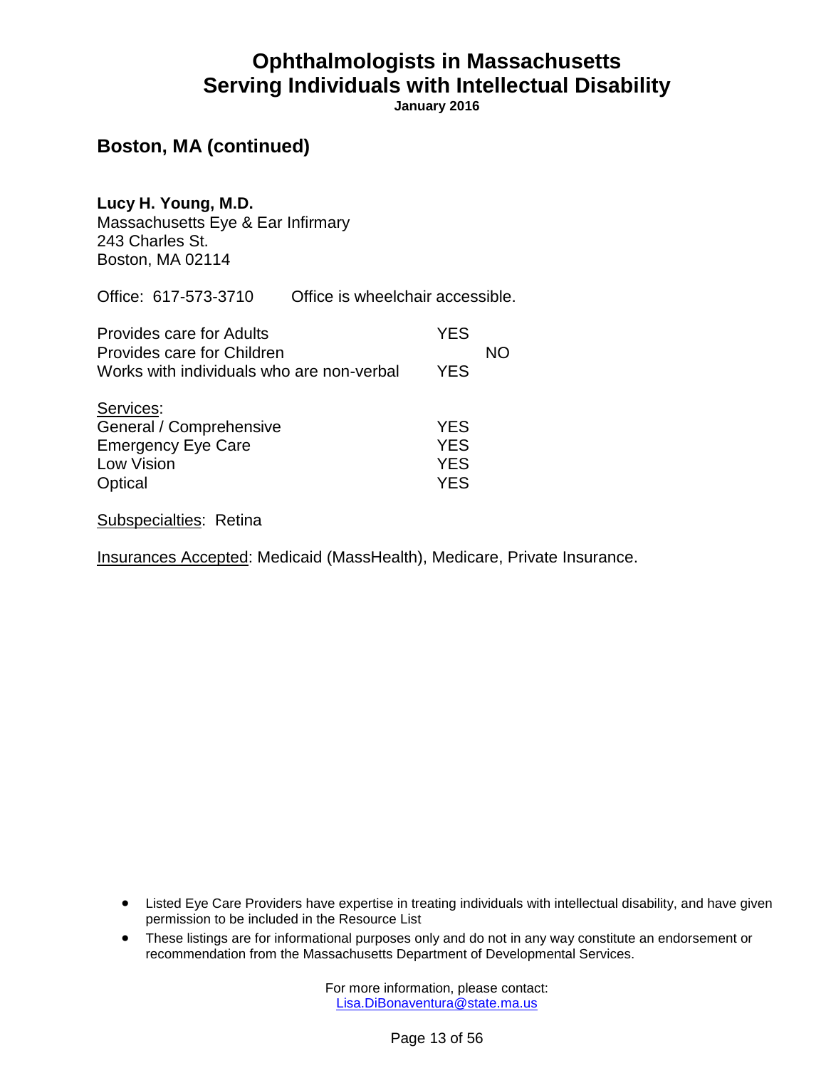# Ophthalmologists in Massachusetts
# Serving Individuals with Intellectual Disability

**January 2016**

## Boston, MA (continued)

**Lucy H. Young, M.D.**
Massachusetts Eye & Ear Infirmary
243 Charles St.
Boston, MA 02114

Office: 617-573-3710 Office is wheelchair accessible.

| | YES | NO |
|---|---|---|
| Provides care for Adults | YES | |
| Provides care for Children | | NO |
| Works with individuals who are non-verbal | YES | |

Services:

| | | |
|---|---|---|
| General / Comprehensive | YES | |
| Emergency Eye Care | YES | |
| Low Vision | YES | |
| Optical | YES | |

Subspecialties: Retina

Insurances Accepted: Medicaid (MassHealth), Medicare, Private Insurance.

- Listed Eye Care Providers have expertise in treating individuals with intellectual disability, and have given permission to be included in the Resource List
- These listings are for informational purposes only and do not in any way constitute an endorsement or recommendation from the Massachusetts Department of Developmental Services.

For more information, please contact:
Lisa.DiBonaventura@state.ma.us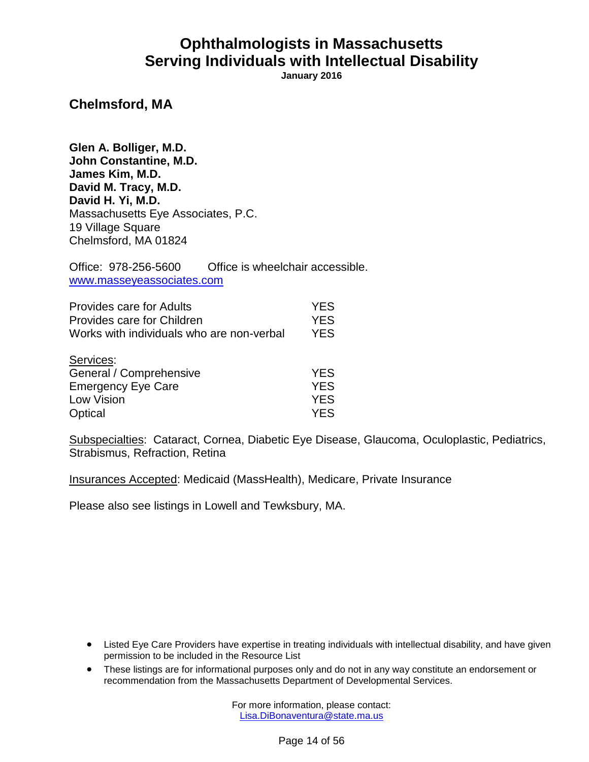# Ophthalmologists in Massachusetts
# Serving Individuals with Intellectual Disability

**January 2016**

## Chelmsford, MA

**Glen A. Bolliger, M.D.**
**John Constantine, M.D.**
**James Kim, M.D.**
**David M. Tracy, M.D.**
**David H. Yi, M.D.**
Massachusetts Eye Associates, P.C.
19 Village Square
Chelmsford, MA 01824

Office: 978-256-5600 Office is wheelchair accessible.
www.masseyeassociates.com

| | |
|---|---|
| Provides care for Adults | YES |
| Provides care for Children | YES |
| Works with individuals who are non-verbal | YES |

Services:

| | |
|---|---|
| General / Comprehensive | YES |
| Emergency Eye Care | YES |
| Low Vision | YES |
| Optical | YES |

Subspecialties: Cataract, Cornea, Diabetic Eye Disease, Glaucoma, Oculoplastic, Pediatrics, Strabismus, Refraction, Retina

Insurances Accepted: Medicaid (MassHealth), Medicare, Private Insurance

Please also see listings in Lowell and Tewksbury, MA.

- Listed Eye Care Providers have expertise in treating individuals with intellectual disability, and have given permission to be included in the Resource List
- These listings are for informational purposes only and do not in any way constitute an endorsement or recommendation from the Massachusetts Department of Developmental Services.

For more information, please contact:
Lisa.DiBonaventura@state.ma.us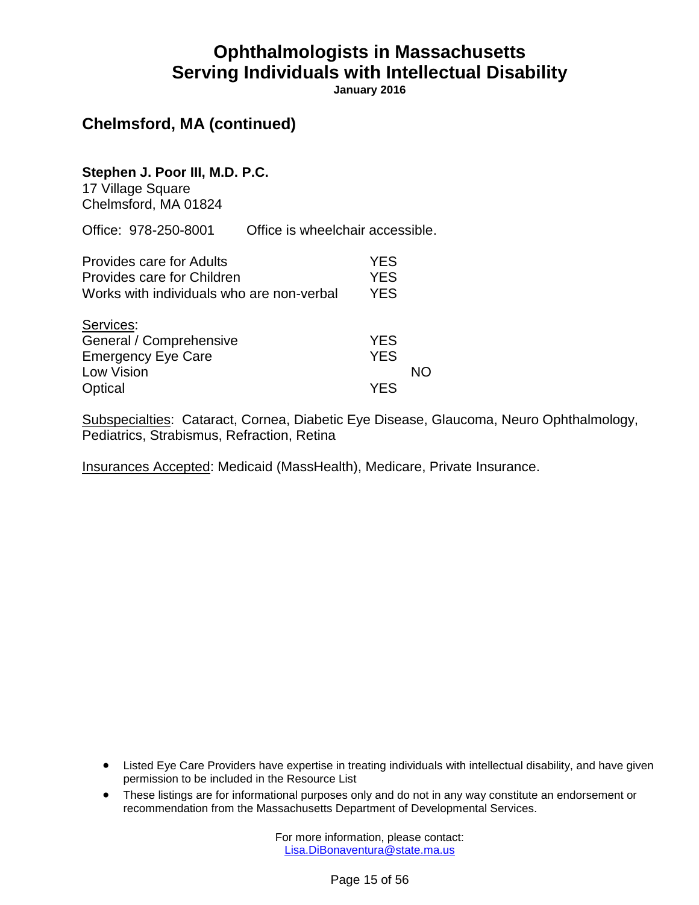# Ophthalmologists in Massachusetts Serving Individuals with Intellectual Disability

**January 2016**

## Chelmsford, MA (continued)

**Stephen J. Poor III, M.D. P.C.**
17 Village Square
Chelmsford, MA 01824

Office: 978-250-8001 Office is wheelchair accessible.

| | | |
|---|---|---|
| Provides care for Adults | YES | |
| Provides care for Children | YES | |
| Works with individuals who are non-verbal | YES | |

Services:

| | | |
|---|---|---|
| General / Comprehensive | YES | |
| Emergency Eye Care | YES | |
| Low Vision | | NO |
| Optical | YES | |

Subspecialties: Cataract, Cornea, Diabetic Eye Disease, Glaucoma, Neuro Ophthalmology, Pediatrics, Strabismus, Refraction, Retina

Insurances Accepted: Medicaid (MassHealth), Medicare, Private Insurance.

- Listed Eye Care Providers have expertise in treating individuals with intellectual disability, and have given permission to be included in the Resource List
- These listings are for informational purposes only and do not in any way constitute an endorsement or recommendation from the Massachusetts Department of Developmental Services.

For more information, please contact:
Lisa.DiBonaventura@state.ma.us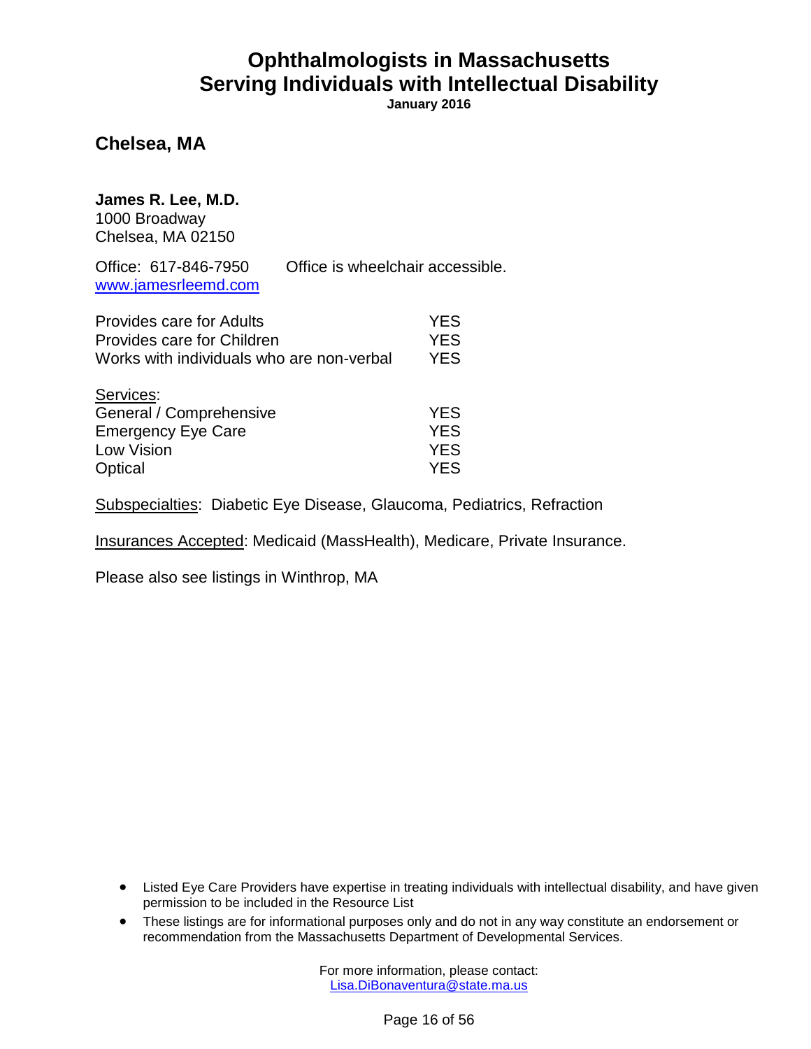# Ophthalmologists in Massachusetts
# Serving Individuals with Intellectual Disability

**January 2016**

## Chelsea, MA

**James R. Lee, M.D.**
1000 Broadway
Chelsea, MA 02150

Office: 617-846-7950    Office is wheelchair accessible.
www.jamesrleemd.com

| | |
|---|---|
| Provides care for Adults | YES |
| Provides care for Children | YES |
| Works with individuals who are non-verbal | YES |

Services:

| | |
|---|---|
| General / Comprehensive | YES |
| Emergency Eye Care | YES |
| Low Vision | YES |
| Optical | YES |

Subspecialties: Diabetic Eye Disease, Glaucoma, Pediatrics, Refraction

Insurances Accepted: Medicaid (MassHealth), Medicare, Private Insurance.

Please also see listings in Winthrop, MA

- Listed Eye Care Providers have expertise in treating individuals with intellectual disability, and have given permission to be included in the Resource List
- These listings are for informational purposes only and do not in any way constitute an endorsement or recommendation from the Massachusetts Department of Developmental Services.

For more information, please contact:
Lisa.DiBonaventura@state.ma.us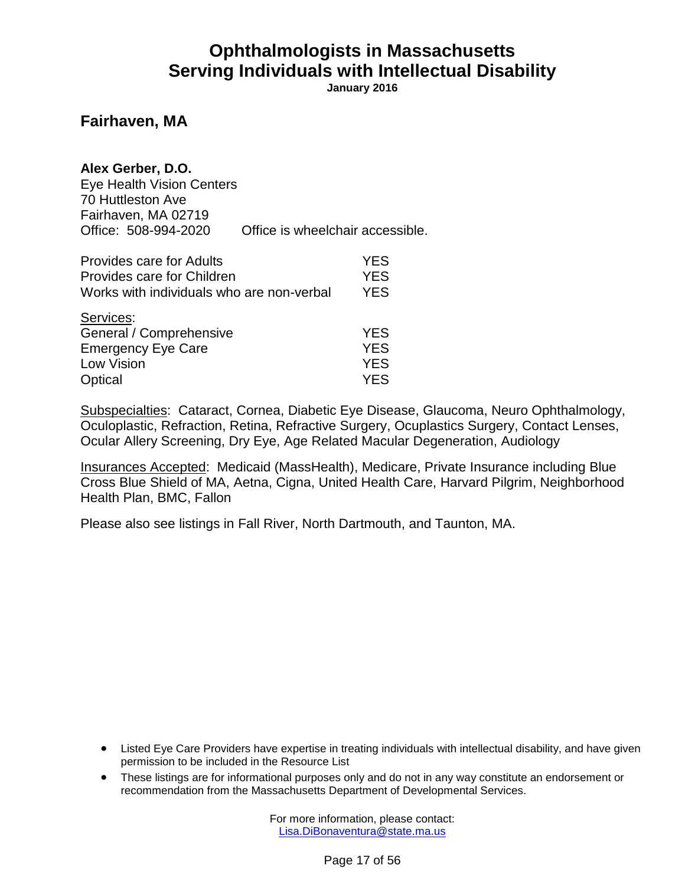# Ophthalmologists in Massachusetts Serving Individuals with Intellectual Disability

**January 2016**

## Fairhaven, MA

**Alex Gerber, D.O.**
Eye Health Vision Centers
70 Huttleston Ave
Fairhaven, MA 02719
Office: 508-994-2020     Office is wheelchair accessible.

| | |
|---|---|
| Provides care for Adults | YES |
| Provides care for Children | YES |
| Works with individuals who are non-verbal | YES |

Services:

| | |
|---|---|
| General / Comprehensive | YES |
| Emergency Eye Care | YES |
| Low Vision | YES |
| Optical | YES |

Subspecialties: Cataract, Cornea, Diabetic Eye Disease, Glaucoma, Neuro Ophthalmology, Oculoplastic, Refraction, Retina, Refractive Surgery, Ocuplastics Surgery, Contact Lenses, Ocular Allery Screening, Dry Eye, Age Related Macular Degeneration, Audiology

Insurances Accepted: Medicaid (MassHealth), Medicare, Private Insurance including Blue Cross Blue Shield of MA, Aetna, Cigna, United Health Care, Harvard Pilgrim, Neighborhood Health Plan, BMC, Fallon

Please also see listings in Fall River, North Dartmouth, and Taunton, MA.

- Listed Eye Care Providers have expertise in treating individuals with intellectual disability, and have given permission to be included in the Resource List
- These listings are for informational purposes only and do not in any way constitute an endorsement or recommendation from the Massachusetts Department of Developmental Services.

For more information, please contact:
Lisa.DiBonaventura@state.ma.us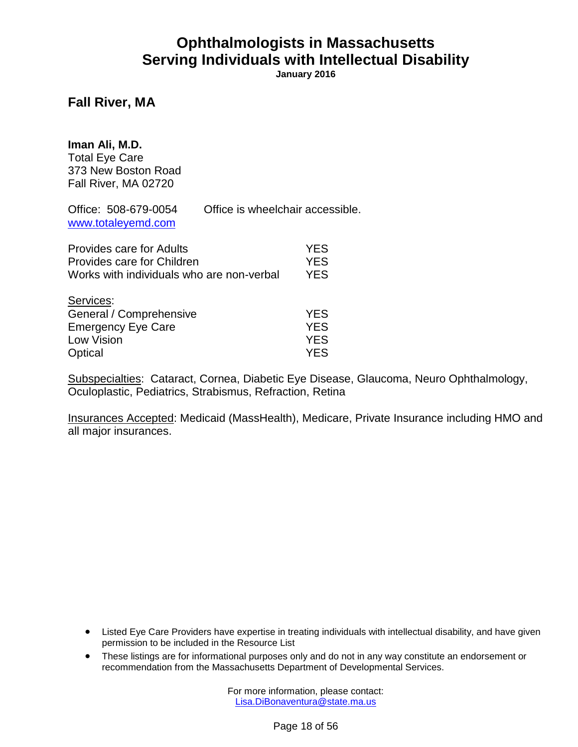# Ophthalmologists in Massachusetts
# Serving Individuals with Intellectual Disability

**January 2016**

## Fall River, MA

**Iman Ali, M.D.**
Total Eye Care
373 New Boston Road
Fall River, MA 02720

Office: 508-679-0054 Office is wheelchair accessible.
www.totaleyemd.com

| | |
|---|---|
| Provides care for Adults | YES |
| Provides care for Children | YES |
| Works with individuals who are non-verbal | YES |

Services:

| | |
|---|---|
| General / Comprehensive | YES |
| Emergency Eye Care | YES |
| Low Vision | YES |
| Optical | YES |

Subspecialties: Cataract, Cornea, Diabetic Eye Disease, Glaucoma, Neuro Ophthalmology, Oculoplastic, Pediatrics, Strabismus, Refraction, Retina

Insurances Accepted: Medicaid (MassHealth), Medicare, Private Insurance including HMO and all major insurances.

- Listed Eye Care Providers have expertise in treating individuals with intellectual disability, and have given permission to be included in the Resource List
- These listings are for informational purposes only and do not in any way constitute an endorsement or recommendation from the Massachusetts Department of Developmental Services.

For more information, please contact:
Lisa.DiBonaventura@state.ma.us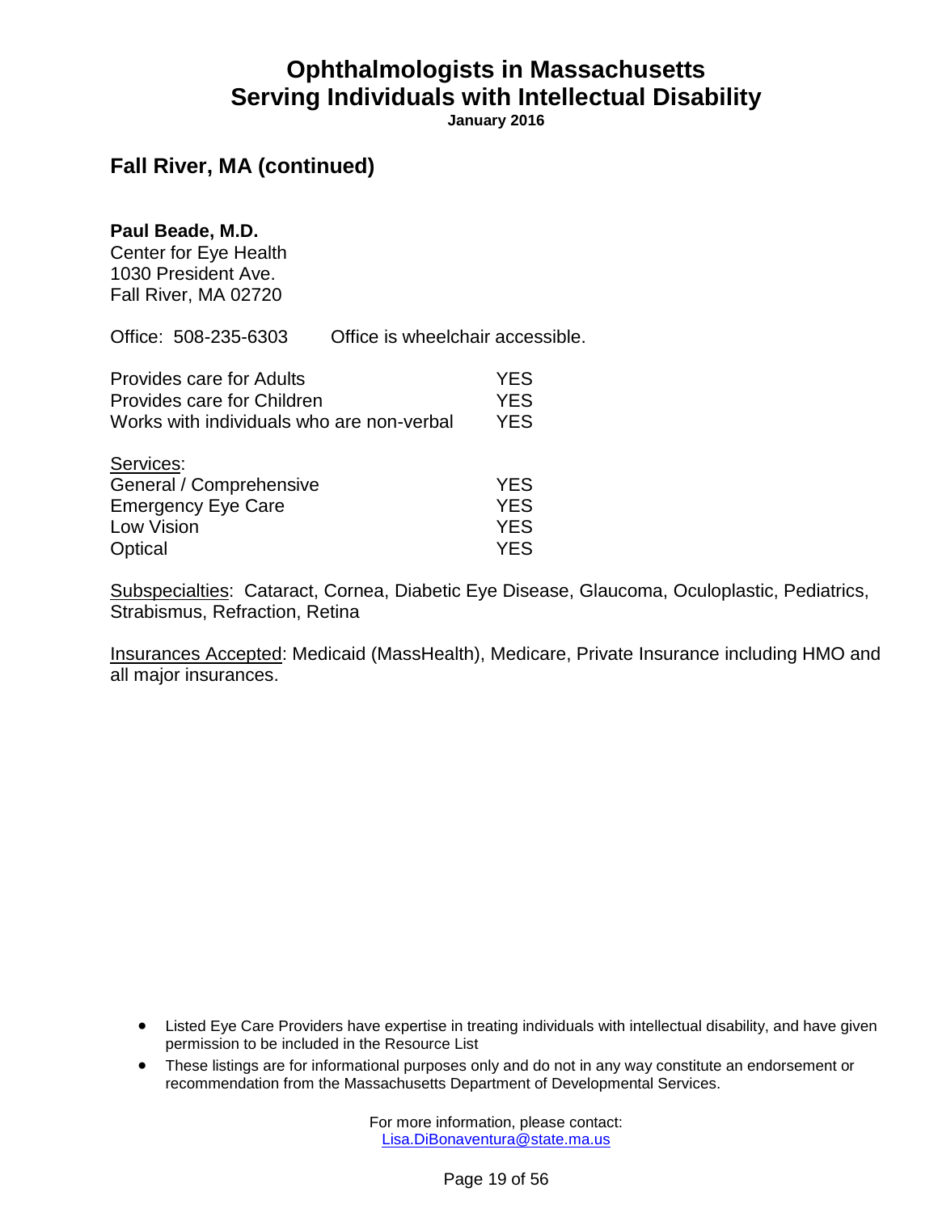## Fall River, MA (continued)

**Paul Beade, M.D.**
Center for Eye Health
1030 President Ave.
Fall River, MA 02720

Office: 508-235-6303    Office is wheelchair accessible.

| | |
|---|---|
| Provides care for Adults | YES |
| Provides care for Children | YES |
| Works with individuals who are non-verbal | YES |

Services:

| | |
|---|---|
| General / Comprehensive | YES |
| Emergency Eye Care | YES |
| Low Vision | YES |
| Optical | YES |

Subspecialties: Cataract, Cornea, Diabetic Eye Disease, Glaucoma, Oculoplastic, Pediatrics, Strabismus, Refraction, Retina

Insurances Accepted: Medicaid (MassHealth), Medicare, Private Insurance including HMO and all major insurances.

- Listed Eye Care Providers have expertise in treating individuals with intellectual disability, and have given permission to be included in the Resource List
- These listings are for informational purposes only and do not in any way constitute an endorsement or recommendation from the Massachusetts Department of Developmental Services.

For more information, please contact:
Lisa.DiBonaventura@state.ma.us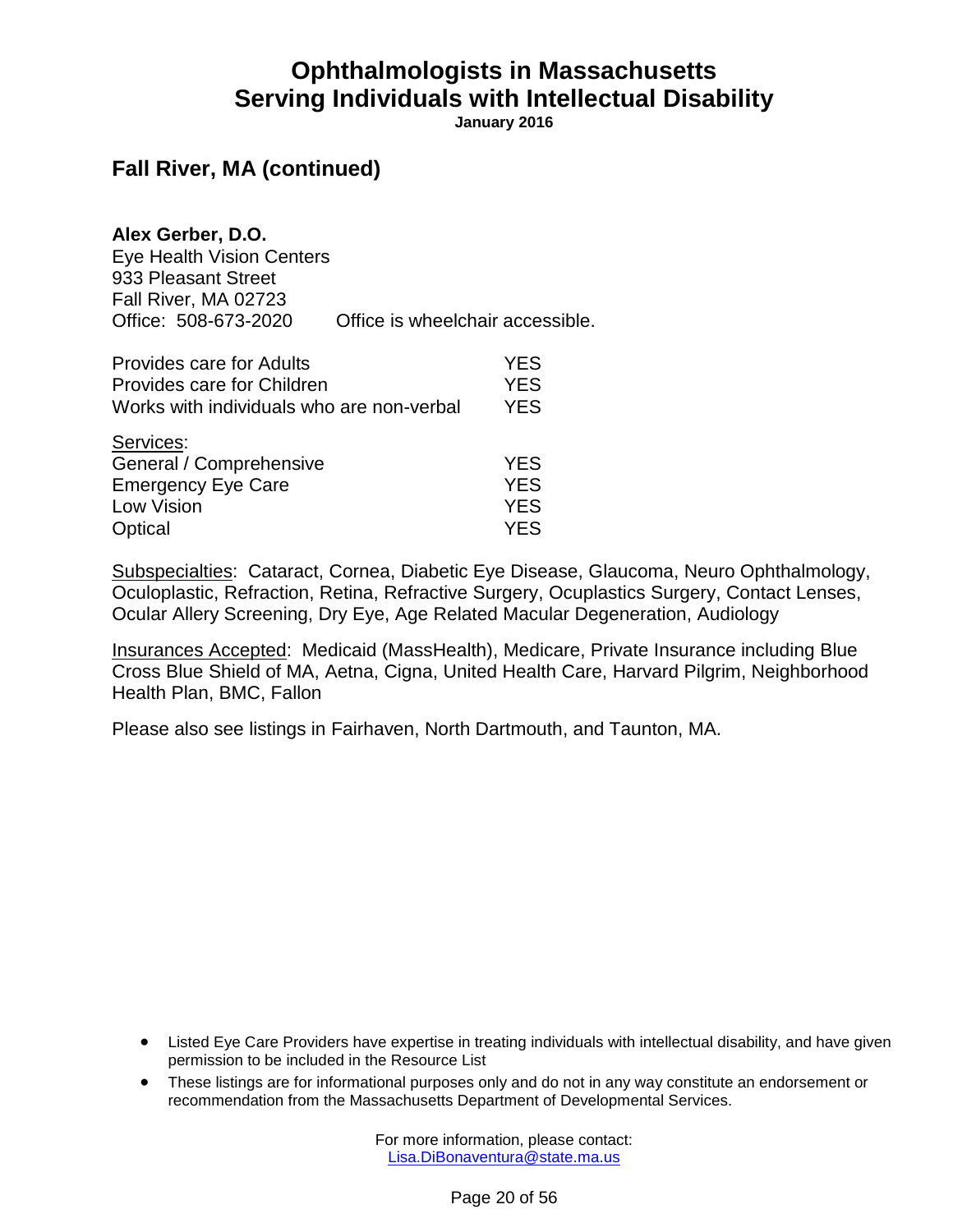# Ophthalmologists in Massachusetts Serving Individuals with Intellectual Disability

**January 2016**

## Fall River, MA (continued)

**Alex Gerber, D.O.**
Eye Health Vision Centers
933 Pleasant Street
Fall River, MA 02723
Office: 508-673-2020 Office is wheelchair accessible.

| | |
|---|---|
| Provides care for Adults | YES |
| Provides care for Children | YES |
| Works with individuals who are non-verbal | YES |

Services:

| | |
|---|---|
| General / Comprehensive | YES |
| Emergency Eye Care | YES |
| Low Vision | YES |
| Optical | YES |

Subspecialties: Cataract, Cornea, Diabetic Eye Disease, Glaucoma, Neuro Ophthalmology, Oculoplastic, Refraction, Retina, Refractive Surgery, Ocuplastics Surgery, Contact Lenses, Ocular Allery Screening, Dry Eye, Age Related Macular Degeneration, Audiology

Insurances Accepted: Medicaid (MassHealth), Medicare, Private Insurance including Blue Cross Blue Shield of MA, Aetna, Cigna, United Health Care, Harvard Pilgrim, Neighborhood Health Plan, BMC, Fallon

Please also see listings in Fairhaven, North Dartmouth, and Taunton, MA.

- Listed Eye Care Providers have expertise in treating individuals with intellectual disability, and have given permission to be included in the Resource List
- These listings are for informational purposes only and do not in any way constitute an endorsement or recommendation from the Massachusetts Department of Developmental Services.

For more information, please contact:
Lisa.DiBonaventura@state.ma.us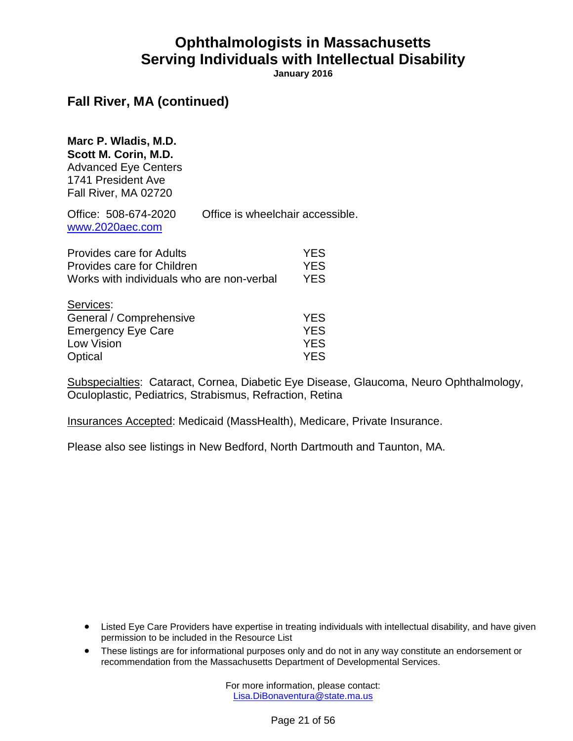# Ophthalmologists in Massachusetts Serving Individuals with Intellectual Disability

**January 2016**

## Fall River, MA (continued)

**Marc P. Wladis, M.D.**
**Scott M. Corin, M.D.**
Advanced Eye Centers
1741 President Ave
Fall River, MA 02720

Office: 508-674-2020 Office is wheelchair accessible.
www.2020aec.com

| | |
|---|---|
| Provides care for Adults | YES |
| Provides care for Children | YES |
| Works with individuals who are non-verbal | YES |

Services:

| | |
|---|---|
| General / Comprehensive | YES |
| Emergency Eye Care | YES |
| Low Vision | YES |
| Optical | YES |

Subspecialties: Cataract, Cornea, Diabetic Eye Disease, Glaucoma, Neuro Ophthalmology, Oculoplastic, Pediatrics, Strabismus, Refraction, Retina

Insurances Accepted: Medicaid (MassHealth), Medicare, Private Insurance.

Please also see listings in New Bedford, North Dartmouth and Taunton, MA.

- Listed Eye Care Providers have expertise in treating individuals with intellectual disability, and have given permission to be included in the Resource List
- These listings are for informational purposes only and do not in any way constitute an endorsement or recommendation from the Massachusetts Department of Developmental Services.

For more information, please contact:
Lisa.DiBonaventura@state.ma.us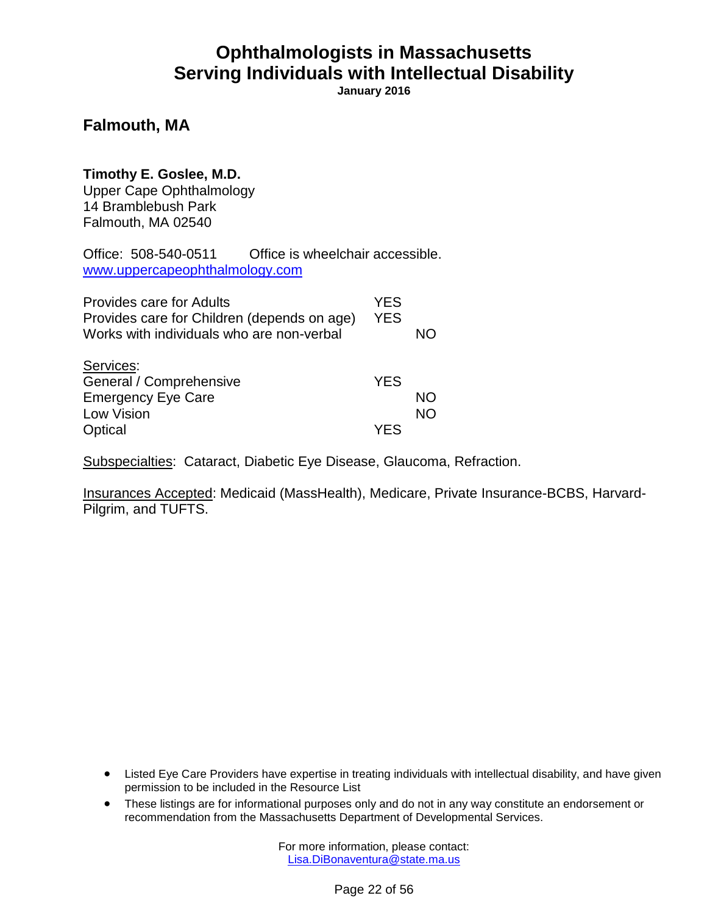# Ophthalmologists in Massachusetts Serving Individuals with Intellectual Disability

**January 2016**

## Falmouth, MA

**Timothy E. Goslee, M.D.**
Upper Cape Ophthalmology
14 Bramblebush Park
Falmouth, MA 02540

Office: 508-540-0511 Office is wheelchair accessible.
www.uppercapeophthalmology.com

| | | |
|---|---|---|
| Provides care for Adults | YES | |
| Provides care for Children (depends on age) | YES | |
| Works with individuals who are non-verbal | | NO |

| Services: | | |
|---|---|---|
| General / Comprehensive | YES | |
| Emergency Eye Care | | NO |
| Low Vision | | NO |
| Optical | YES | |

Subspecialties: Cataract, Diabetic Eye Disease, Glaucoma, Refraction.

Insurances Accepted: Medicaid (MassHealth), Medicare, Private Insurance-BCBS, Harvard-Pilgrim, and TUFTS.

- Listed Eye Care Providers have expertise in treating individuals with intellectual disability, and have given permission to be included in the Resource List
- These listings are for informational purposes only and do not in any way constitute an endorsement or recommendation from the Massachusetts Department of Developmental Services.

For more information, please contact:
Lisa.DiBonaventura@state.ma.us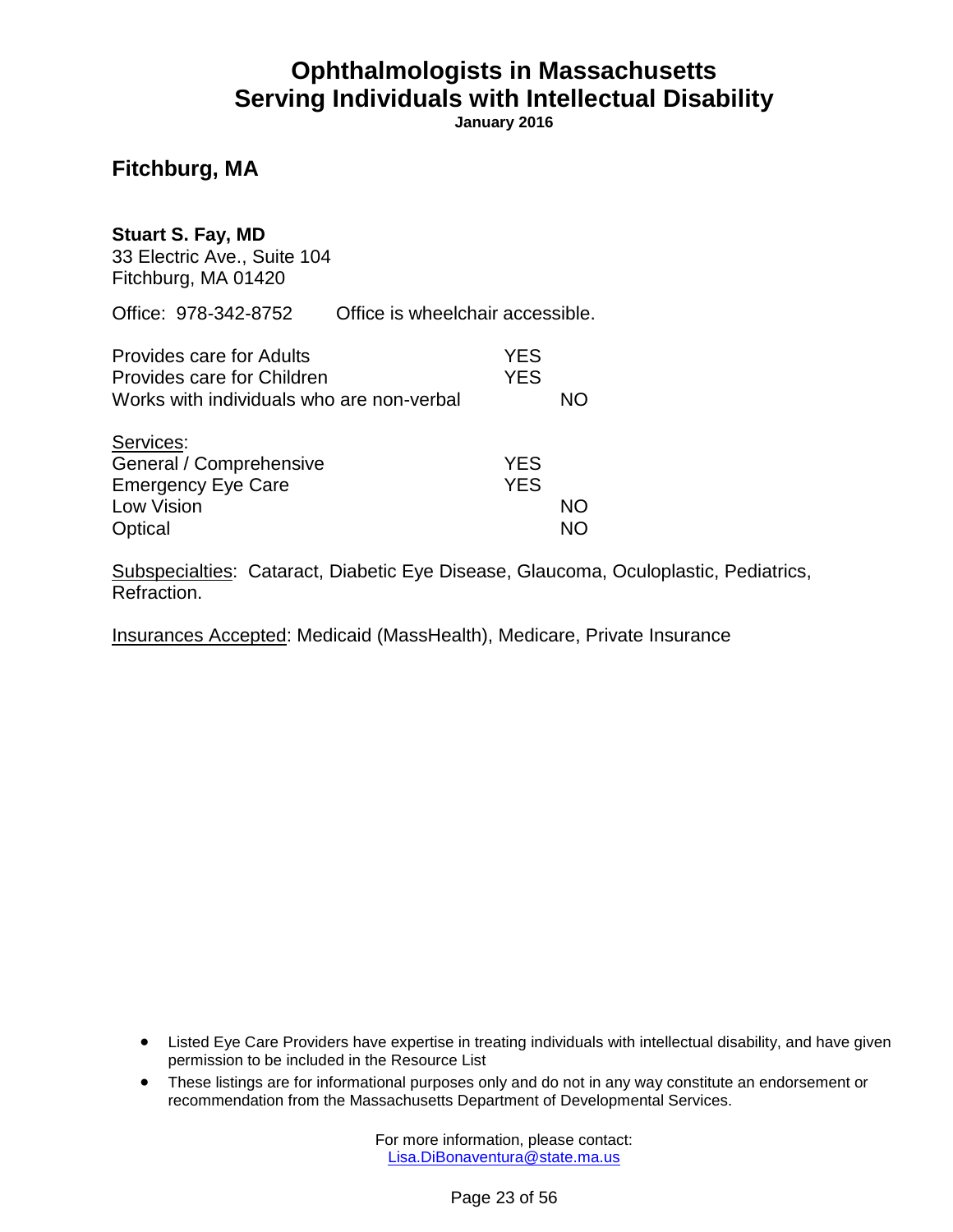# Ophthalmologists in Massachusetts Serving Individuals with Intellectual Disability

**January 2016**

## Fitchburg, MA

**Stuart S. Fay, MD**
33 Electric Ave., Suite 104
Fitchburg, MA 01420

Office: 978-342-8752 Office is wheelchair accessible.

| | YES | NO |
|---|---|---|
| Provides care for Adults | YES | |
| Provides care for Children | YES | |
| Works with individuals who are non-verbal | | NO |

| Services: | | |
|---|---|---|
| General / Comprehensive | YES | |
| Emergency Eye Care | YES | |
| Low Vision | | NO |
| Optical | | NO |

Subspecialties: Cataract, Diabetic Eye Disease, Glaucoma, Oculoplastic, Pediatrics, Refraction.

Insurances Accepted: Medicaid (MassHealth), Medicare, Private Insurance

- Listed Eye Care Providers have expertise in treating individuals with intellectual disability, and have given permission to be included in the Resource List
- These listings are for informational purposes only and do not in any way constitute an endorsement or recommendation from the Massachusetts Department of Developmental Services.

For more information, please contact:
Lisa.DiBonaventura@state.ma.us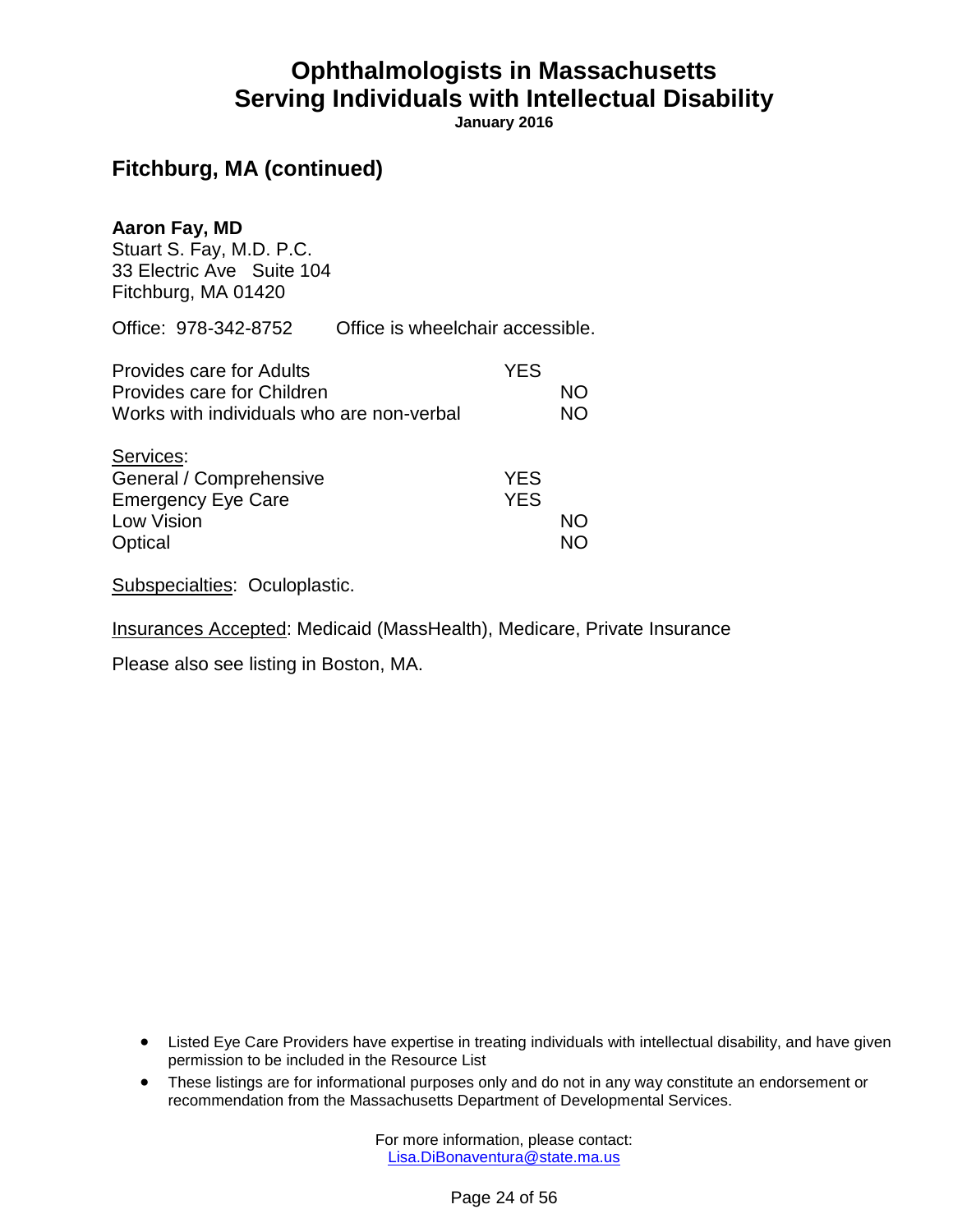# Ophthalmologists in Massachusetts Serving Individuals with Intellectual Disability

**January 2016**

## Fitchburg, MA (continued)

**Aaron Fay, MD**
Stuart S. Fay, M.D. P.C.
33 Electric Ave Suite 104
Fitchburg, MA 01420

Office: 978-342-8752 Office is wheelchair accessible.

| | | |
|---|---|---|
| Provides care for Adults | YES | |
| Provides care for Children | | NO |
| Works with individuals who are non-verbal | | NO |

Services:

| | | |
|---|---|---|
| General / Comprehensive | YES | |
| Emergency Eye Care | YES | |
| Low Vision | | NO |
| Optical | | NO |

Subspecialties: Oculoplastic.

Insurances Accepted: Medicaid (MassHealth), Medicare, Private Insurance

Please also see listing in Boston, MA.

- Listed Eye Care Providers have expertise in treating individuals with intellectual disability, and have given permission to be included in the Resource List
- These listings are for informational purposes only and do not in any way constitute an endorsement or recommendation from the Massachusetts Department of Developmental Services.

For more information, please contact:
Lisa.DiBonaventura@state.ma.us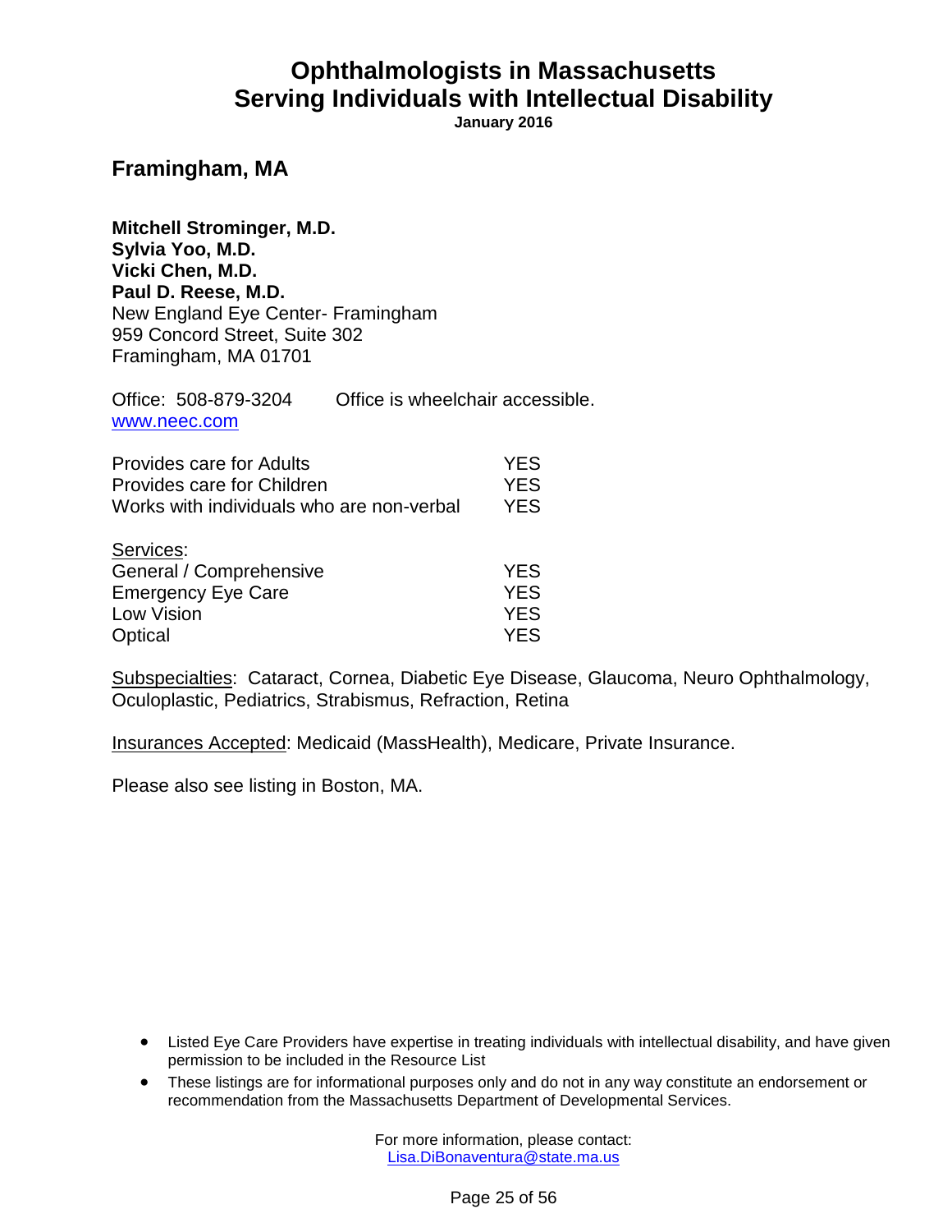# Ophthalmologists in Massachusetts
# Serving Individuals with Intellectual Disability

**January 2016**

## Framingham, MA

**Mitchell Strominger, M.D.**
**Sylvia Yoo, M.D.**
**Vicki Chen, M.D.**
**Paul D. Reese, M.D.**
New England Eye Center- Framingham
959 Concord Street, Suite 302
Framingham, MA 01701

Office: 508-879-3204 Office is wheelchair accessible.
www.neec.com

| | |
|---|---|
| Provides care for Adults | YES |
| Provides care for Children | YES |
| Works with individuals who are non-verbal | YES |

Services:

| | |
|---|---|
| General / Comprehensive | YES |
| Emergency Eye Care | YES |
| Low Vision | YES |
| Optical | YES |

Subspecialties: Cataract, Cornea, Diabetic Eye Disease, Glaucoma, Neuro Ophthalmology, Oculoplastic, Pediatrics, Strabismus, Refraction, Retina

Insurances Accepted: Medicaid (MassHealth), Medicare, Private Insurance.

Please also see listing in Boston, MA.

- Listed Eye Care Providers have expertise in treating individuals with intellectual disability, and have given permission to be included in the Resource List
- These listings are for informational purposes only and do not in any way constitute an endorsement or recommendation from the Massachusetts Department of Developmental Services.

For more information, please contact:
Lisa.DiBonaventura@state.ma.us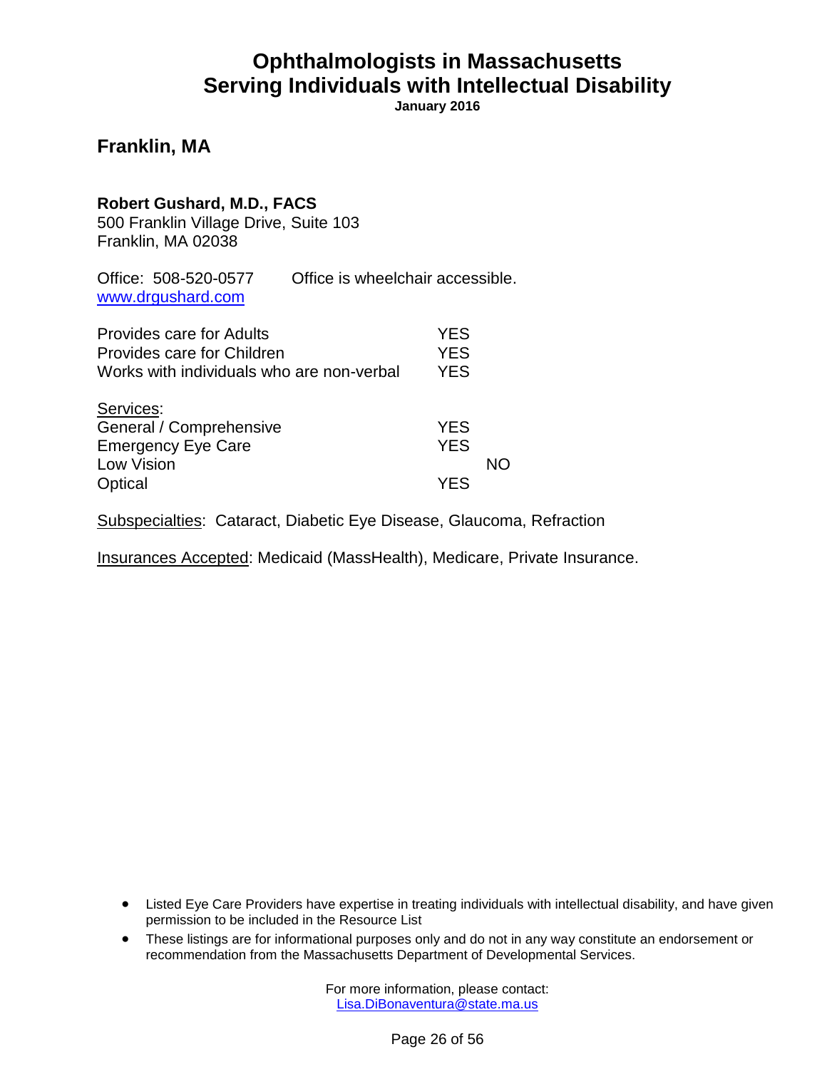# Ophthalmologists in Massachusetts Serving Individuals with Intellectual Disability

**January 2016**

## Franklin, MA

**Robert Gushard, M.D., FACS**
500 Franklin Village Drive, Suite 103
Franklin, MA 02038

Office: 508-520-0577 Office is wheelchair accessible.
[www.drgushard.com](http://www.drgushard.com)

| | YES | NO |
|---|---|---|
| Provides care for Adults | YES | |
| Provides care for Children | YES | |
| Works with individuals who are non-verbal | YES | |

Services:

| | YES | NO |
|---|---|---|
| General / Comprehensive | YES | |
| Emergency Eye Care | YES | |
| Low Vision | | NO |
| Optical | YES | |

Subspecialties: Cataract, Diabetic Eye Disease, Glaucoma, Refraction

Insurances Accepted: Medicaid (MassHealth), Medicare, Private Insurance.

- Listed Eye Care Providers have expertise in treating individuals with intellectual disability, and have given permission to be included in the Resource List
- These listings are for informational purposes only and do not in any way constitute an endorsement or recommendation from the Massachusetts Department of Developmental Services.

For more information, please contact:
Lisa.DiBonaventura@state.ma.us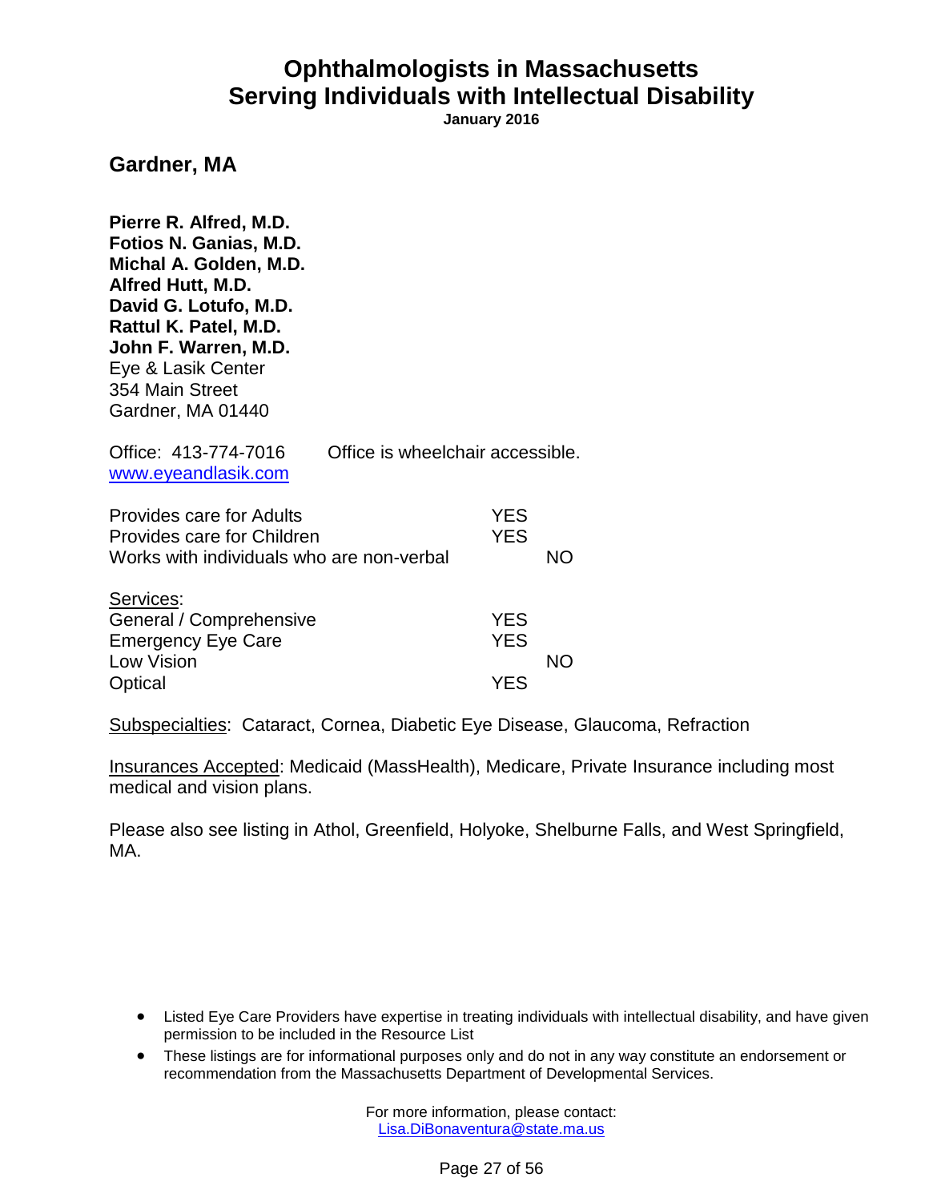# Ophthalmologists in Massachusetts
# Serving Individuals with Intellectual Disability

**January 2016**

## Gardner, MA

**Pierre R. Alfred, M.D.**
**Fotios N. Ganias, M.D.**
**Michal A. Golden, M.D.**
**Alfred Hutt, M.D.**
**David G. Lotufo, M.D.**
**Rattul K. Patel, M.D.**
**John F. Warren, M.D.**
Eye & Lasik Center
354 Main Street
Gardner, MA 01440

Office: 413-774-7016 Office is wheelchair accessible.
www.eyeandlasik.com

| | | |
|---|---|---|
| Provides care for Adults | YES | |
| Provides care for Children | YES | |
| Works with individuals who are non-verbal | | NO |

Services:

| | | |
|---|---|---|
| General / Comprehensive | YES | |
| Emergency Eye Care | YES | |
| Low Vision | | NO |
| Optical | YES | |

Subspecialties: Cataract, Cornea, Diabetic Eye Disease, Glaucoma, Refraction

Insurances Accepted: Medicaid (MassHealth), Medicare, Private Insurance including most medical and vision plans.

Please also see listing in Athol, Greenfield, Holyoke, Shelburne Falls, and West Springfield, MA.

- Listed Eye Care Providers have expertise in treating individuals with intellectual disability, and have given permission to be included in the Resource List
- These listings are for informational purposes only and do not in any way constitute an endorsement or recommendation from the Massachusetts Department of Developmental Services.

For more information, please contact:
Lisa.DiBonaventura@state.ma.us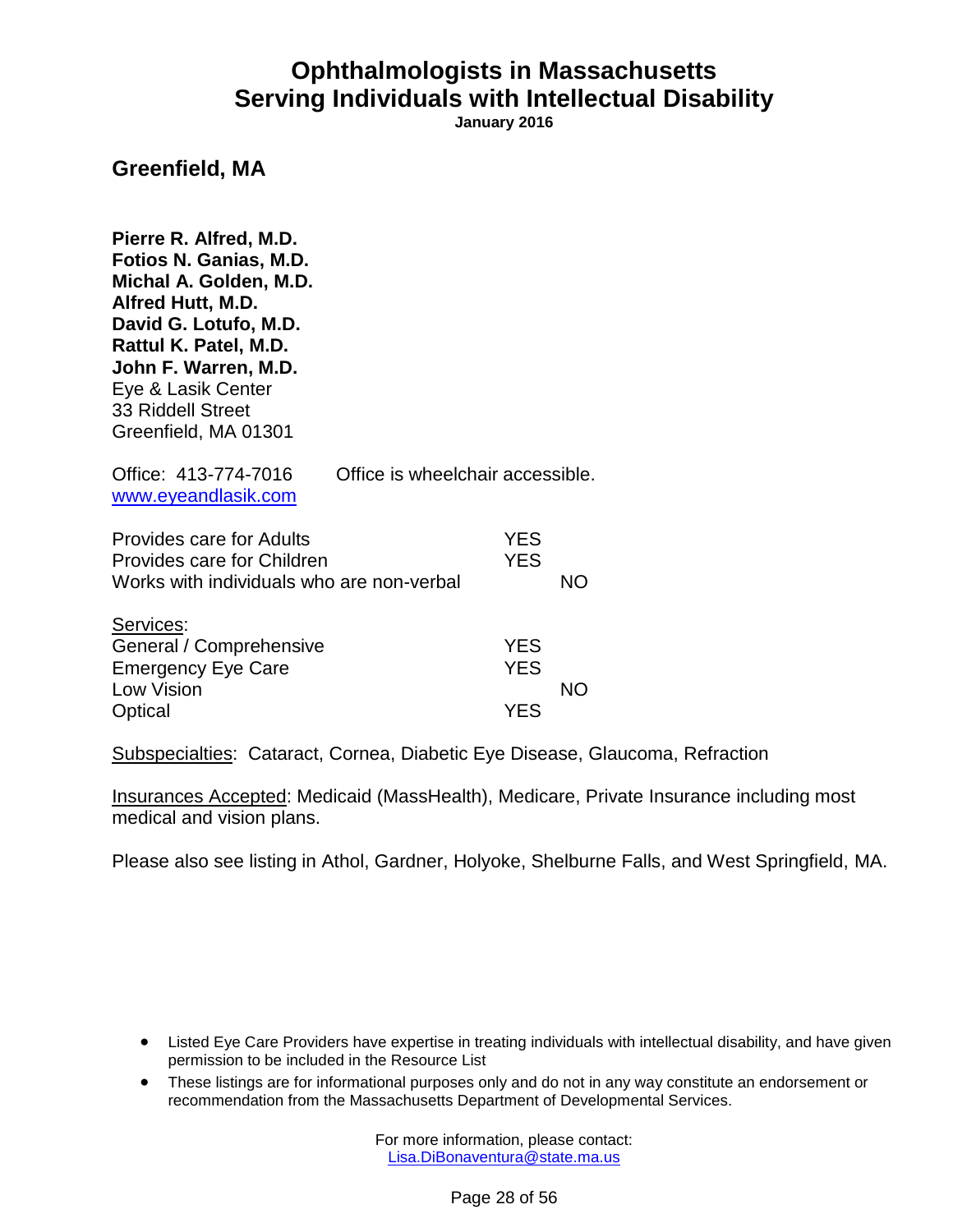# Ophthalmologists in Massachusetts
# Serving Individuals with Intellectual Disability

**January 2016**

## Greenfield, MA

**Pierre R. Alfred, M.D.**
**Fotios N. Ganias, M.D.**
**Michal A. Golden, M.D.**
**Alfred Hutt, M.D.**
**David G. Lotufo, M.D.**
**Rattul K. Patel, M.D.**
**John F. Warren, M.D.**
Eye & Lasik Center
33 Riddell Street
Greenfield, MA 01301

Office: 413-774-7016 Office is wheelchair accessible.
www.eyeandlasik.com

| | | |
|---|---|---|
| Provides care for Adults | YES | |
| Provides care for Children | YES | |
| Works with individuals who are non-verbal | | NO |

Services:

| | | |
|---|---|---|
| General / Comprehensive | YES | |
| Emergency Eye Care | YES | |
| Low Vision | | NO |
| Optical | YES | |

Subspecialties: Cataract, Cornea, Diabetic Eye Disease, Glaucoma, Refraction

Insurances Accepted: Medicaid (MassHealth), Medicare, Private Insurance including most medical and vision plans.

Please also see listing in Athol, Gardner, Holyoke, Shelburne Falls, and West Springfield, MA.

- Listed Eye Care Providers have expertise in treating individuals with intellectual disability, and have given permission to be included in the Resource List
- These listings are for informational purposes only and do not in any way constitute an endorsement or recommendation from the Massachusetts Department of Developmental Services.

For more information, please contact:
Lisa.DiBonaventura@state.ma.us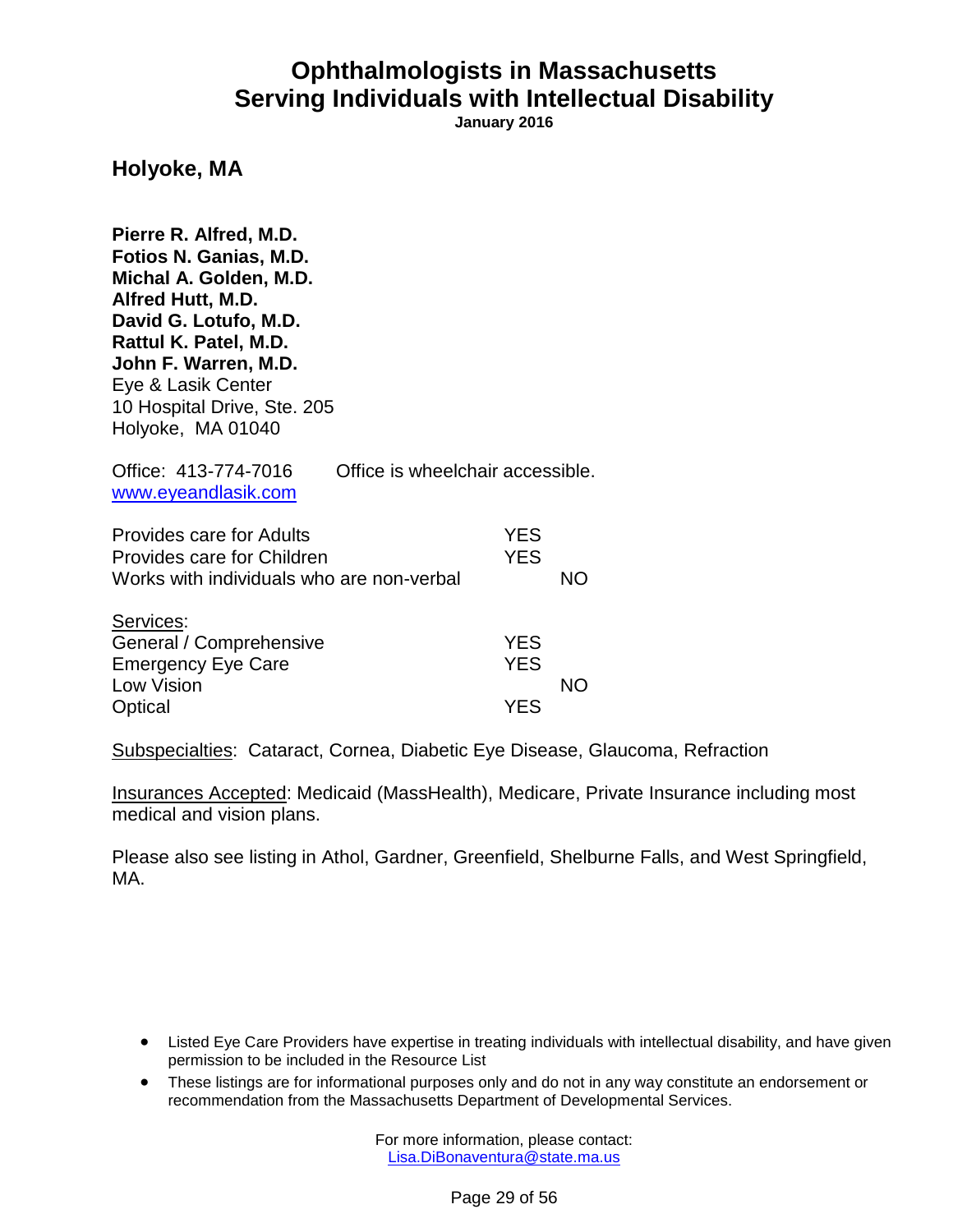# Ophthalmologists in Massachusetts
# Serving Individuals with Intellectual Disability

**January 2016**

## Holyoke, MA

**Pierre R. Alfred, M.D.**
**Fotios N. Ganias, M.D.**
**Michal A. Golden, M.D.**
**Alfred Hutt, M.D.**
**David G. Lotufo, M.D.**
**Rattul K. Patel, M.D.**
**John F. Warren, M.D.**
Eye & Lasik Center
10 Hospital Drive, Ste. 205
Holyoke, MA 01040

Office: 413-774-7016 Office is wheelchair accessible.
www.eyeandlasik.com

| | | |
|---|---|---|
| Provides care for Adults | YES | |
| Provides care for Children | YES | |
| Works with individuals who are non-verbal | | NO |

| Services: | | |
|---|---|---|
| General / Comprehensive | YES | |
| Emergency Eye Care | YES | |
| Low Vision | | NO |
| Optical | YES | |

Subspecialties: Cataract, Cornea, Diabetic Eye Disease, Glaucoma, Refraction

Insurances Accepted: Medicaid (MassHealth), Medicare, Private Insurance including most medical and vision plans.

Please also see listing in Athol, Gardner, Greenfield, Shelburne Falls, and West Springfield, MA.

- Listed Eye Care Providers have expertise in treating individuals with intellectual disability, and have given permission to be included in the Resource List
- These listings are for informational purposes only and do not in any way constitute an endorsement or recommendation from the Massachusetts Department of Developmental Services.

For more information, please contact:
Lisa.DiBonaventura@state.ma.us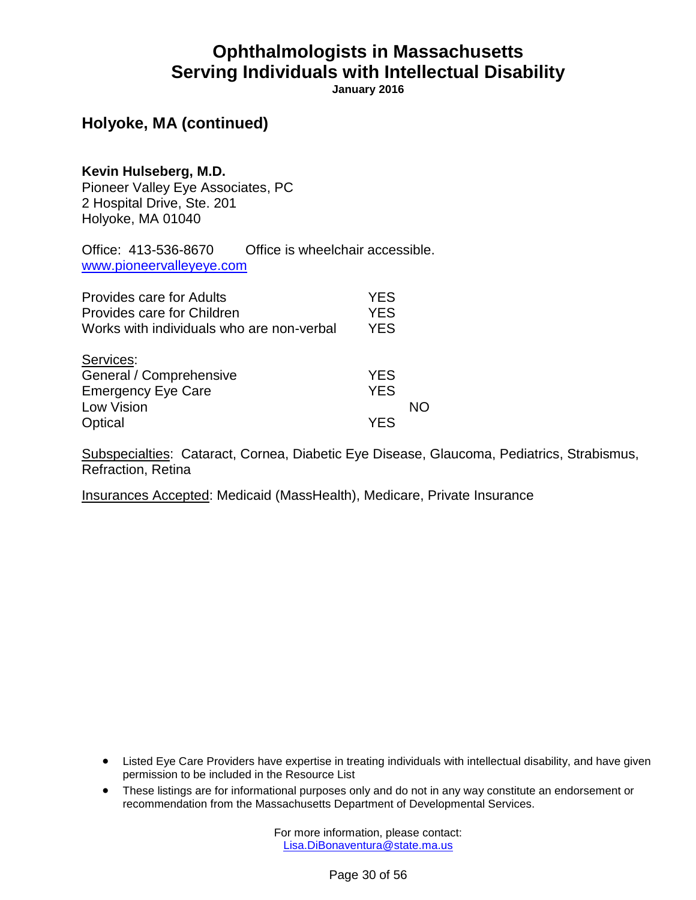# Ophthalmologists in Massachusetts
# Serving Individuals with Intellectual Disability

**January 2016**

## Holyoke, MA (continued)

**Kevin Hulseberg, M.D.**
Pioneer Valley Eye Associates, PC
2 Hospital Drive, Ste. 201
Holyoke, MA 01040

Office: 413-536-8670 Office is wheelchair accessible.
www.pioneervalleyeye.com

| | YES | NO |
|---|---|---|
| Provides care for Adults | YES | |
| Provides care for Children | YES | |
| Works with individuals who are non-verbal | YES | |

Services:

| | YES | NO |
|---|---|---|
| General / Comprehensive | YES | |
| Emergency Eye Care | YES | |
| Low Vision | | NO |
| Optical | YES | |

Subspecialties: Cataract, Cornea, Diabetic Eye Disease, Glaucoma, Pediatrics, Strabismus, Refraction, Retina

Insurances Accepted: Medicaid (MassHealth), Medicare, Private Insurance

- Listed Eye Care Providers have expertise in treating individuals with intellectual disability, and have given permission to be included in the Resource List
- These listings are for informational purposes only and do not in any way constitute an endorsement or recommendation from the Massachusetts Department of Developmental Services.

For more information, please contact:
Lisa.DiBonaventura@state.ma.us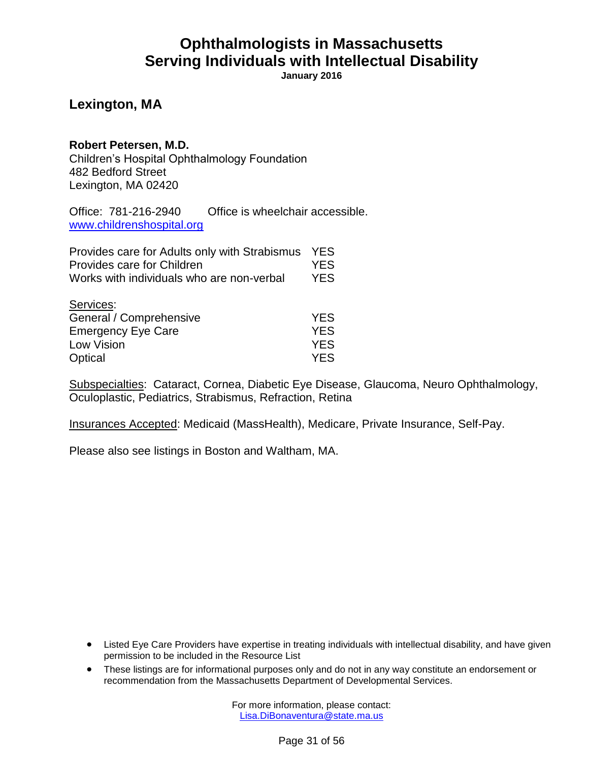# Ophthalmologists in Massachusetts Serving Individuals with Intellectual Disability

**January 2016**

## Lexington, MA

**Robert Petersen, M.D.**
Children's Hospital Ophthalmology Foundation
482 Bedford Street
Lexington, MA 02420

Office: 781-216-2940 Office is wheelchair accessible.
www.childrenshospital.org

| | |
|---|---|
| Provides care for Adults only with Strabismus | YES |
| Provides care for Children | YES |
| Works with individuals who are non-verbal | YES |

Services:

| | |
|---|---|
| General / Comprehensive | YES |
| Emergency Eye Care | YES |
| Low Vision | YES |
| Optical | YES |

Subspecialties: Cataract, Cornea, Diabetic Eye Disease, Glaucoma, Neuro Ophthalmology, Oculoplastic, Pediatrics, Strabismus, Refraction, Retina

Insurances Accepted: Medicaid (MassHealth), Medicare, Private Insurance, Self-Pay.

Please also see listings in Boston and Waltham, MA.

- Listed Eye Care Providers have expertise in treating individuals with intellectual disability, and have given permission to be included in the Resource List
- These listings are for informational purposes only and do not in any way constitute an endorsement or recommendation from the Massachusetts Department of Developmental Services.

For more information, please contact:
Lisa.DiBonaventura@state.ma.us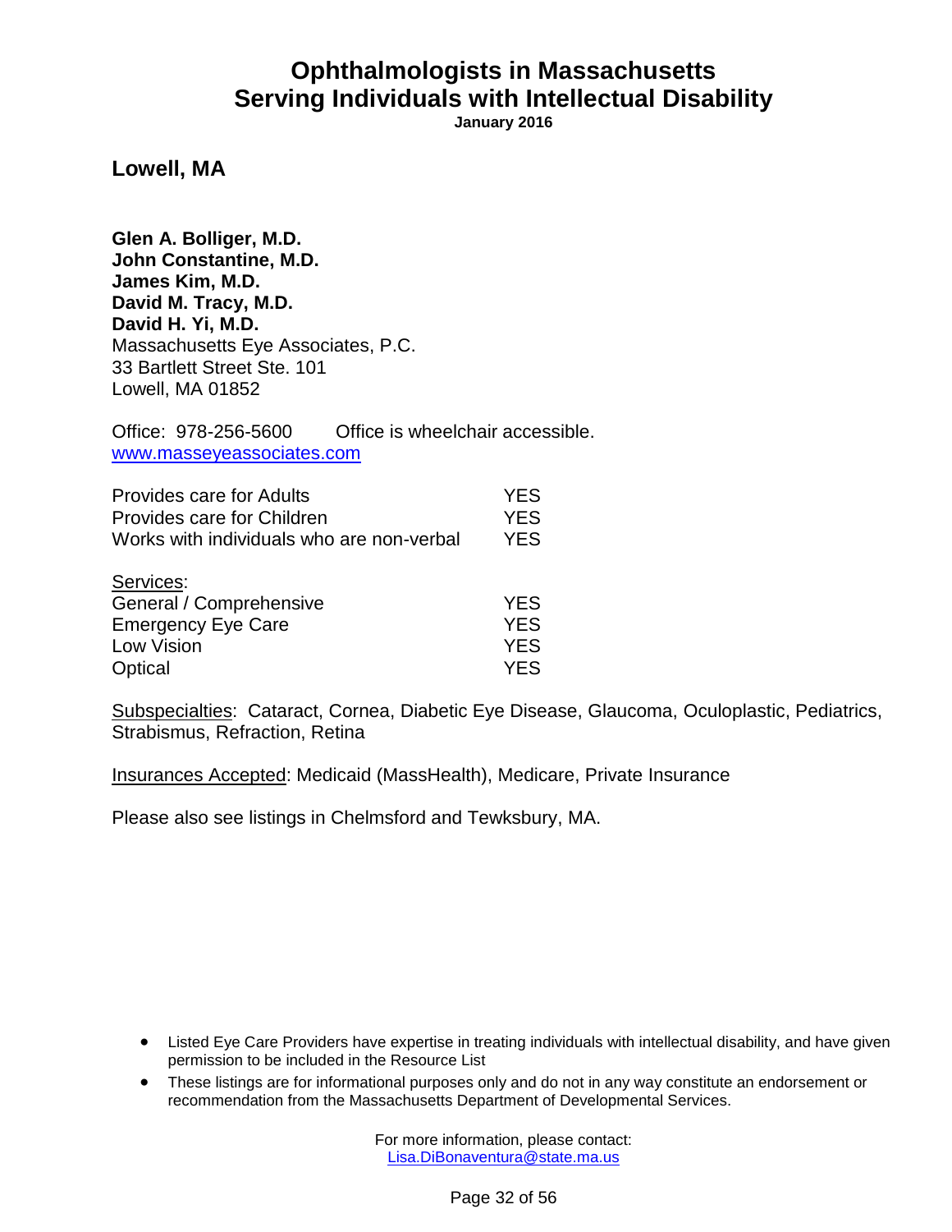# Ophthalmologists in Massachusetts
# Serving Individuals with Intellectual Disability

**January 2016**

## Lowell, MA

**Glen A. Bolliger, M.D.**
**John Constantine, M.D.**
**James Kim, M.D.**
**David M. Tracy, M.D.**
**David H. Yi, M.D.**
Massachusetts Eye Associates, P.C.
33 Bartlett Street Ste. 101
Lowell, MA 01852

Office: 978-256-5600 Office is wheelchair accessible.
www.masseyeassociates.com

| | |
|---|---|
| Provides care for Adults | YES |
| Provides care for Children | YES |
| Works with individuals who are non-verbal | YES |

Services:

| | |
|---|---|
| General / Comprehensive | YES |
| Emergency Eye Care | YES |
| Low Vision | YES |
| Optical | YES |

Subspecialties: Cataract, Cornea, Diabetic Eye Disease, Glaucoma, Oculoplastic, Pediatrics, Strabismus, Refraction, Retina

Insurances Accepted: Medicaid (MassHealth), Medicare, Private Insurance

Please also see listings in Chelmsford and Tewksbury, MA.

- Listed Eye Care Providers have expertise in treating individuals with intellectual disability, and have given permission to be included in the Resource List
- These listings are for informational purposes only and do not in any way constitute an endorsement or recommendation from the Massachusetts Department of Developmental Services.

For more information, please contact:
Lisa.DiBonaventura@state.ma.us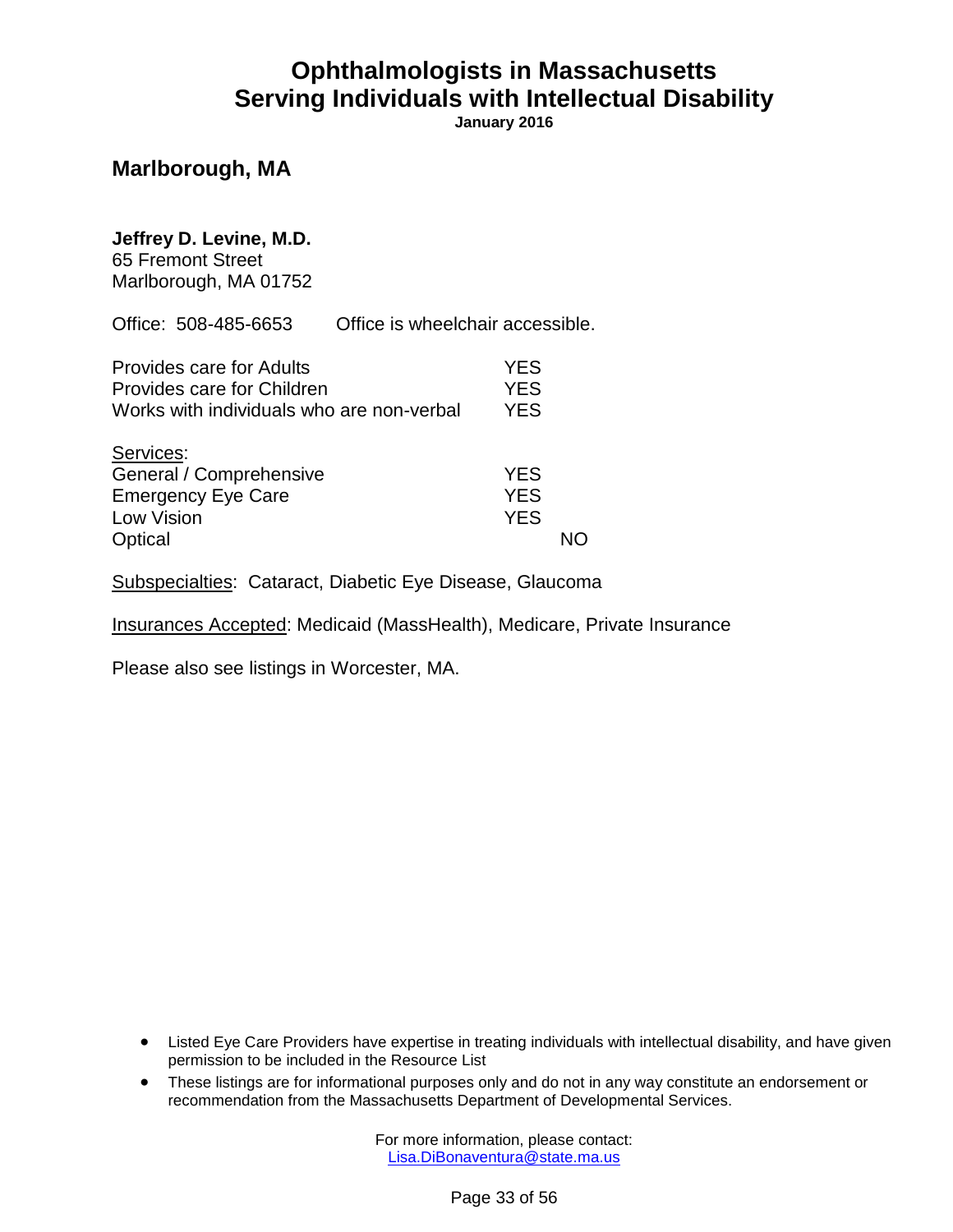# Ophthalmologists in Massachusetts
# Serving Individuals with Intellectual Disability

**January 2016**

## Marlborough, MA

**Jeffrey D. Levine, M.D.**
65 Fremont Street
Marlborough, MA 01752

Office: 508-485-6653 Office is wheelchair accessible.

| | | |
|---|---|---|
| Provides care for Adults | YES | |
| Provides care for Children | YES | |
| Works with individuals who are non-verbal | YES | |

Services:

| | | |
|---|---|---|
| General / Comprehensive | YES | |
| Emergency Eye Care | YES | |
| Low Vision | YES | |
| Optical | | NO |

Subspecialties: Cataract, Diabetic Eye Disease, Glaucoma

Insurances Accepted: Medicaid (MassHealth), Medicare, Private Insurance

Please also see listings in Worcester, MA.

- Listed Eye Care Providers have expertise in treating individuals with intellectual disability, and have given permission to be included in the Resource List
- These listings are for informational purposes only and do not in any way constitute an endorsement or recommendation from the Massachusetts Department of Developmental Services.

For more information, please contact:
Lisa.DiBonaventura@state.ma.us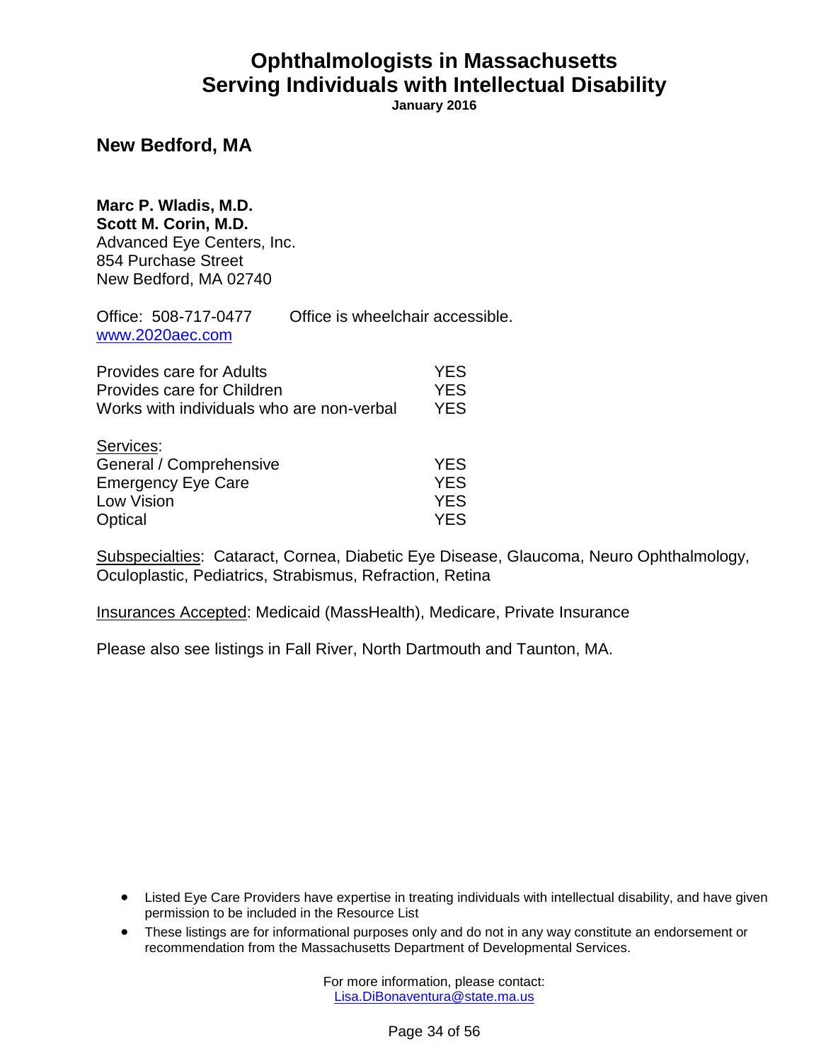# Ophthalmologists in Massachusetts
# Serving Individuals with Intellectual Disability

**January 2016**

## New Bedford, MA

**Marc P. Wladis, M.D.**
**Scott M. Corin, M.D.**
Advanced Eye Centers, Inc.
854 Purchase Street
New Bedford, MA 02740

Office: 508-717-0477 Office is wheelchair accessible.
www.2020aec.com

| | |
|---|---|
| Provides care for Adults | YES |
| Provides care for Children | YES |
| Works with individuals who are non-verbal | YES |

Services:

| | |
|---|---|
| General / Comprehensive | YES |
| Emergency Eye Care | YES |
| Low Vision | YES |
| Optical | YES |

Subspecialties: Cataract, Cornea, Diabetic Eye Disease, Glaucoma, Neuro Ophthalmology, Oculoplastic, Pediatrics, Strabismus, Refraction, Retina

Insurances Accepted: Medicaid (MassHealth), Medicare, Private Insurance

Please also see listings in Fall River, North Dartmouth and Taunton, MA.

- Listed Eye Care Providers have expertise in treating individuals with intellectual disability, and have given permission to be included in the Resource List
- These listings are for informational purposes only and do not in any way constitute an endorsement or recommendation from the Massachusetts Department of Developmental Services.

For more information, please contact:
Lisa.DiBonaventura@state.ma.us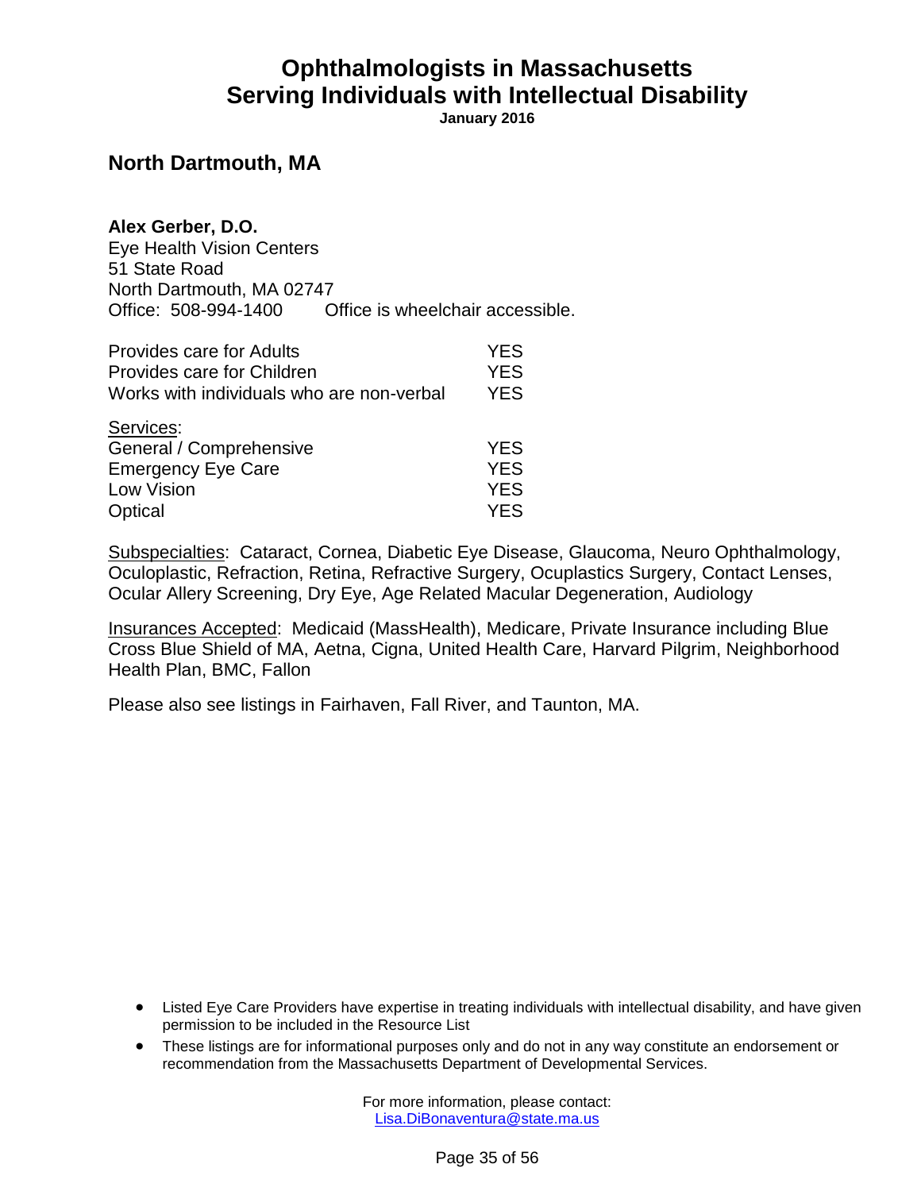# Ophthalmologists in Massachusetts
# Serving Individuals with Intellectual Disability

**January 2016**

## North Dartmouth, MA

**Alex Gerber, D.O.**
Eye Health Vision Centers
51 State Road
North Dartmouth, MA 02747
Office: 508-994-1400 Office is wheelchair accessible.

| | |
|---|---|
| Provides care for Adults | YES |
| Provides care for Children | YES |
| Works with individuals who are non-verbal | YES |

Services:

| | |
|---|---|
| General / Comprehensive | YES |
| Emergency Eye Care | YES |
| Low Vision | YES |
| Optical | YES |

Subspecialties: Cataract, Cornea, Diabetic Eye Disease, Glaucoma, Neuro Ophthalmology, Oculoplastic, Refraction, Retina, Refractive Surgery, Ocuplastics Surgery, Contact Lenses, Ocular Allery Screening, Dry Eye, Age Related Macular Degeneration, Audiology

Insurances Accepted: Medicaid (MassHealth), Medicare, Private Insurance including Blue Cross Blue Shield of MA, Aetna, Cigna, United Health Care, Harvard Pilgrim, Neighborhood Health Plan, BMC, Fallon

Please also see listings in Fairhaven, Fall River, and Taunton, MA.

- Listed Eye Care Providers have expertise in treating individuals with intellectual disability, and have given permission to be included in the Resource List
- These listings are for informational purposes only and do not in any way constitute an endorsement or recommendation from the Massachusetts Department of Developmental Services.

For more information, please contact:
Lisa.DiBonaventura@state.ma.us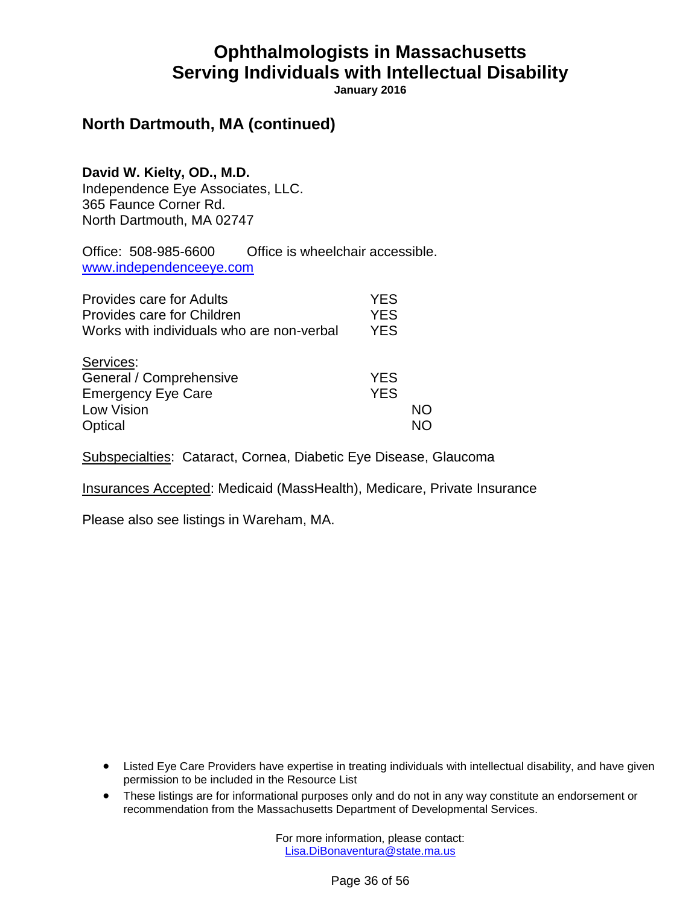# Ophthalmologists in Massachusetts
# Serving Individuals with Intellectual Disability

**January 2016**

## North Dartmouth, MA (continued)

**David W. Kielty, OD., M.D.**
Independence Eye Associates, LLC.
365 Faunce Corner Rd.
North Dartmouth, MA 02747

Office: 508-985-6600 Office is wheelchair accessible.
www.independenceeye.com

| | | |
|---|---|---|
| Provides care for Adults | YES | |
| Provides care for Children | YES | |
| Works with individuals who are non-verbal | YES | |

Services:

| | | |
|---|---|---|
| General / Comprehensive | YES | |
| Emergency Eye Care | YES | |
| Low Vision | | NO |
| Optical | | NO |

Subspecialties: Cataract, Cornea, Diabetic Eye Disease, Glaucoma

Insurances Accepted: Medicaid (MassHealth), Medicare, Private Insurance

Please also see listings in Wareham, MA.

- Listed Eye Care Providers have expertise in treating individuals with intellectual disability, and have given permission to be included in the Resource List
- These listings are for informational purposes only and do not in any way constitute an endorsement or recommendation from the Massachusetts Department of Developmental Services.

For more information, please contact:
Lisa.DiBonaventura@state.ma.us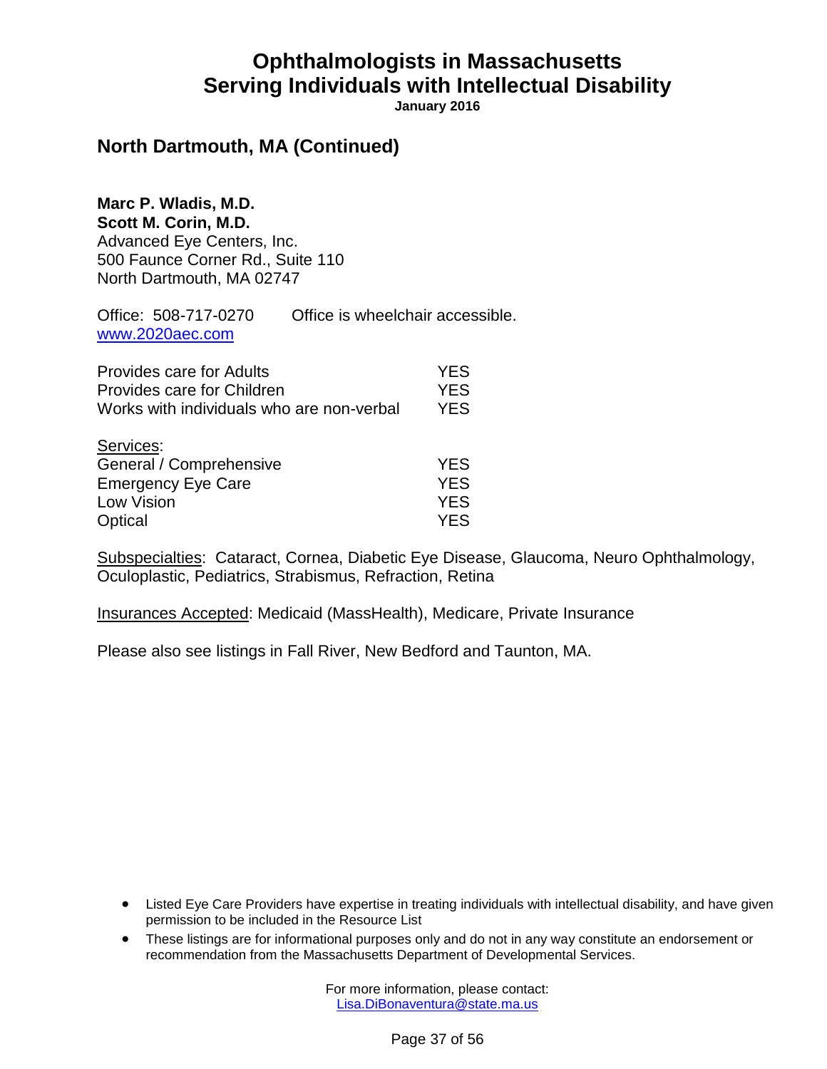# Ophthalmologists in Massachusetts
# Serving Individuals with Intellectual Disability

**January 2016**

## North Dartmouth, MA (Continued)

**Marc P. Wladis, M.D.**
**Scott M. Corin, M.D.**
Advanced Eye Centers, Inc.
500 Faunce Corner Rd., Suite 110
North Dartmouth, MA 02747

Office: 508-717-0270 Office is wheelchair accessible.
www.2020aec.com

| | |
|---|---|
| Provides care for Adults | YES |
| Provides care for Children | YES |
| Works with individuals who are non-verbal | YES |

Services:

| | |
|---|---|
| General / Comprehensive | YES |
| Emergency Eye Care | YES |
| Low Vision | YES |
| Optical | YES |

Subspecialties: Cataract, Cornea, Diabetic Eye Disease, Glaucoma, Neuro Ophthalmology, Oculoplastic, Pediatrics, Strabismus, Refraction, Retina

Insurances Accepted: Medicaid (MassHealth), Medicare, Private Insurance

Please also see listings in Fall River, New Bedford and Taunton, MA.

- Listed Eye Care Providers have expertise in treating individuals with intellectual disability, and have given permission to be included in the Resource List
- These listings are for informational purposes only and do not in any way constitute an endorsement or recommendation from the Massachusetts Department of Developmental Services.

For more information, please contact:
Lisa.DiBonaventura@state.ma.us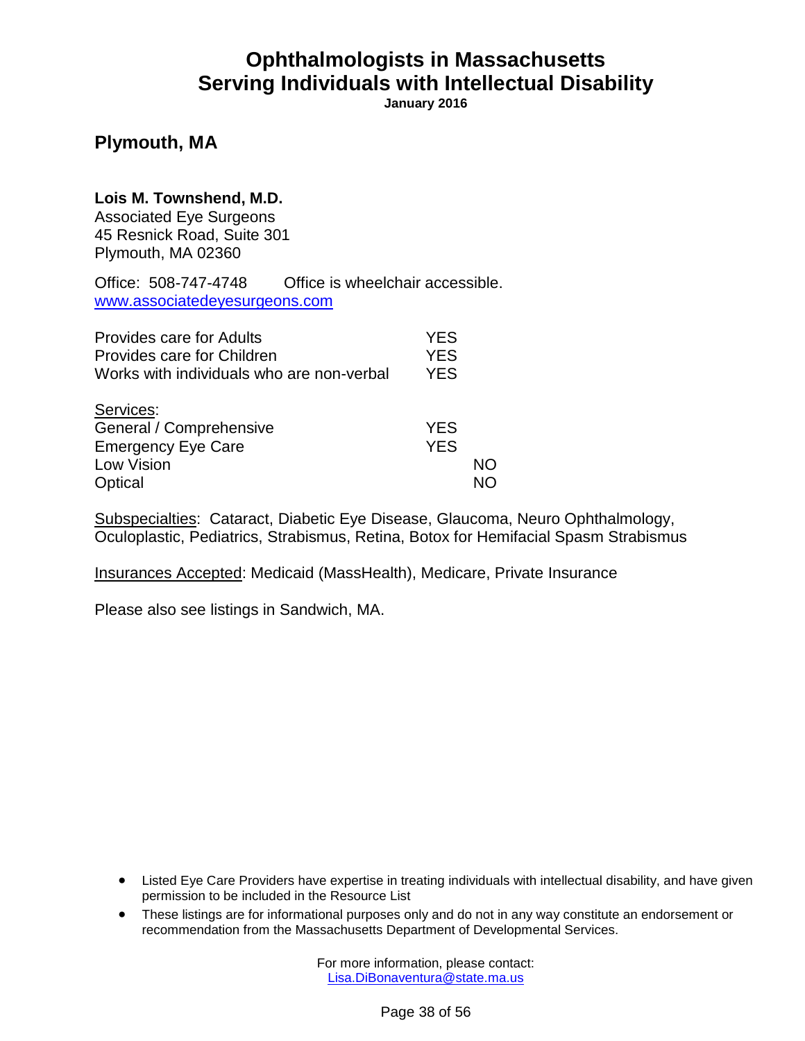# Ophthalmologists in Massachusetts
# Serving Individuals with Intellectual Disability

**January 2016**

## Plymouth, MA

**Lois M. Townshend, M.D.**
Associated Eye Surgeons
45 Resnick Road, Suite 301
Plymouth, MA 02360

Office: 508-747-4748 Office is wheelchair accessible.
www.associatedeyesurgeons.com

| | | |
|---|---|---|
| Provides care for Adults | YES | |
| Provides care for Children | YES | |
| Works with individuals who are non-verbal | YES | |

Services:

| | | |
|---|---|---|
| General / Comprehensive | YES | |
| Emergency Eye Care | YES | |
| Low Vision | | NO |
| Optical | | NO |

Subspecialties: Cataract, Diabetic Eye Disease, Glaucoma, Neuro Ophthalmology, Oculoplastic, Pediatrics, Strabismus, Retina, Botox for Hemifacial Spasm Strabismus

Insurances Accepted: Medicaid (MassHealth), Medicare, Private Insurance

Please also see listings in Sandwich, MA.

- Listed Eye Care Providers have expertise in treating individuals with intellectual disability, and have given permission to be included in the Resource List
- These listings are for informational purposes only and do not in any way constitute an endorsement or recommendation from the Massachusetts Department of Developmental Services.

For more information, please contact:
Lisa.DiBonaventura@state.ma.us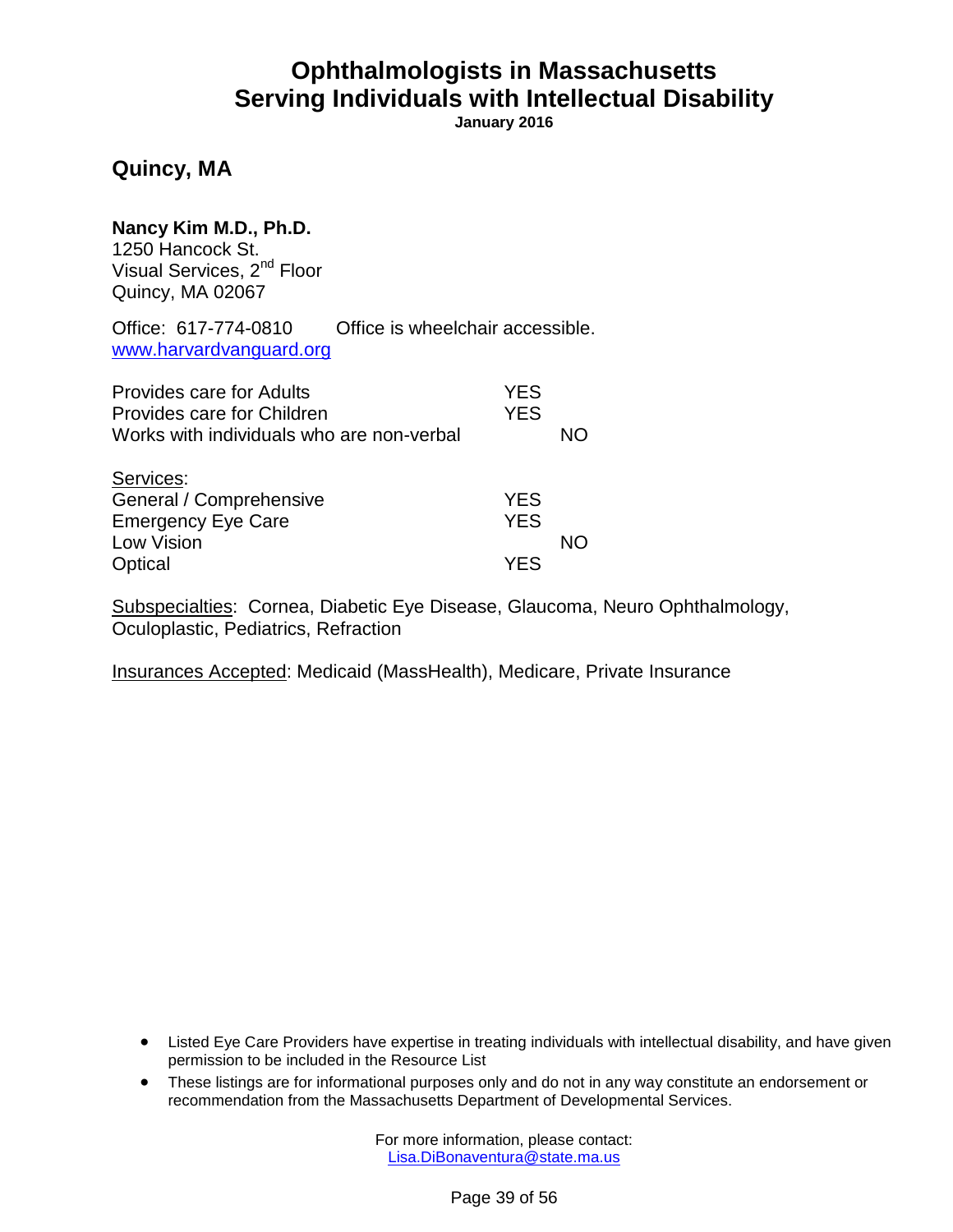# Ophthalmologists in Massachusetts
# Serving Individuals with Intellectual Disability

**January 2016**

## Quincy, MA

**Nancy Kim M.D., Ph.D.**
1250 Hancock St.
Visual Services, 2nd Floor
Quincy, MA 02067

Office: 617-774-0810 Office is wheelchair accessible.
www.harvardvanguard.org

| | | |
|---|---|---|
| Provides care for Adults | YES | |
| Provides care for Children | YES | |
| Works with individuals who are non-verbal | | NO |

| Services: | | |
|---|---|---|
| General / Comprehensive | YES | |
| Emergency Eye Care | YES | |
| Low Vision | | NO |
| Optical | YES | |

Subspecialties: Cornea, Diabetic Eye Disease, Glaucoma, Neuro Ophthalmology, Oculoplastic, Pediatrics, Refraction

Insurances Accepted: Medicaid (MassHealth), Medicare, Private Insurance

- Listed Eye Care Providers have expertise in treating individuals with intellectual disability, and have given permission to be included in the Resource List
- These listings are for informational purposes only and do not in any way constitute an endorsement or recommendation from the Massachusetts Department of Developmental Services.

For more information, please contact:
Lisa.DiBonaventura@state.ma.us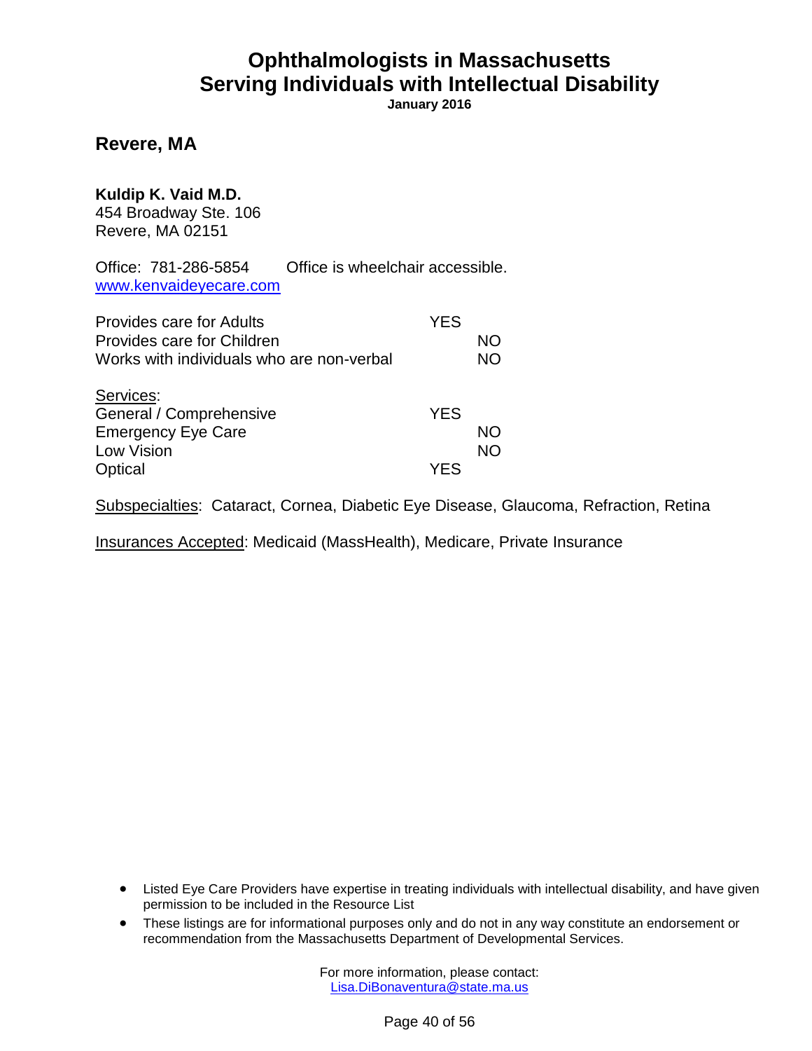# Ophthalmologists in Massachusetts
# Serving Individuals with Intellectual Disability

**January 2016**

## Revere, MA

**Kuldip K. Vaid M.D.**
454 Broadway Ste. 106
Revere, MA 02151

Office: 781-286-5854 Office is wheelchair accessible.
www.kenvaideyecare.com

| | YES | NO |
|---|---|---|
| Provides care for Adults | YES | |
| Provides care for Children | | NO |
| Works with individuals who are non-verbal | | NO |

Services:

| | YES | NO |
|---|---|---|
| General / Comprehensive | YES | |
| Emergency Eye Care | | NO |
| Low Vision | | NO |
| Optical | YES | |

Subspecialties: Cataract, Cornea, Diabetic Eye Disease, Glaucoma, Refraction, Retina

Insurances Accepted: Medicaid (MassHealth), Medicare, Private Insurance

- Listed Eye Care Providers have expertise in treating individuals with intellectual disability, and have given permission to be included in the Resource List
- These listings are for informational purposes only and do not in any way constitute an endorsement or recommendation from the Massachusetts Department of Developmental Services.

For more information, please contact:
Lisa.DiBonaventura@state.ma.us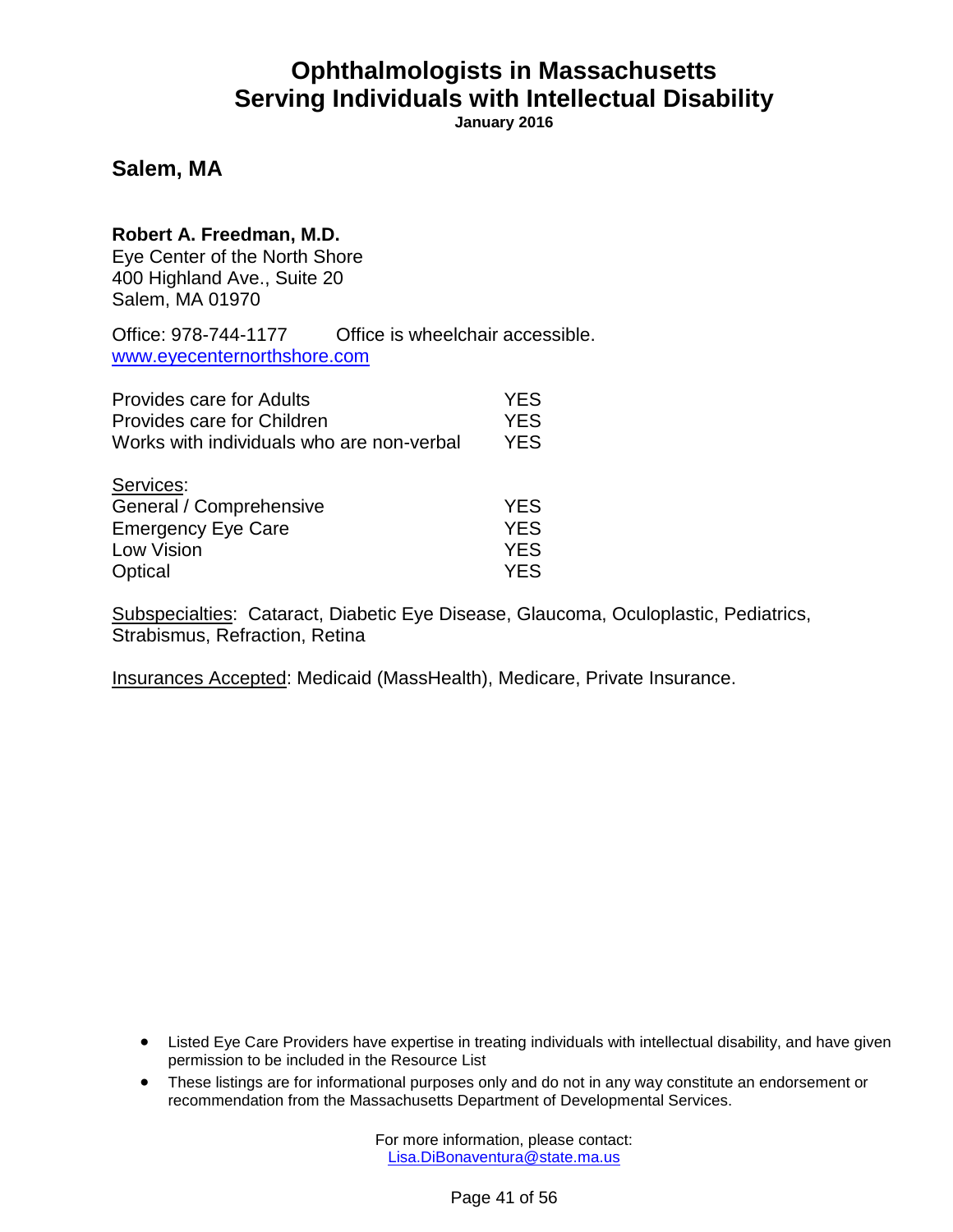# Ophthalmologists in Massachusetts
# Serving Individuals with Intellectual Disability

**January 2016**

## Salem, MA

**Robert A. Freedman, M.D.**
Eye Center of the North Shore
400 Highland Ave., Suite 20
Salem, MA 01970

Office: 978-744-1177 Office is wheelchair accessible.
www.eyecenternorthshore.com

| | |
|---|---|
| Provides care for Adults | YES |
| Provides care for Children | YES |
| Works with individuals who are non-verbal | YES |

Services:

| | |
|---|---|
| General / Comprehensive | YES |
| Emergency Eye Care | YES |
| Low Vision | YES |
| Optical | YES |

Subspecialties: Cataract, Diabetic Eye Disease, Glaucoma, Oculoplastic, Pediatrics, Strabismus, Refraction, Retina

Insurances Accepted: Medicaid (MassHealth), Medicare, Private Insurance.

- Listed Eye Care Providers have expertise in treating individuals with intellectual disability, and have given permission to be included in the Resource List
- These listings are for informational purposes only and do not in any way constitute an endorsement or recommendation from the Massachusetts Department of Developmental Services.

For more information, please contact:
Lisa.DiBonaventura@state.ma.us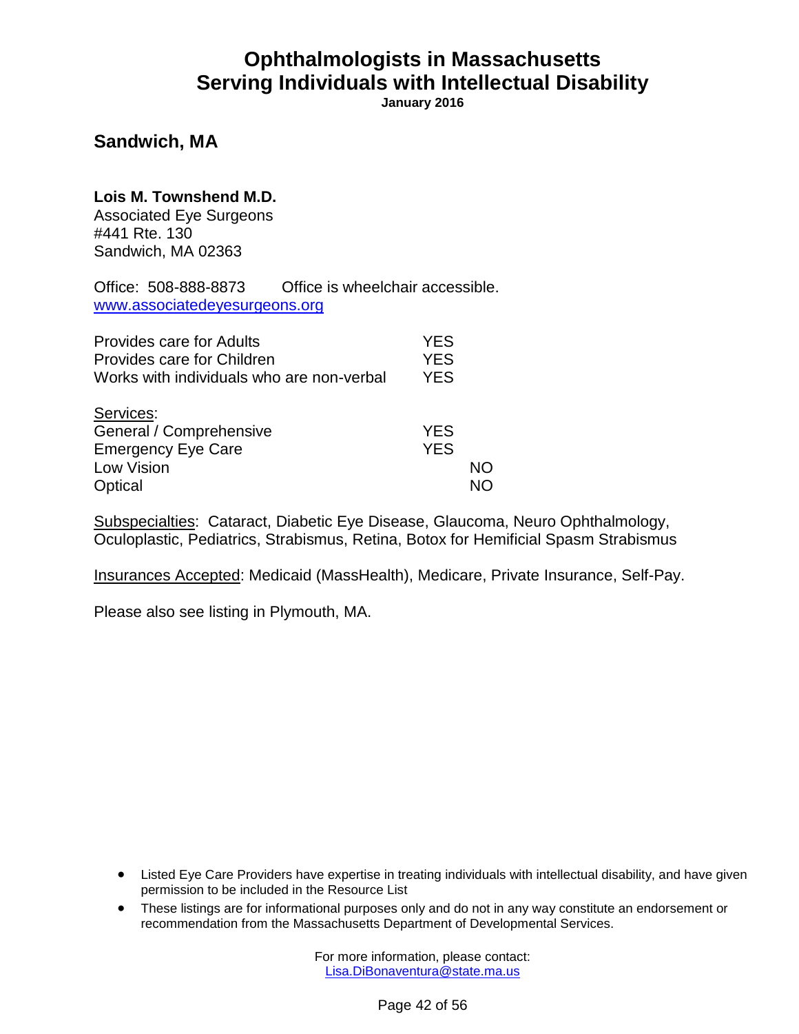# Ophthalmologists in Massachusetts
# Serving Individuals with Intellectual Disability

**January 2016**

## Sandwich, MA

**Lois M. Townshend M.D.**
Associated Eye Surgeons
#441 Rte. 130
Sandwich, MA 02363

Office: 508-888-8873 Office is wheelchair accessible.
www.associatedeyesurgeons.org

| | | |
|---|---|---|
| Provides care for Adults | YES | |
| Provides care for Children | YES | |
| Works with individuals who are non-verbal | YES | |

<u>Services</u>:

| | | |
|---|---|---|
| General / Comprehensive | YES | |
| Emergency Eye Care | YES | |
| Low Vision | | NO |
| Optical | | NO |

<u>Subspecialties</u>: Cataract, Diabetic Eye Disease, Glaucoma, Neuro Ophthalmology, Oculoplastic, Pediatrics, Strabismus, Retina, Botox for Hemificial Spasm Strabismus

<u>Insurances Accepted</u>: Medicaid (MassHealth), Medicare, Private Insurance, Self-Pay.

Please also see listing in Plymouth, MA.

- Listed Eye Care Providers have expertise in treating individuals with intellectual disability, and have given permission to be included in the Resource List
- These listings are for informational purposes only and do not in any way constitute an endorsement or recommendation from the Massachusetts Department of Developmental Services.

For more information, please contact:
Lisa.DiBonaventura@state.ma.us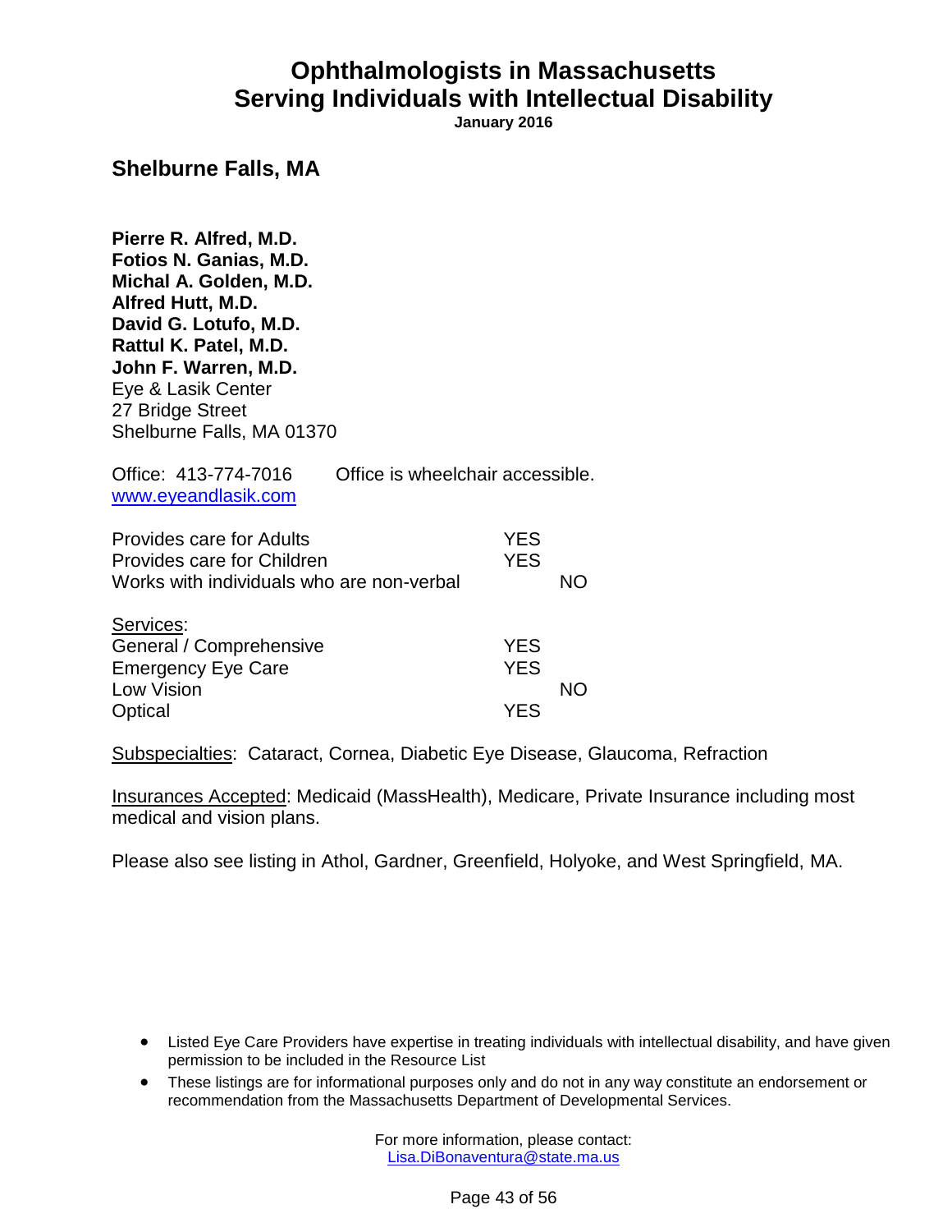# Ophthalmologists in Massachusetts Serving Individuals with Intellectual Disability

**January 2016**

## Shelburne Falls, MA

**Pierre R. Alfred, M.D.**
**Fotios N. Ganias, M.D.**
**Michal A. Golden, M.D.**
**Alfred Hutt, M.D.**
**David G. Lotufo, M.D.**
**Rattul K. Patel, M.D.**
**John F. Warren, M.D.**
Eye & Lasik Center
27 Bridge Street
Shelburne Falls, MA 01370

Office: 413-774-7016 Office is wheelchair accessible.
www.eyeandlasik.com

| | YES | NO |
|---|---|---|
| Provides care for Adults | YES | |
| Provides care for Children | YES | |
| Works with individuals who are non-verbal | | NO |

Services:

| | YES | NO |
|---|---|---|
| General / Comprehensive | YES | |
| Emergency Eye Care | YES | |
| Low Vision | | NO |
| Optical | YES | |

Subspecialties: Cataract, Cornea, Diabetic Eye Disease, Glaucoma, Refraction

Insurances Accepted: Medicaid (MassHealth), Medicare, Private Insurance including most medical and vision plans.

Please also see listing in Athol, Gardner, Greenfield, Holyoke, and West Springfield, MA.

- Listed Eye Care Providers have expertise in treating individuals with intellectual disability, and have given permission to be included in the Resource List
- These listings are for informational purposes only and do not in any way constitute an endorsement or recommendation from the Massachusetts Department of Developmental Services.

For more information, please contact:
Lisa.DiBonaventura@state.ma.us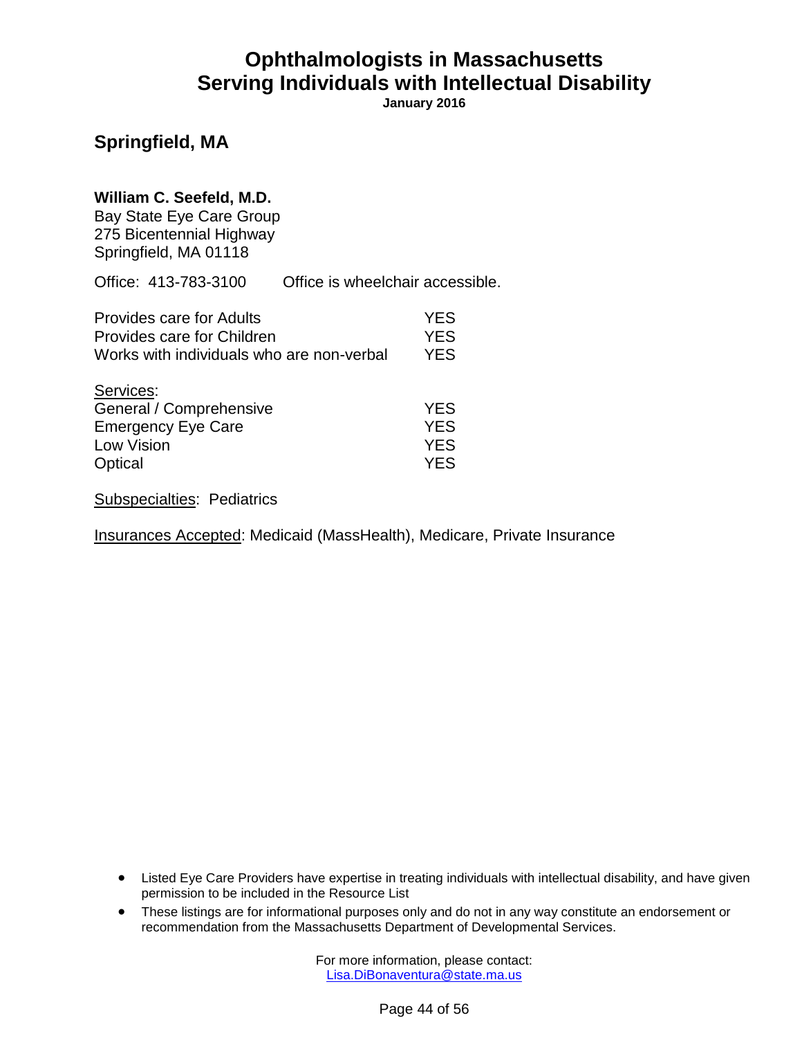# Ophthalmologists in Massachusetts
# Serving Individuals with Intellectual Disability

**January 2016**

## Springfield, MA

**William C. Seefeld, M.D.**
Bay State Eye Care Group
275 Bicentennial Highway
Springfield, MA 01118

Office: 413-783-3100 Office is wheelchair accessible.

| | |
|---|---|
| Provides care for Adults | YES |
| Provides care for Children | YES |
| Works with individuals who are non-verbal | YES |

Services:

| | |
|---|---|
| General / Comprehensive | YES |
| Emergency Eye Care | YES |
| Low Vision | YES |
| Optical | YES |

Subspecialties: Pediatrics

Insurances Accepted: Medicaid (MassHealth), Medicare, Private Insurance

- Listed Eye Care Providers have expertise in treating individuals with intellectual disability, and have given permission to be included in the Resource List
- These listings are for informational purposes only and do not in any way constitute an endorsement or recommendation from the Massachusetts Department of Developmental Services.

For more information, please contact:
Lisa.DiBonaventura@state.ma.us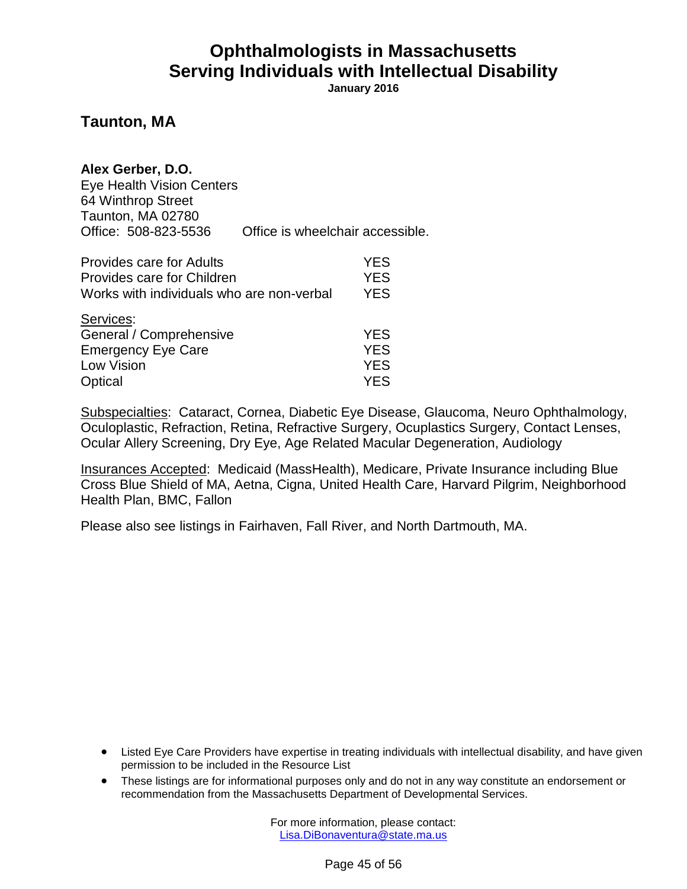# Ophthalmologists in Massachusetts
# Serving Individuals with Intellectual Disability

**January 2016**

## Taunton, MA

**Alex Gerber, D.O.**
Eye Health Vision Centers
64 Winthrop Street
Taunton, MA 02780
Office: 508-823-5536 Office is wheelchair accessible.

| | |
|---|---|
| Provides care for Adults | YES |
| Provides care for Children | YES |
| Works with individuals who are non-verbal | YES |

Services:

| | |
|---|---|
| General / Comprehensive | YES |
| Emergency Eye Care | YES |
| Low Vision | YES |
| Optical | YES |

Subspecialties: Cataract, Cornea, Diabetic Eye Disease, Glaucoma, Neuro Ophthalmology, Oculoplastic, Refraction, Retina, Refractive Surgery, Ocuplastics Surgery, Contact Lenses, Ocular Allery Screening, Dry Eye, Age Related Macular Degeneration, Audiology

Insurances Accepted: Medicaid (MassHealth), Medicare, Private Insurance including Blue Cross Blue Shield of MA, Aetna, Cigna, United Health Care, Harvard Pilgrim, Neighborhood Health Plan, BMC, Fallon

Please also see listings in Fairhaven, Fall River, and North Dartmouth, MA.

- Listed Eye Care Providers have expertise in treating individuals with intellectual disability, and have given permission to be included in the Resource List
- These listings are for informational purposes only and do not in any way constitute an endorsement or recommendation from the Massachusetts Department of Developmental Services.

For more information, please contact:
Lisa.DiBonaventura@state.ma.us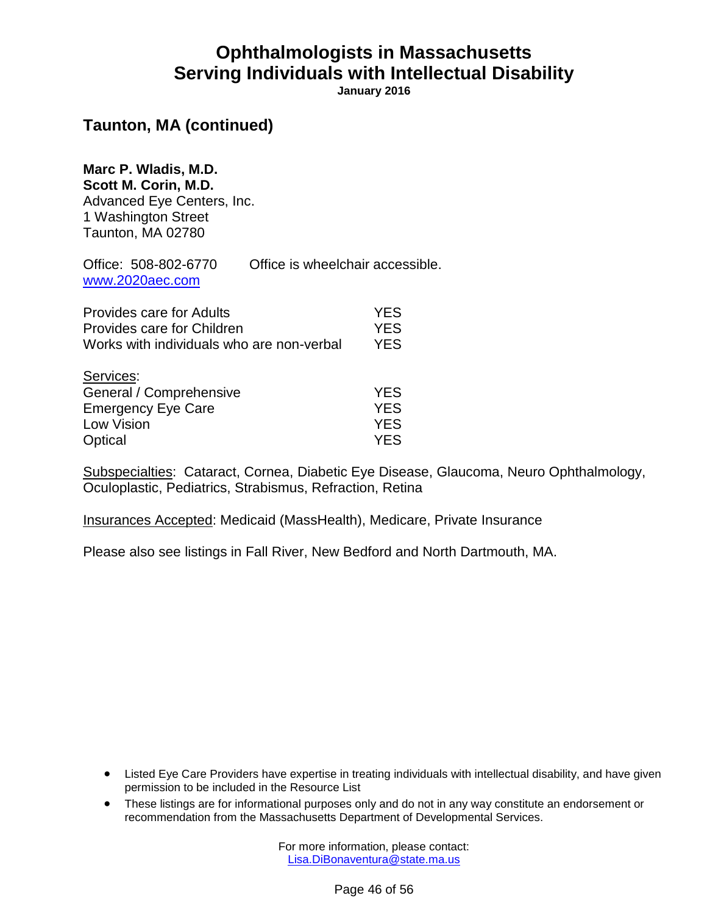# Ophthalmologists in Massachusetts Serving Individuals with Intellectual Disability

**January 2016**

## Taunton, MA (continued)

**Marc P. Wladis, M.D.**
**Scott M. Corin, M.D.**
Advanced Eye Centers, Inc.
1 Washington Street
Taunton, MA 02780

Office: 508-802-6770 Office is wheelchair accessible.
www.2020aec.com

| | |
|---|---|
| Provides care for Adults | YES |
| Provides care for Children | YES |
| Works with individuals who are non-verbal | YES |

Services:

| | |
|---|---|
| General / Comprehensive | YES |
| Emergency Eye Care | YES |
| Low Vision | YES |
| Optical | YES |

Subspecialties: Cataract, Cornea, Diabetic Eye Disease, Glaucoma, Neuro Ophthalmology, Oculoplastic, Pediatrics, Strabismus, Refraction, Retina

Insurances Accepted: Medicaid (MassHealth), Medicare, Private Insurance

Please also see listings in Fall River, New Bedford and North Dartmouth, MA.

- Listed Eye Care Providers have expertise in treating individuals with intellectual disability, and have given permission to be included in the Resource List
- These listings are for informational purposes only and do not in any way constitute an endorsement or recommendation from the Massachusetts Department of Developmental Services.

For more information, please contact:
Lisa.DiBonaventura@state.ma.us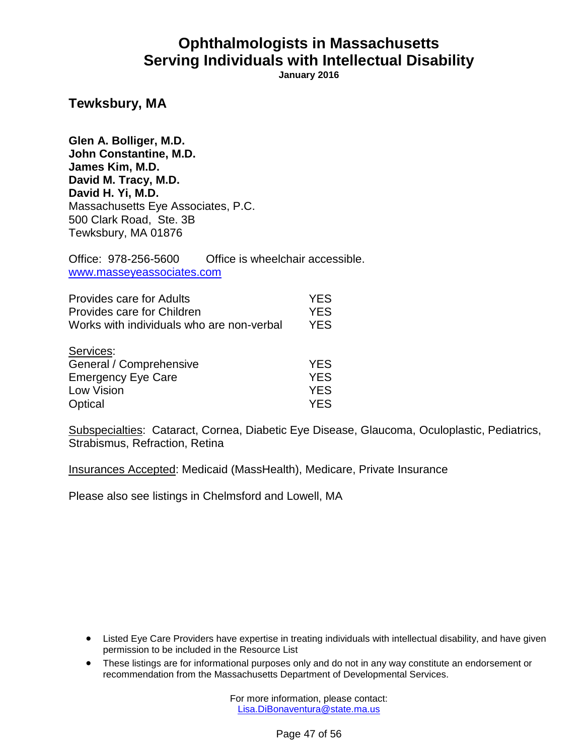# Ophthalmologists in Massachusetts
# Serving Individuals with Intellectual Disability

**January 2016**

## Tewksbury, MA

**Glen A. Bolliger, M.D.**
**John Constantine, M.D.**
**James Kim, M.D.**
**David M. Tracy, M.D.**
**David H. Yi, M.D.**
Massachusetts Eye Associates, P.C.
500 Clark Road, Ste. 3B
Tewksbury, MA 01876

Office: 978-256-5600 Office is wheelchair accessible.
www.masseyeassociates.com

| | |
|---|---|
| Provides care for Adults | YES |
| Provides care for Children | YES |
| Works with individuals who are non-verbal | YES |

Services:

| | |
|---|---|
| General / Comprehensive | YES |
| Emergency Eye Care | YES |
| Low Vision | YES |
| Optical | YES |

Subspecialties: Cataract, Cornea, Diabetic Eye Disease, Glaucoma, Oculoplastic, Pediatrics, Strabismus, Refraction, Retina

Insurances Accepted: Medicaid (MassHealth), Medicare, Private Insurance

Please also see listings in Chelmsford and Lowell, MA

- Listed Eye Care Providers have expertise in treating individuals with intellectual disability, and have given permission to be included in the Resource List
- These listings are for informational purposes only and do not in any way constitute an endorsement or recommendation from the Massachusetts Department of Developmental Services.

For more information, please contact:
Lisa.DiBonaventura@state.ma.us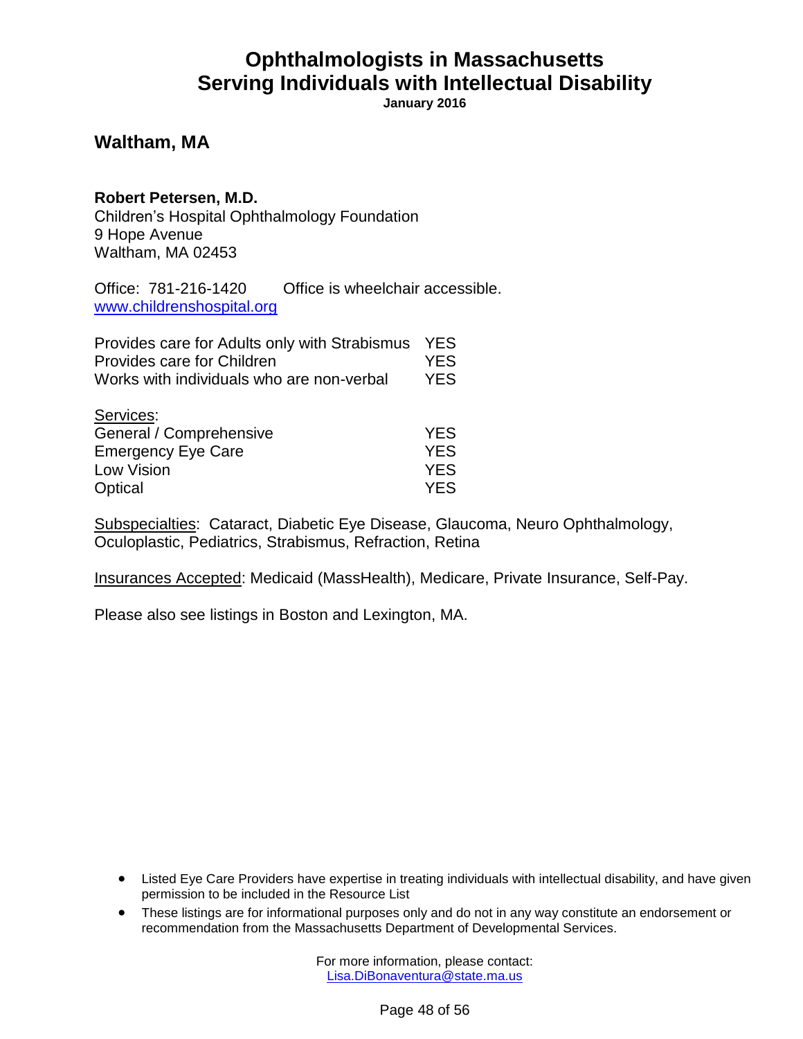# Ophthalmologists in Massachusetts Serving Individuals with Intellectual Disability

**January 2016**

## Waltham, MA

**Robert Petersen, M.D.**
Children's Hospital Ophthalmology Foundation
9 Hope Avenue
Waltham, MA 02453

Office: 781-216-1420    Office is wheelchair accessible.
www.childrenshospital.org

| | |
|---|---|
| Provides care for Adults only with Strabismus | YES |
| Provides care for Children | YES |
| Works with individuals who are non-verbal | YES |

Services:

| | |
|---|---|
| General / Comprehensive | YES |
| Emergency Eye Care | YES |
| Low Vision | YES |
| Optical | YES |

Subspecialties: Cataract, Diabetic Eye Disease, Glaucoma, Neuro Ophthalmology, Oculoplastic, Pediatrics, Strabismus, Refraction, Retina

Insurances Accepted: Medicaid (MassHealth), Medicare, Private Insurance, Self-Pay.

Please also see listings in Boston and Lexington, MA.

- Listed Eye Care Providers have expertise in treating individuals with intellectual disability, and have given permission to be included in the Resource List
- These listings are for informational purposes only and do not in any way constitute an endorsement or recommendation from the Massachusetts Department of Developmental Services.

For more information, please contact:
Lisa.DiBonaventura@state.ma.us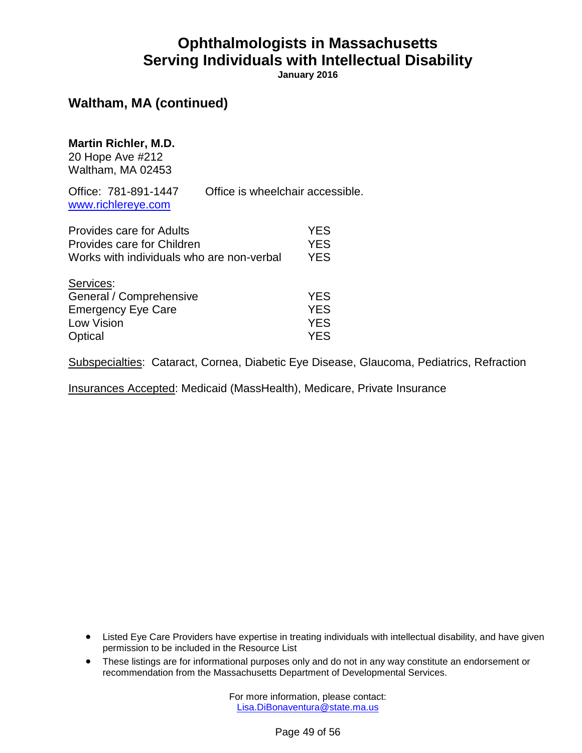# Ophthalmologists in Massachusetts
# Serving Individuals with Intellectual Disability

**January 2016**

## Waltham, MA (continued)

**Martin Richler, M.D.**
20 Hope Ave #212
Waltham, MA 02453

Office: 781-891-1447 Office is wheelchair accessible.
www.richlereye.com

| | |
|---|---|
| Provides care for Adults | YES |
| Provides care for Children | YES |
| Works with individuals who are non-verbal | YES |

Services:

| | |
|---|---|
| General / Comprehensive | YES |
| Emergency Eye Care | YES |
| Low Vision | YES |
| Optical | YES |

Subspecialties: Cataract, Cornea, Diabetic Eye Disease, Glaucoma, Pediatrics, Refraction

Insurances Accepted: Medicaid (MassHealth), Medicare, Private Insurance

- Listed Eye Care Providers have expertise in treating individuals with intellectual disability, and have given permission to be included in the Resource List
- These listings are for informational purposes only and do not in any way constitute an endorsement or recommendation from the Massachusetts Department of Developmental Services.

For more information, please contact:
Lisa.DiBonaventura@state.ma.us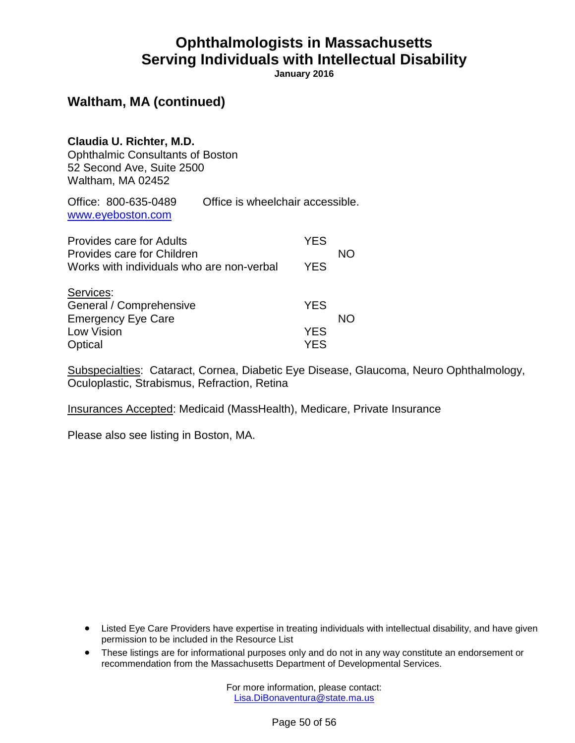## Waltham, MA (continued)

**Claudia U. Richter, M.D.**
Ophthalmic Consultants of Boston
52 Second Ave, Suite 2500
Waltham, MA 02452

Office: 800-635-0489 Office is wheelchair accessible.
www.eyeboston.com

| | YES | NO |
|---|---|---|
| Provides care for Adults | YES | |
| Provides care for Children | | NO |
| Works with individuals who are non-verbal | YES | |

<u>Services</u>:

| | YES | NO |
|---|---|---|
| General / Comprehensive | YES | |
| Emergency Eye Care | | NO |
| Low Vision | YES | |
| Optical | YES | |

<u>Subspecialties</u>: Cataract, Cornea, Diabetic Eye Disease, Glaucoma, Neuro Ophthalmology, Oculoplastic, Strabismus, Refraction, Retina

<u>Insurances Accepted</u>: Medicaid (MassHealth), Medicare, Private Insurance

Please also see listing in Boston, MA.

- Listed Eye Care Providers have expertise in treating individuals with intellectual disability, and have given permission to be included in the Resource List
- These listings are for informational purposes only and do not in any way constitute an endorsement or recommendation from the Massachusetts Department of Developmental Services.

For more information, please contact:
Lisa.DiBonaventura@state.ma.us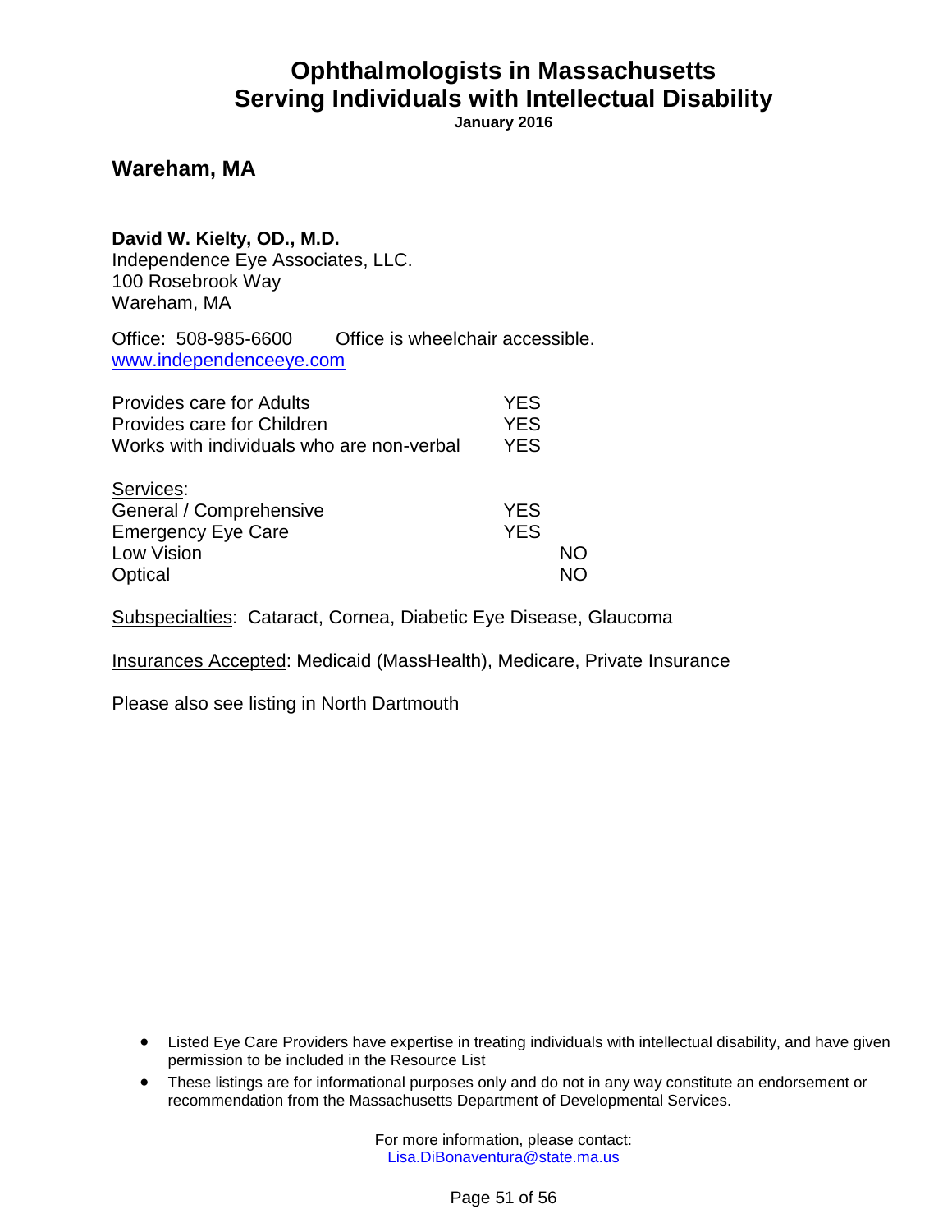# Ophthalmologists in Massachusetts
# Serving Individuals with Intellectual Disability

**January 2016**

## Wareham, MA

**David W. Kielty, OD., M.D.**
Independence Eye Associates, LLC.
100 Rosebrook Way
Wareham, MA

Office: 508-985-6600 Office is wheelchair accessible.
www.independenceeye.com

| | | |
|---|---|---|
| Provides care for Adults | YES | |
| Provides care for Children | YES | |
| Works with individuals who are non-verbal | YES | |

| Services: | | |
|---|---|---|
| General / Comprehensive | YES | |
| Emergency Eye Care | YES | |
| Low Vision | | NO |
| Optical | | NO |

Subspecialties: Cataract, Cornea, Diabetic Eye Disease, Glaucoma

Insurances Accepted: Medicaid (MassHealth), Medicare, Private Insurance

Please also see listing in North Dartmouth

- Listed Eye Care Providers have expertise in treating individuals with intellectual disability, and have given permission to be included in the Resource List
- These listings are for informational purposes only and do not in any way constitute an endorsement or recommendation from the Massachusetts Department of Developmental Services.

For more information, please contact:
Lisa.DiBonaventura@state.ma.us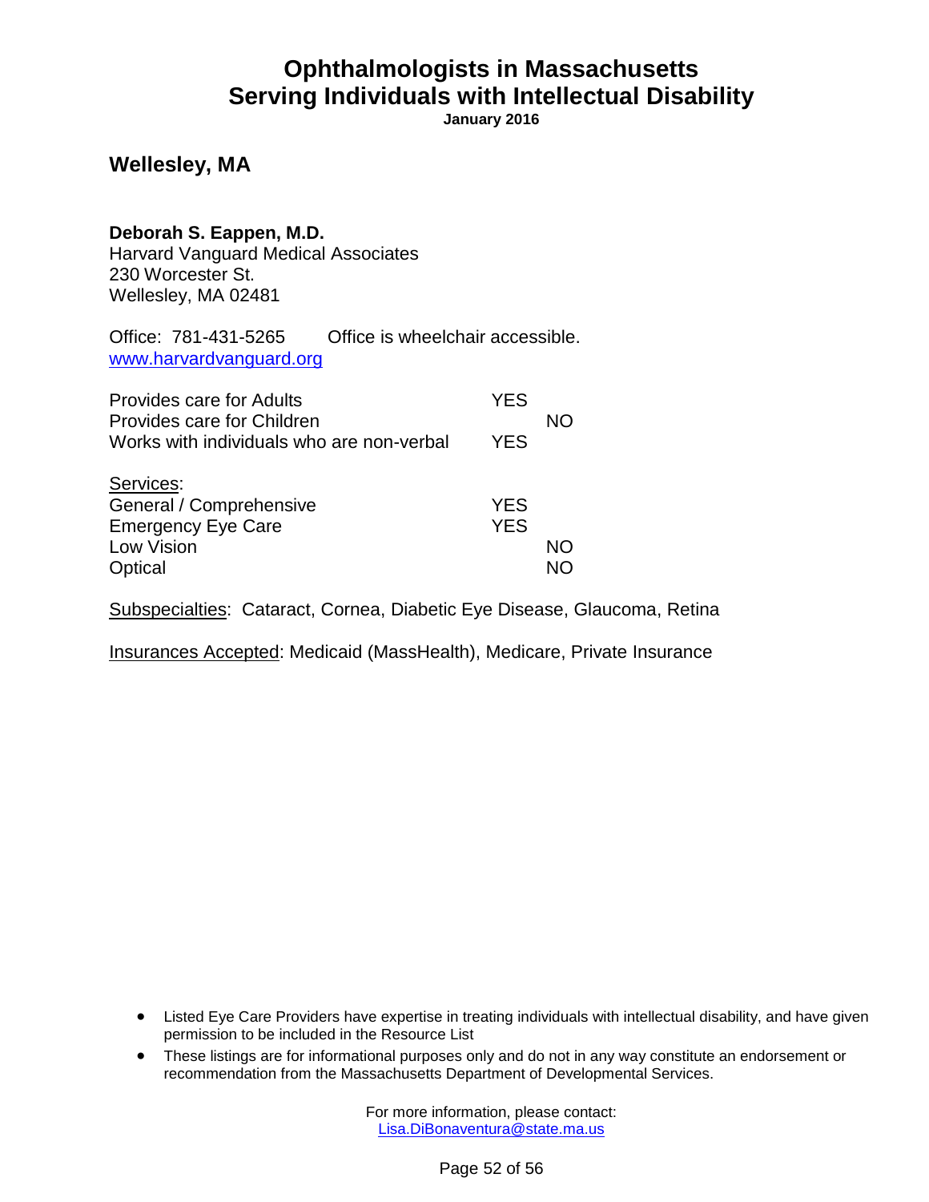# Ophthalmologists in Massachusetts
# Serving Individuals with Intellectual Disability

**January 2016**

## Wellesley, MA

**Deborah S. Eappen, M.D.**
Harvard Vanguard Medical Associates
230 Worcester St.
Wellesley, MA 02481

Office: 781-431-5265 Office is wheelchair accessible.
www.harvardvanguard.org

| | YES | NO |
|---|---|---|
| Provides care for Adults | YES | |
| Provides care for Children | | NO |
| Works with individuals who are non-verbal | YES | |

Services:

| | YES | NO |
|---|---|---|
| General / Comprehensive | YES | |
| Emergency Eye Care | YES | |
| Low Vision | | NO |
| Optical | | NO |

Subspecialties: Cataract, Cornea, Diabetic Eye Disease, Glaucoma, Retina

Insurances Accepted: Medicaid (MassHealth), Medicare, Private Insurance

- Listed Eye Care Providers have expertise in treating individuals with intellectual disability, and have given permission to be included in the Resource List
- These listings are for informational purposes only and do not in any way constitute an endorsement or recommendation from the Massachusetts Department of Developmental Services.

For more information, please contact:
Lisa.DiBonaventura@state.ma.us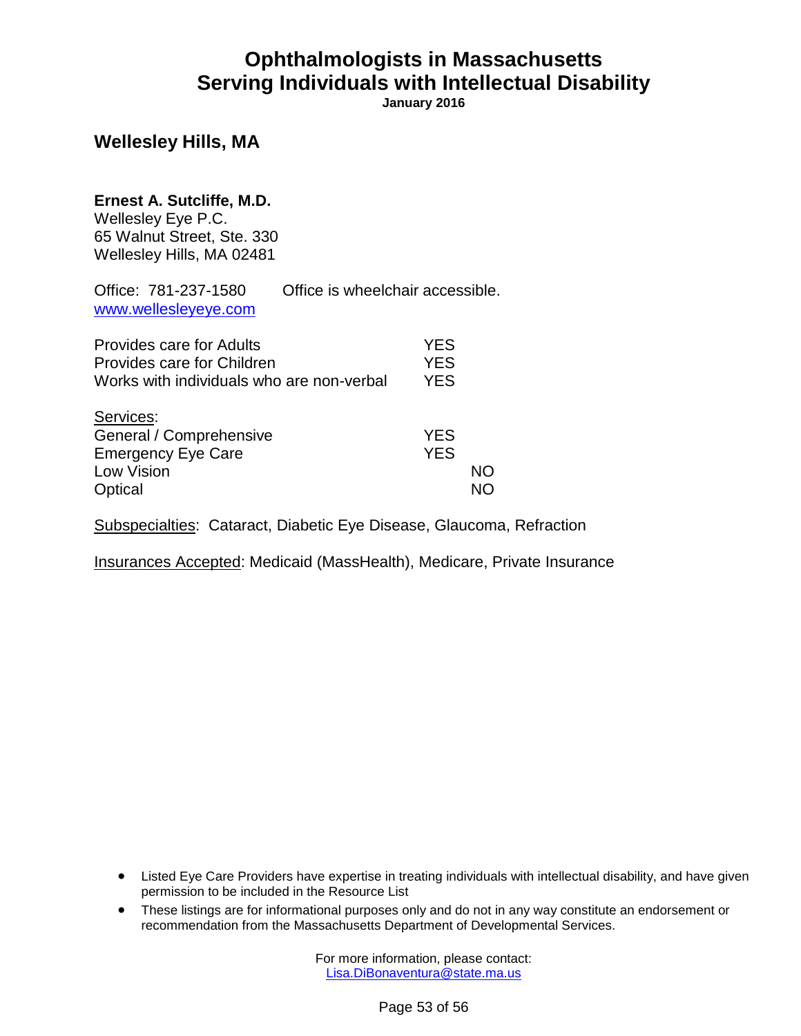# Ophthalmologists in Massachusetts Serving Individuals with Intellectual Disability

**January 2016**

## Wellesley Hills, MA

**Ernest A. Sutcliffe, M.D.**
Wellesley Eye P.C.
65 Walnut Street, Ste. 330
Wellesley Hills, MA 02481

Office: 781-237-1580 Office is wheelchair accessible.
www.wellesleyeye.com

| | | |
|---|---|---|
| Provides care for Adults | YES | |
| Provides care for Children | YES | |
| Works with individuals who are non-verbal | YES | |

Services:

| | | |
|---|---|---|
| General / Comprehensive | YES | |
| Emergency Eye Care | YES | |
| Low Vision | | NO |
| Optical | | NO |

Subspecialties: Cataract, Diabetic Eye Disease, Glaucoma, Refraction

Insurances Accepted: Medicaid (MassHealth), Medicare, Private Insurance

- Listed Eye Care Providers have expertise in treating individuals with intellectual disability, and have given permission to be included in the Resource List
- These listings are for informational purposes only and do not in any way constitute an endorsement or recommendation from the Massachusetts Department of Developmental Services.

For more information, please contact:
Lisa.DiBonaventura@state.ma.us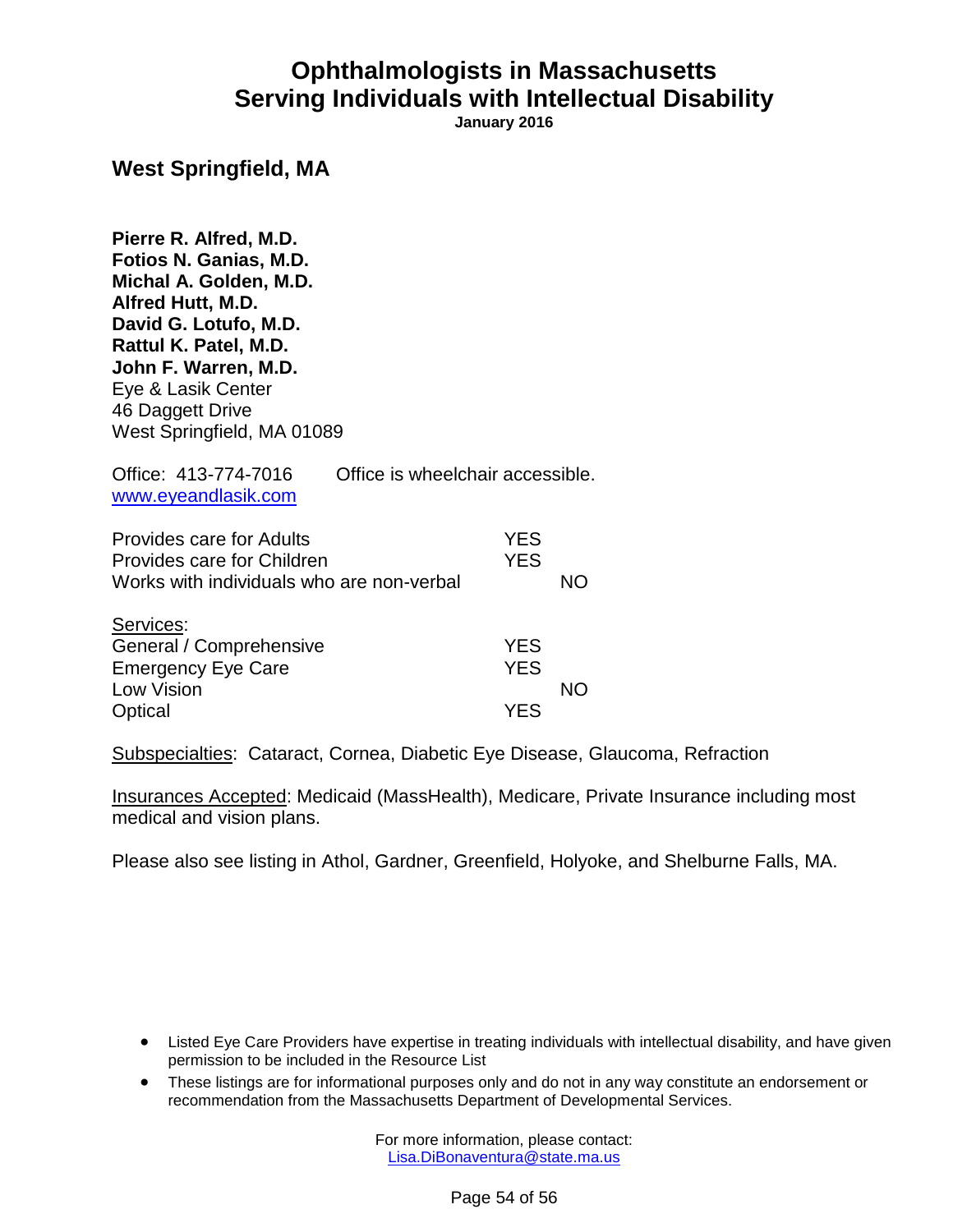# Ophthalmologists in Massachusetts Serving Individuals with Intellectual Disability

**January 2016**

## West Springfield, MA

**Pierre R. Alfred, M.D.**
**Fotios N. Ganias, M.D.**
**Michal A. Golden, M.D.**
**Alfred Hutt, M.D.**
**David G. Lotufo, M.D.**
**Rattul K. Patel, M.D.**
**John F. Warren, M.D.**
Eye & Lasik Center
46 Daggett Drive
West Springfield, MA 01089

Office: 413-774-7016 Office is wheelchair accessible.
www.eyeandlasik.com

| | YES | NO |
|---|---|---|
| Provides care for Adults | YES | |
| Provides care for Children | YES | |
| Works with individuals who are non-verbal | | NO |

Services:

| | YES | NO |
|---|---|---|
| General / Comprehensive | YES | |
| Emergency Eye Care | YES | |
| Low Vision | | NO |
| Optical | YES | |

Subspecialties: Cataract, Cornea, Diabetic Eye Disease, Glaucoma, Refraction

Insurances Accepted: Medicaid (MassHealth), Medicare, Private Insurance including most medical and vision plans.

Please also see listing in Athol, Gardner, Greenfield, Holyoke, and Shelburne Falls, MA.

- Listed Eye Care Providers have expertise in treating individuals with intellectual disability, and have given permission to be included in the Resource List
- These listings are for informational purposes only and do not in any way constitute an endorsement or recommendation from the Massachusetts Department of Developmental Services.

For more information, please contact:
Lisa.DiBonaventura@state.ma.us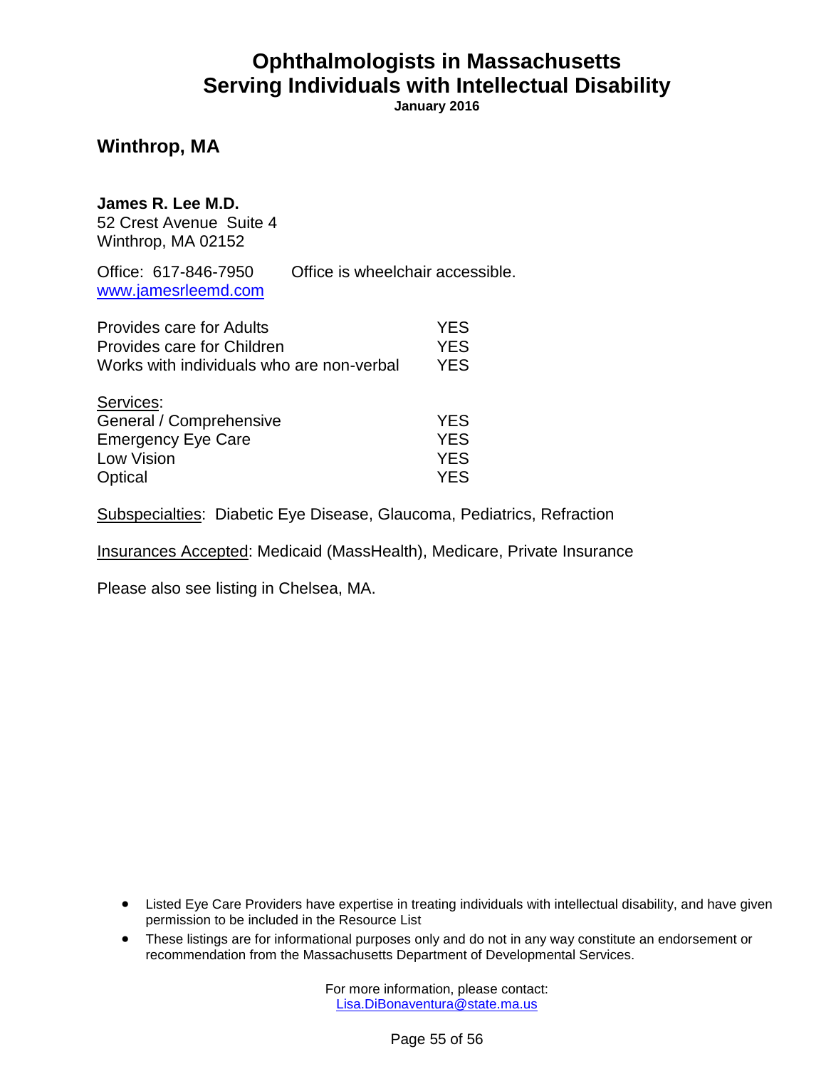# Ophthalmologists in Massachusetts
# Serving Individuals with Intellectual Disability

**January 2016**

## Winthrop, MA

**James R. Lee M.D.**
52 Crest Avenue Suite 4
Winthrop, MA 02152

Office: 617-846-7950 Office is wheelchair accessible.
www.jamesrleemd.com

| | |
|---|---|
| Provides care for Adults | YES |
| Provides care for Children | YES |
| Works with individuals who are non-verbal | YES |

Services:

| | |
|---|---|
| General / Comprehensive | YES |
| Emergency Eye Care | YES |
| Low Vision | YES |
| Optical | YES |

Subspecialties: Diabetic Eye Disease, Glaucoma, Pediatrics, Refraction

Insurances Accepted: Medicaid (MassHealth), Medicare, Private Insurance

Please also see listing in Chelsea, MA.

- Listed Eye Care Providers have expertise in treating individuals with intellectual disability, and have given permission to be included in the Resource List
- These listings are for informational purposes only and do not in any way constitute an endorsement or recommendation from the Massachusetts Department of Developmental Services.

For more information, please contact:
Lisa.DiBonaventura@state.ma.us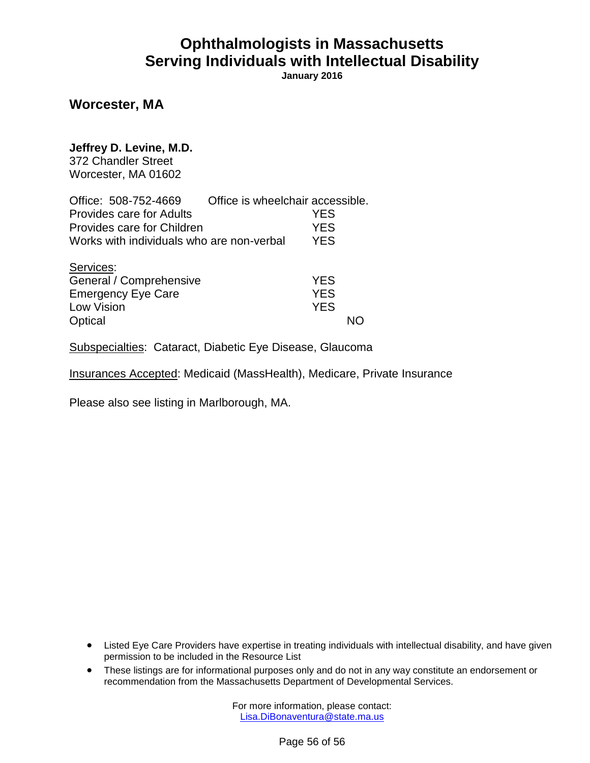# Ophthalmologists in Massachusetts
# Serving Individuals with Intellectual Disability

**January 2016**

## Worcester, MA

**Jeffrey D. Levine, M.D.**
372 Chandler Street
Worcester, MA 01602

Office: 508-752-4669 Office is wheelchair accessible.

| | | |
|---|---|---|
| Provides care for Adults | YES | |
| Provides care for Children | YES | |
| Works with individuals who are non-verbal | YES | |

<u>Services</u>:

| | | |
|---|---|---|
| General / Comprehensive | YES | |
| Emergency Eye Care | YES | |
| Low Vision | YES | |
| Optical | | NO |

<u>Subspecialties</u>: Cataract, Diabetic Eye Disease, Glaucoma

<u>Insurances Accepted</u>: Medicaid (MassHealth), Medicare, Private Insurance

Please also see listing in Marlborough, MA.

- Listed Eye Care Providers have expertise in treating individuals with intellectual disability, and have given permission to be included in the Resource List
- These listings are for informational purposes only and do not in any way constitute an endorsement or recommendation from the Massachusetts Department of Developmental Services.

For more information, please contact:
Lisa.DiBonaventura@state.ma.us